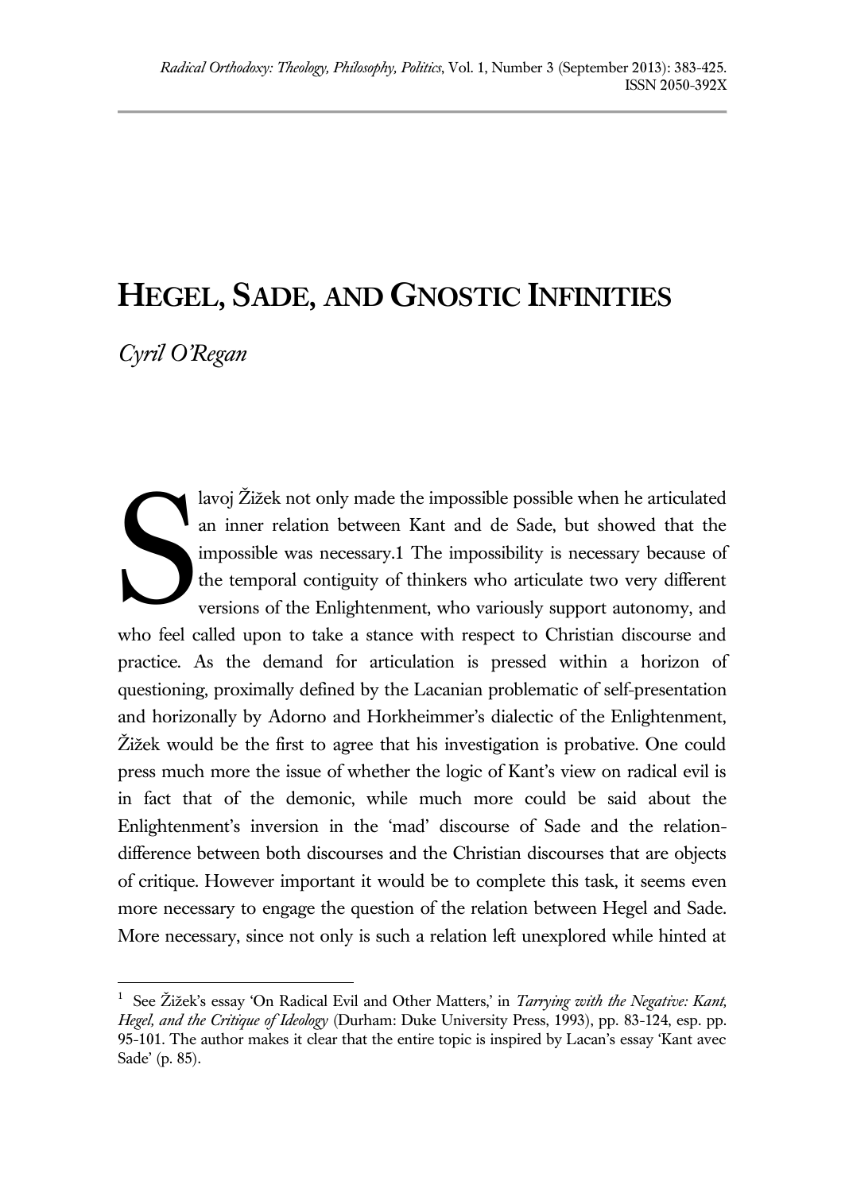# HEGEL, SADE, AND GNOSTIC INFINITIES

*Cyril O'Regan*

Slavoj Žižek not only made the impossible possible when he articulated an inner relation between Kant and de Sade, but showed that the impossible was necessary.1 The impossibility is necessary because of the temporal contiguity of thinkers who articulate two very different versions of the Enlightenment, who variously support autonomy, and who feel called upon to take a stance with respect to Christian discourse and practice. As the demand for articulation is pressed within a horizon of questioning, proximally defined by the Lacanian problematic of self-presentation and horizonally by Adorno and Horkheimmer's dialectic of the Enlightenment, Žižek would be the first to agree that his investigation is probative. One could press much more the issue of whether the logic of Kant's view on radical evil is in fact that of the demonic, while much more could be said about the Enlightenment's inversion in the 'mad' discourse of Sade and the relation-difference between both discourses and the Christian discourses that are objects of critique. However important it would be to complete this task, it seems even more necessary to engage the question of the relation between Hegel and Sade. More necessary, since not only is such a relation left unexplored while hinted at

---

[1] See Žižek's essay 'On Radical Evil and Other Matters,' in *Tarrying with the Negative: Kant, Hegel, and the Critique of Ideology* (Durham: Duke University Press, 1993), pp. 83-124, esp. pp. 95-101. The author makes it clear that the entire topic is inspired by Lacan's essay 'Kant avec Sade' (p. 85).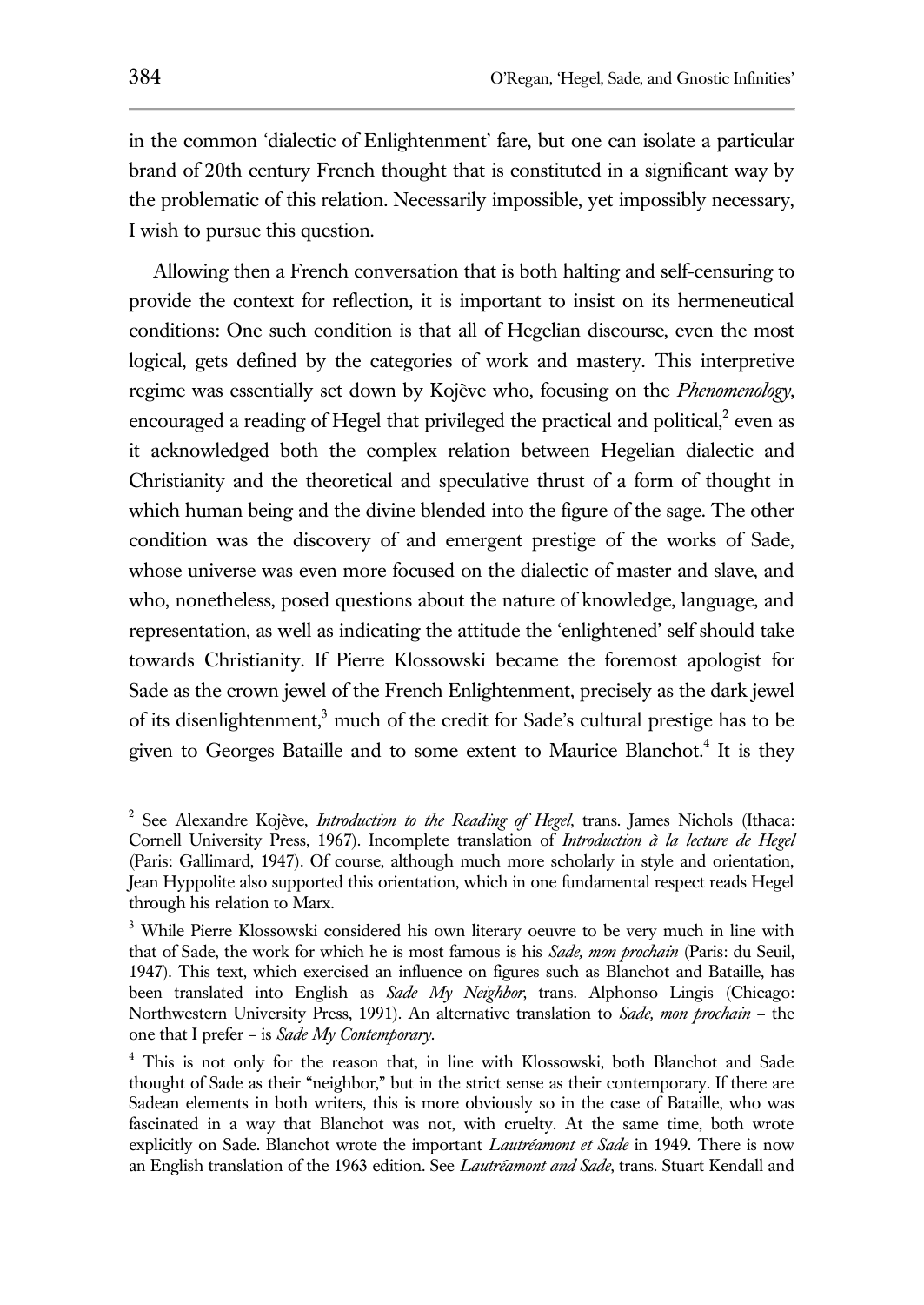in the common 'dialectic of Enlightenment' fare, but one can isolate a particular brand of 20th century French thought that is constituted in a significant way by the problematic of this relation. Necessarily impossible, yet impossibly necessary, I wish to pursue this question.

Allowing then a French conversation that is both halting and self-censuring to provide the context for reflection, it is important to insist on its hermeneutical conditions: One such condition is that all of Hegelian discourse, even the most logical, gets defined by the categories of work and mastery. This interpretive regime was essentially set down by Kojève who, focusing on the *Phenomenology*, encouraged a reading of Hegel that privileged the practical and political,[2] even as it acknowledged both the complex relation between Hegelian dialectic and Christianity and the theoretical and speculative thrust of a form of thought in which human being and the divine blended into the figure of the sage. The other condition was the discovery of and emergent prestige of the works of Sade, whose universe was even more focused on the dialectic of master and slave, and who, nonetheless, posed questions about the nature of knowledge, language, and representation, as well as indicating the attitude the 'enlightened' self should take towards Christianity. If Pierre Klossowski became the foremost apologist for Sade as the crown jewel of the French Enlightenment, precisely as the dark jewel of its disenlightenment,[3] much of the credit for Sade's cultural prestige has to be given to Georges Bataille and to some extent to Maurice Blanchot.[4] It is they

---

[2] See Alexandre Kojève, *Introduction to the Reading of Hegel*, trans. James Nichols (Ithaca: Cornell University Press, 1967). Incomplete translation of *Introduction à la lecture de Hegel* (Paris: Gallimard, 1947). Of course, although much more scholarly in style and orientation, Jean Hyppolite also supported this orientation, which in one fundamental respect reads Hegel through his relation to Marx.

[3] While Pierre Klossowski considered his own literary oeuvre to be very much in line with that of Sade, the work for which he is most famous is his *Sade, mon prochain* (Paris: du Seuil, 1947). This text, which exercised an influence on figures such as Blanchot and Bataille, has been translated into English as *Sade My Neighbor*, trans. Alphonso Lingis (Chicago: Northwestern University Press, 1991). An alternative translation to *Sade, mon prochain* – the one that I prefer – is *Sade My Contemporary*.

[4] This is not only for the reason that, in line with Klossowski, both Blanchot and Sade thought of Sade as their "neighbor," but in the strict sense as their contemporary. If there are Sadean elements in both writers, this is more obviously so in the case of Bataille, who was fascinated in a way that Blanchot was not, with cruelty. At the same time, both wrote explicitly on Sade. Blanchot wrote the important *Lautréamont et Sade* in 1949. There is now an English translation of the 1963 edition. See *Lautréamont and Sade*, trans. Stuart Kendall and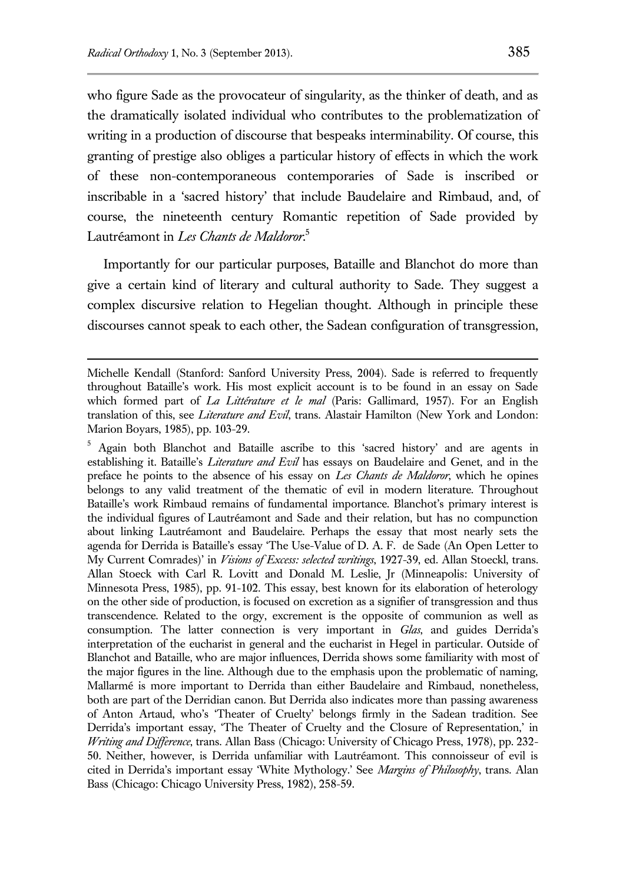who figure Sade as the provocateur of singularity, as the thinker of death, and as the dramatically isolated individual who contributes to the problematization of writing in a production of discourse that bespeaks interminability. Of course, this granting of prestige also obliges a particular history of effects in which the work of these non-contemporaneous contemporaries of Sade is inscribed or inscribable in a 'sacred history' that include Baudelaire and Rimbaud, and, of course, the nineteenth century Romantic repetition of Sade provided by Lautréamont in *Les Chants de Maldoror*.[5]

Importantly for our particular purposes, Bataille and Blanchot do more than give a certain kind of literary and cultural authority to Sade. They suggest a complex discursive relation to Hegelian thought. Although in principle these discourses cannot speak to each other, the Sadean configuration of transgression,

---

Michelle Kendall (Stanford: Sanford University Press, 2004). Sade is referred to frequently throughout Bataille's work. His most explicit account is to be found in an essay on Sade which formed part of *La Littérature et le mal* (Paris: Gallimard, 1957). For an English translation of this, see *Literature and Evil*, trans. Alastair Hamilton (New York and London: Marion Boyars, 1985), pp. 103-29.

[5] Again both Blanchot and Bataille ascribe to this 'sacred history' and are agents in establishing it. Bataille's *Literature and Evil* has essays on Baudelaire and Genet, and in the preface he points to the absence of his essay on *Les Chants de Maldoror*, which he opines belongs to any valid treatment of the thematic of evil in modern literature. Throughout Bataille's work Rimbaud remains of fundamental importance. Blanchot's primary interest is the individual figures of Lautréamont and Sade and their relation, but has no compunction about linking Lautréamont and Baudelaire. Perhaps the essay that most nearly sets the agenda for Derrida is Bataille's essay 'The Use-Value of D. A. F. de Sade (An Open Letter to My Current Comrades)' in *Visions of Excess: selected writings*, 1927-39, ed. Allan Stoeckl, trans. Allan Stoeck with Carl R. Lovitt and Donald M. Leslie, Jr (Minneapolis: University of Minnesota Press, 1985), pp. 91-102. This essay, best known for its elaboration of heterology on the other side of production, is focused on excretion as a signifier of transgression and thus transcendence. Related to the orgy, excrement is the opposite of communion as well as consumption. The latter connection is very important in *Glas*, and guides Derrida's interpretation of the eucharist in general and the eucharist in Hegel in particular. Outside of Blanchot and Bataille, who are major influences, Derrida shows some familiarity with most of the major figures in the line. Although due to the emphasis upon the problematic of naming, Mallarmé is more important to Derrida than either Baudelaire and Rimbaud, nonetheless, both are part of the Derridian canon. But Derrida also indicates more than passing awareness of Anton Artaud, who's 'Theater of Cruelty' belongs firmly in the Sadean tradition. See Derrida's important essay, 'The Theater of Cruelty and the Closure of Representation,' in *Writing and Difference*, trans. Allan Bass (Chicago: University of Chicago Press, 1978), pp. 232-50. Neither, however, is Derrida unfamiliar with Lautréamont. This connoisseur of evil is cited in Derrida's important essay 'White Mythology.' See *Margins of Philosophy*, trans. Alan Bass (Chicago: Chicago University Press, 1982), 258-59.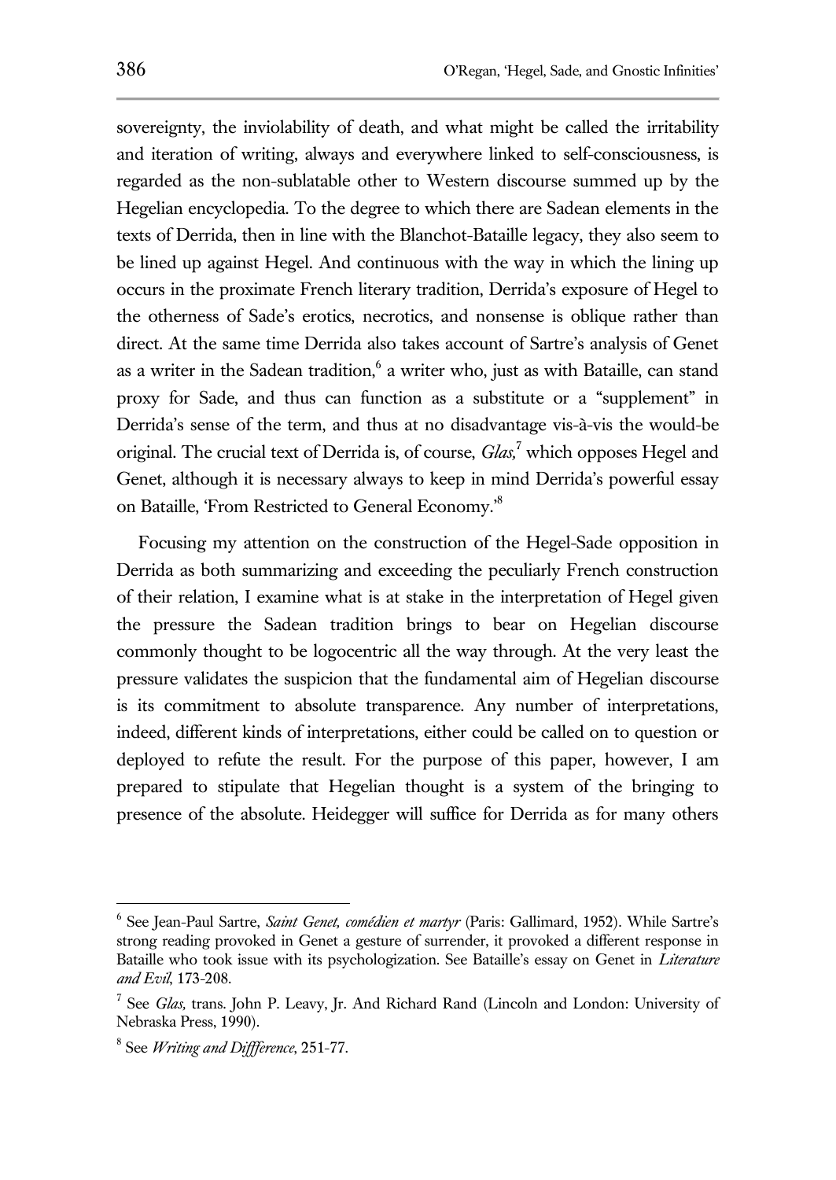sovereignty, the inviolability of death, and what might be called the irritability and iteration of writing, always and everywhere linked to self-consciousness, is regarded as the non-sublatable other to Western discourse summed up by the Hegelian encyclopedia. To the degree to which there are Sadean elements in the texts of Derrida, then in line with the Blanchot-Bataille legacy, they also seem to be lined up against Hegel. And continuous with the way in which the lining up occurs in the proximate French literary tradition, Derrida's exposure of Hegel to the otherness of Sade's erotics, necrotics, and nonsense is oblique rather than direct. At the same time Derrida also takes account of Sartre's analysis of Genet as a writer in the Sadean tradition,[6] a writer who, just as with Bataille, can stand proxy for Sade, and thus can function as a substitute or a "supplement" in Derrida's sense of the term, and thus at no disadvantage vis-à-vis the would-be original. The crucial text of Derrida is, of course, *Glas,*[7] which opposes Hegel and Genet, although it is necessary always to keep in mind Derrida's powerful essay on Bataille, 'From Restricted to General Economy.'[8]

Focusing my attention on the construction of the Hegel-Sade opposition in Derrida as both summarizing and exceeding the peculiarly French construction of their relation, I examine what is at stake in the interpretation of Hegel given the pressure the Sadean tradition brings to bear on Hegelian discourse commonly thought to be logocentric all the way through. At the very least the pressure validates the suspicion that the fundamental aim of Hegelian discourse is its commitment to absolute transparence. Any number of interpretations, indeed, different kinds of interpretations, either could be called on to question or deployed to refute the result. For the purpose of this paper, however, I am prepared to stipulate that Hegelian thought is a system of the bringing to presence of the absolute. Heidegger will suffice for Derrida as for many others

---

[6] See Jean-Paul Sartre, *Saint Genet, comédien et martyr* (Paris: Gallimard, 1952). While Sartre's strong reading provoked in Genet a gesture of surrender, it provoked a different response in Bataille who took issue with its psychologization. See Bataille's essay on Genet in *Literature and Evil*, 173-208.

[7] See *Glas,* trans. John P. Leavy, Jr. And Richard Rand (Lincoln and London: University of Nebraska Press, 1990).

[8] See *Writing and Diffference*, 251-77.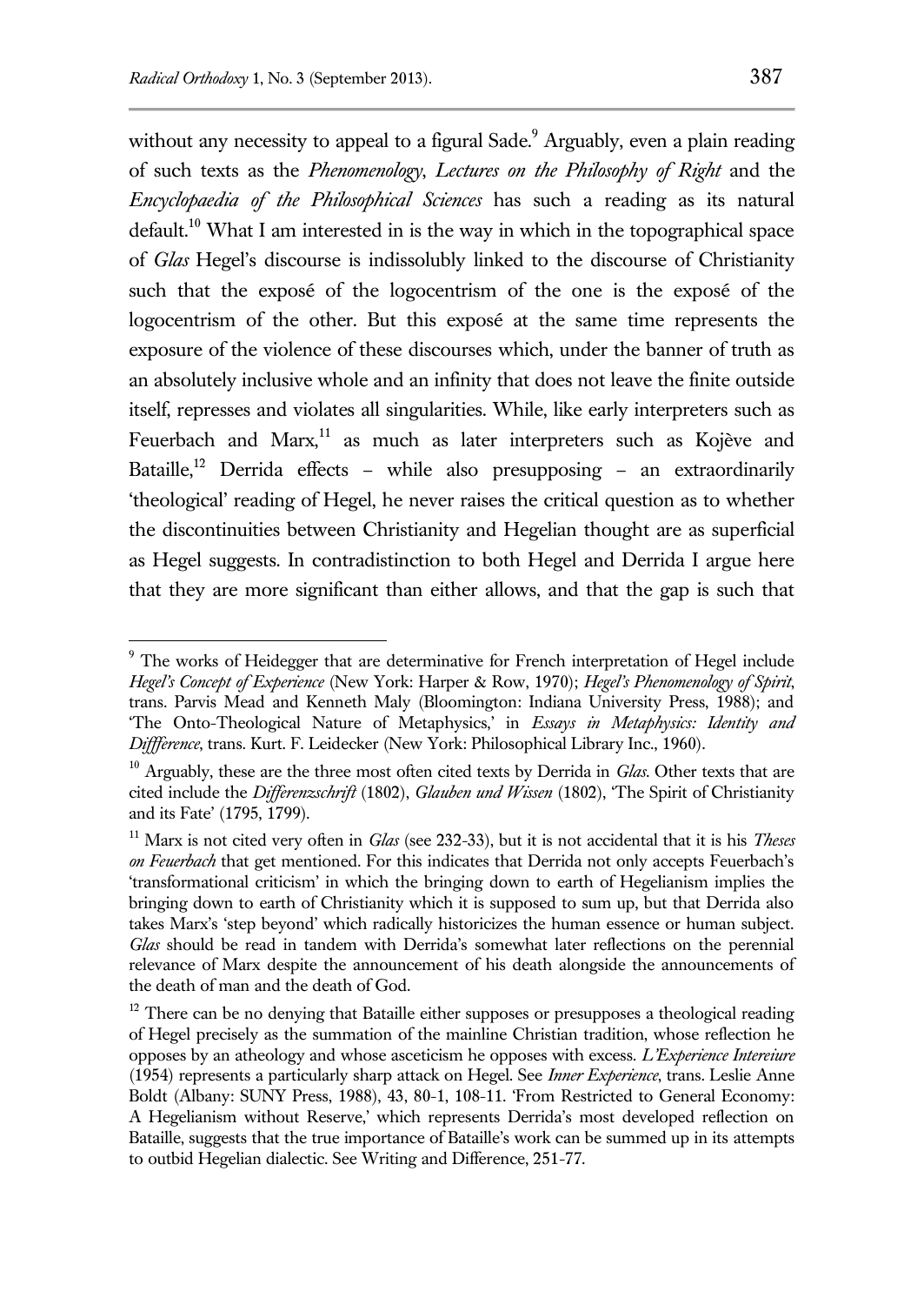without any necessity to appeal to a figural Sade.[9] Arguably, even a plain reading of such texts as the *Phenomenology*, *Lectures on the Philosophy of Right* and the *Encyclopaedia of the Philosophical Sciences* has such a reading as its natural default.[10] What I am interested in is the way in which in the topographical space of *Glas* Hegel's discourse is indissolubly linked to the discourse of Christianity such that the exposé of the logocentrism of the one is the exposé of the logocentrism of the other. But this exposé at the same time represents the exposure of the violence of these discourses which, under the banner of truth as an absolutely inclusive whole and an infinity that does not leave the finite outside itself, represses and violates all singularities. While, like early interpreters such as Feuerbach and Marx,[11] as much as later interpreters such as Kojève and Bataille,[12] Derrida effects – while also presupposing – an extraordinarily 'theological' reading of Hegel, he never raises the critical question as to whether the discontinuities between Christianity and Hegelian thought are as superficial as Hegel suggests. In contradistinction to both Hegel and Derrida I argue here that they are more significant than either allows, and that the gap is such that

---

[9] The works of Heidegger that are determinative for French interpretation of Hegel include *Hegel's Concept of Experience* (New York: Harper & Row, 1970); *Hegel's Phenomenology of Spirit*, trans. Parvis Mead and Kenneth Maly (Bloomington: Indiana University Press, 1988); and 'The Onto-Theological Nature of Metaphysics,' in *Essays in Metaphysics: Identity and Diffference*, trans. Kurt. F. Leidecker (New York: Philosophical Library Inc., 1960).

[10] Arguably, these are the three most often cited texts by Derrida in *Glas*. Other texts that are cited include the *Differenzschrift* (1802), *Glauben und Wissen* (1802), 'The Spirit of Christianity and its Fate' (1795, 1799).

[11] Marx is not cited very often in *Glas* (see 232-33), but it is not accidental that it is his *Theses on Feuerbach* that get mentioned. For this indicates that Derrida not only accepts Feuerbach's 'transformational criticism' in which the bringing down to earth of Hegelianism implies the bringing down to earth of Christianity which it is supposed to sum up, but that Derrida also takes Marx's 'step beyond' which radically historicizes the human essence or human subject. *Glas* should be read in tandem with Derrida's somewhat later reflections on the perennial relevance of Marx despite the announcement of his death alongside the announcements of the death of man and the death of God.

[12] There can be no denying that Bataille either supposes or presupposes a theological reading of Hegel precisely as the summation of the mainline Christian tradition, whose reflection he opposes by an atheology and whose asceticism he opposes with excess. *L'Experience Intereiure* (1954) represents a particularly sharp attack on Hegel. See *Inner Experience*, trans. Leslie Anne Boldt (Albany: SUNY Press, 1988), 43, 80-1, 108-11. 'From Restricted to General Economy: A Hegelianism without Reserve,' which represents Derrida's most developed reflection on Bataille, suggests that the true importance of Bataille's work can be summed up in its attempts to outbid Hegelian dialectic. See Writing and Difference, 251-77.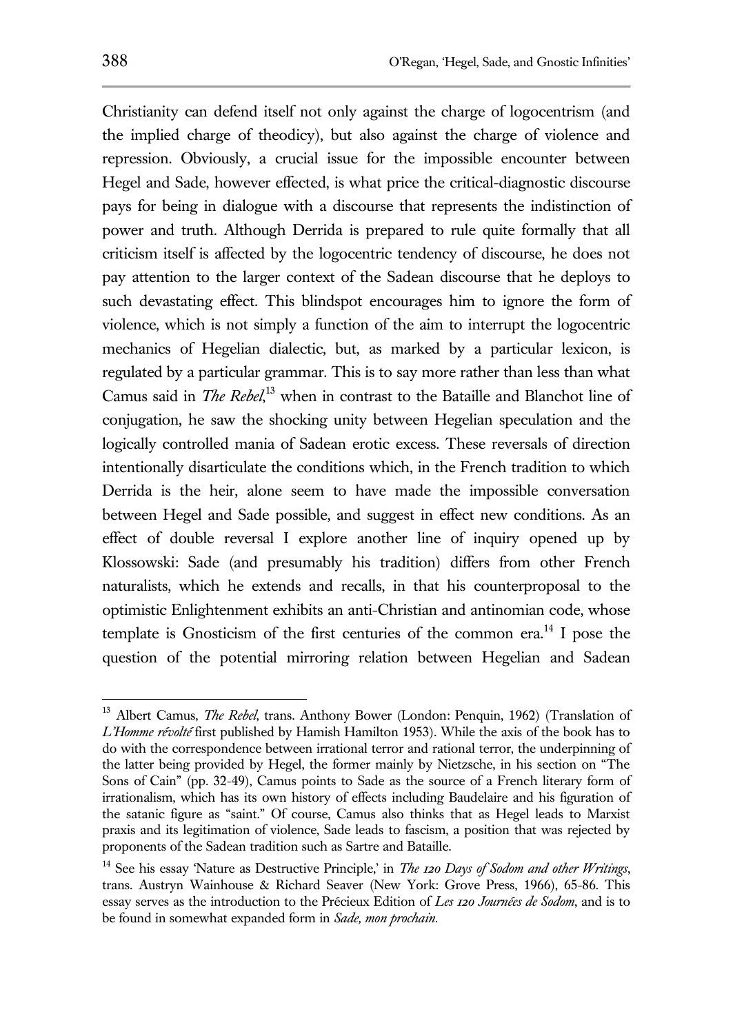Christianity can defend itself not only against the charge of logocentrism (and the implied charge of theodicy), but also against the charge of violence and repression. Obviously, a crucial issue for the impossible encounter between Hegel and Sade, however effected, is what price the critical-diagnostic discourse pays for being in dialogue with a discourse that represents the indistinction of power and truth. Although Derrida is prepared to rule quite formally that all criticism itself is affected by the logocentric tendency of discourse, he does not pay attention to the larger context of the Sadean discourse that he deploys to such devastating effect. This blindspot encourages him to ignore the form of violence, which is not simply a function of the aim to interrupt the logocentric mechanics of Hegelian dialectic, but, as marked by a particular lexicon, is regulated by a particular grammar. This is to say more rather than less than what Camus said in *The Rebel*,[13] when in contrast to the Bataille and Blanchot line of conjugation, he saw the shocking unity between Hegelian speculation and the logically controlled mania of Sadean erotic excess. These reversals of direction intentionally disarticulate the conditions which, in the French tradition to which Derrida is the heir, alone seem to have made the impossible conversation between Hegel and Sade possible, and suggest in effect new conditions. As an effect of double reversal I explore another line of inquiry opened up by Klossowski: Sade (and presumably his tradition) differs from other French naturalists, which he extends and recalls, in that his counterproposal to the optimistic Enlightenment exhibits an anti-Christian and antinomian code, whose template is Gnosticism of the first centuries of the common era.[14] I pose the question of the potential mirroring relation between Hegelian and Sadean

---

[13] Albert Camus, *The Rebel*, trans. Anthony Bower (London: Penquin, 1962) (Translation of *L'Homme révolté* first published by Hamish Hamilton 1953). While the axis of the book has to do with the correspondence between irrational terror and rational terror, the underpinning of the latter being provided by Hegel, the former mainly by Nietzsche, in his section on "The Sons of Cain" (pp. 32-49), Camus points to Sade as the source of a French literary form of irrationalism, which has its own history of effects including Baudelaire and his figuration of the satanic figure as "saint." Of course, Camus also thinks that as Hegel leads to Marxist praxis and its legitimation of violence, Sade leads to fascism, a position that was rejected by proponents of the Sadean tradition such as Sartre and Bataille.

[14] See his essay 'Nature as Destructive Principle,' in *The 120 Days of Sodom and other Writings*, trans. Austryn Wainhouse & Richard Seaver (New York: Grove Press, 1966), 65-86. This essay serves as the introduction to the Précieux Edition of *Les 120 Journées de Sodom*, and is to be found in somewhat expanded form in *Sade, mon prochain*.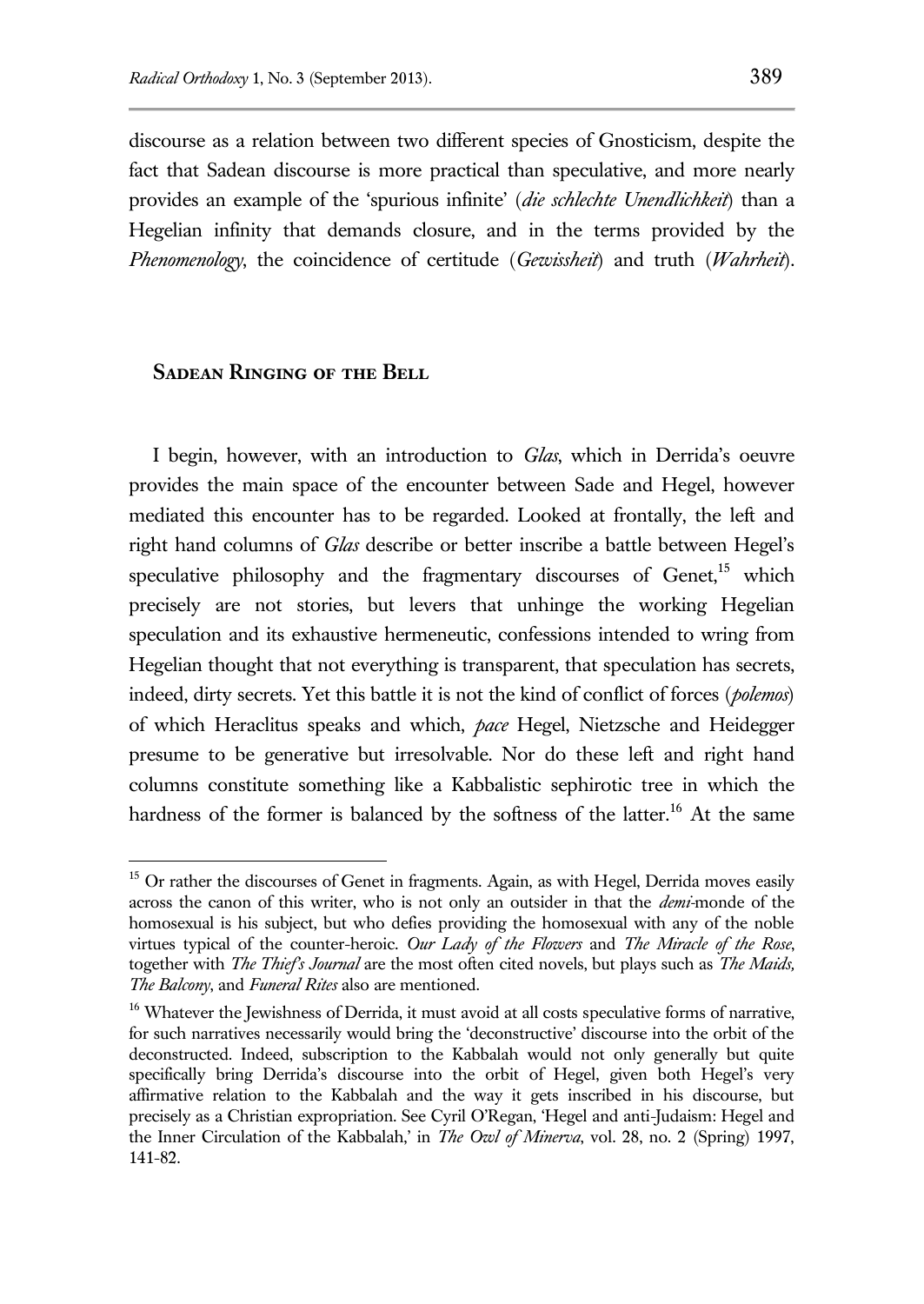discourse as a relation between two different species of Gnosticism, despite the fact that Sadean discourse is more practical than speculative, and more nearly provides an example of the 'spurious infinite' (*die schlechte Unendlichkeit*) than a Hegelian infinity that demands closure, and in the terms provided by the *Phenomenology*, the coincidence of certitude (*Gewissheit*) and truth (*Wahrheit*).

## Sadean Ringing of the Bell

I begin, however, with an introduction to *Glas*, which in Derrida's oeuvre provides the main space of the encounter between Sade and Hegel, however mediated this encounter has to be regarded. Looked at frontally, the left and right hand columns of *Glas* describe or better inscribe a battle between Hegel's speculative philosophy and the fragmentary discourses of Genet,[15] which precisely are not stories, but levers that unhinge the working Hegelian speculation and its exhaustive hermeneutic, confessions intended to wring from Hegelian thought that not everything is transparent, that speculation has secrets, indeed, dirty secrets. Yet this battle it is not the kind of conflict of forces (*polemos*) of which Heraclitus speaks and which, *pace* Hegel, Nietzsche and Heidegger presume to be generative but irresolvable. Nor do these left and right hand columns constitute something like a Kabbalistic sephirotic tree in which the hardness of the former is balanced by the softness of the latter.[16] At the same

[15] Or rather the discourses of Genet in fragments. Again, as with Hegel, Derrida moves easily across the canon of this writer, who is not only an outsider in that the *demi*-monde of the homosexual is his subject, but who defies providing the homosexual with any of the noble virtues typical of the counter-heroic. *Our Lady of the Flowers* and *The Miracle of the Rose*, together with *The Thief's Journal* are the most often cited novels, but plays such as *The Maids, The Balcony*, and *Funeral Rites* also are mentioned.

[16] Whatever the Jewishness of Derrida, it must avoid at all costs speculative forms of narrative, for such narratives necessarily would bring the 'deconstructive' discourse into the orbit of the deconstructed. Indeed, subscription to the Kabbalah would not only generally but quite specifically bring Derrida's discourse into the orbit of Hegel, given both Hegel's very affirmative relation to the Kabbalah and the way it gets inscribed in his discourse, but precisely as a Christian expropriation. See Cyril O'Regan, 'Hegel and anti-Judaism: Hegel and the Inner Circulation of the Kabbalah,' in *The Owl of Minerva*, vol. 28, no. 2 (Spring) 1997, 141-82.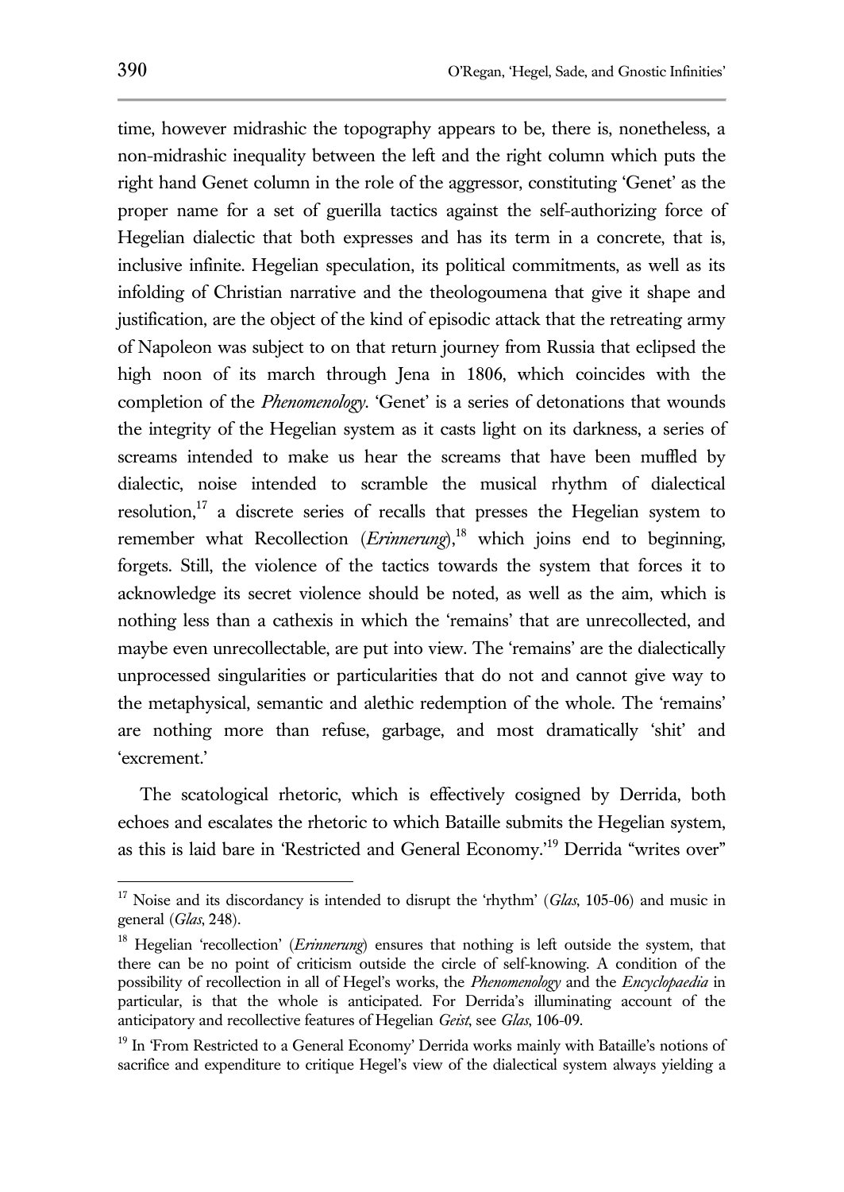time, however midrashic the topography appears to be, there is, nonetheless, a non-midrashic inequality between the left and the right column which puts the right hand Genet column in the role of the aggressor, constituting 'Genet' as the proper name for a set of guerilla tactics against the self-authorizing force of Hegelian dialectic that both expresses and has its term in a concrete, that is, inclusive infinite. Hegelian speculation, its political commitments, as well as its infolding of Christian narrative and the theologoumena that give it shape and justification, are the object of the kind of episodic attack that the retreating army of Napoleon was subject to on that return journey from Russia that eclipsed the high noon of its march through Jena in 1806, which coincides with the completion of the *Phenomenology*. 'Genet' is a series of detonations that wounds the integrity of the Hegelian system as it casts light on its darkness, a series of screams intended to make us hear the screams that have been muffled by dialectic, noise intended to scramble the musical rhythm of dialectical resolution,[17] a discrete series of recalls that presses the Hegelian system to remember what Recollection (*Erinnerung*),[18] which joins end to beginning, forgets. Still, the violence of the tactics towards the system that forces it to acknowledge its secret violence should be noted, as well as the aim, which is nothing less than a cathexis in which the 'remains' that are unrecollected, and maybe even unrecollectable, are put into view. The 'remains' are the dialectically unprocessed singularities or particularities that do not and cannot give way to the metaphysical, semantic and alethic redemption of the whole. The 'remains' are nothing more than refuse, garbage, and most dramatically 'shit' and 'excrement.'

The scatological rhetoric, which is effectively cosigned by Derrida, both echoes and escalates the rhetoric to which Bataille submits the Hegelian system, as this is laid bare in 'Restricted and General Economy.'[19] Derrida "writes over"

[17] Noise and its discordancy is intended to disrupt the 'rhythm' (*Glas*, 105-06) and music in general (*Glas*, 248).

[18] Hegelian 'recollection' (*Erinnerung*) ensures that nothing is left outside the system, that there can be no point of criticism outside the circle of self-knowing. A condition of the possibility of recollection in all of Hegel's works, the *Phenomenology* and the *Encyclopaedia* in particular, is that the whole is anticipated. For Derrida's illuminating account of the anticipatory and recollective features of Hegelian *Geist*, see *Glas*, 106-09.

[19] In 'From Restricted to a General Economy' Derrida works mainly with Bataille's notions of sacrifice and expenditure to critique Hegel's view of the dialectical system always yielding a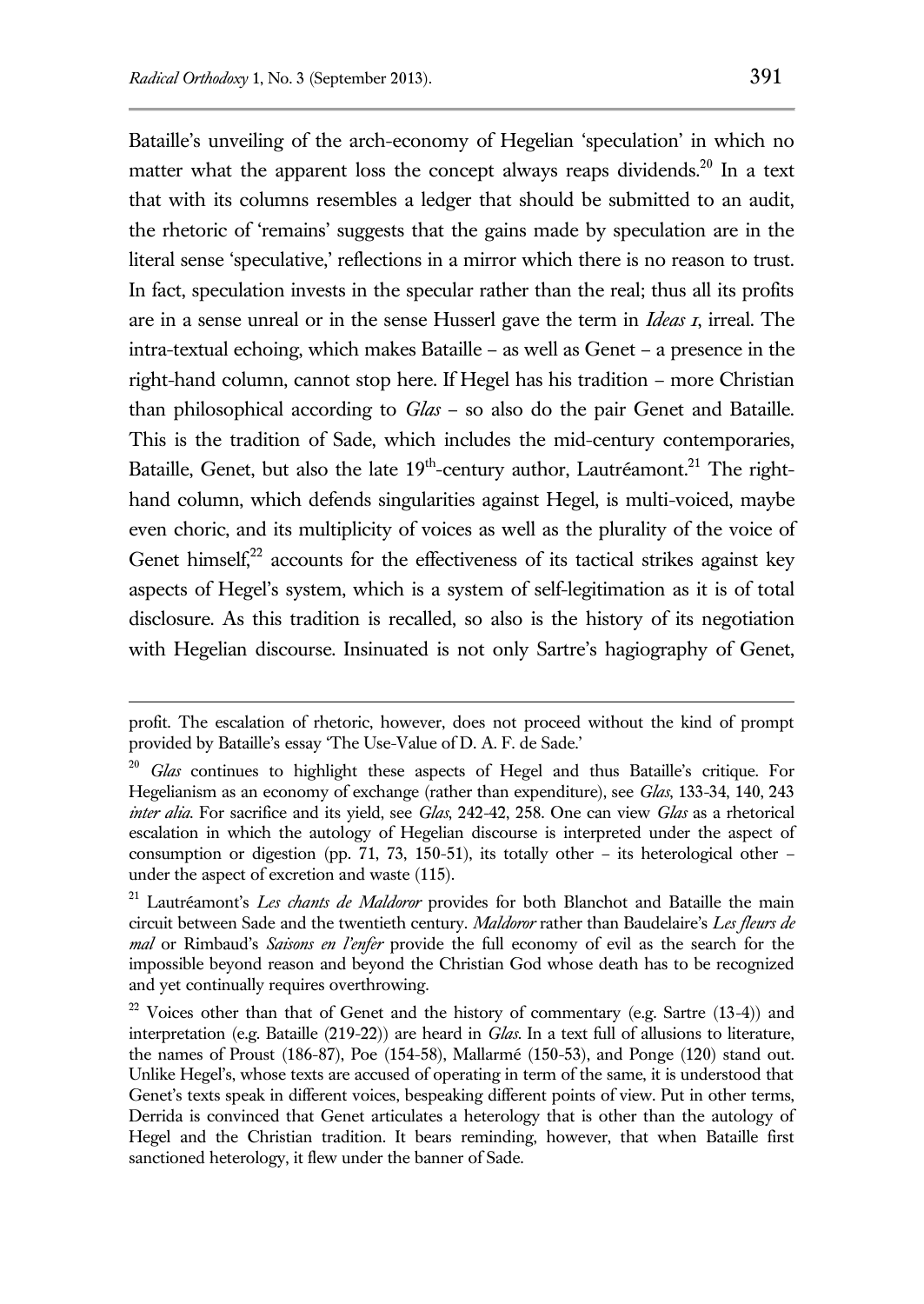Bataille's unveiling of the arch-economy of Hegelian 'speculation' in which no matter what the apparent loss the concept always reaps dividends.[20] In a text that with its columns resembles a ledger that should be submitted to an audit, the rhetoric of 'remains' suggests that the gains made by speculation are in the literal sense 'speculative,' reflections in a mirror which there is no reason to trust. In fact, speculation invests in the specular rather than the real; thus all its profits are in a sense unreal or in the sense Husserl gave the term in *Ideas 1*, irreal. The intra-textual echoing, which makes Bataille – as well as Genet – a presence in the right-hand column, cannot stop here. If Hegel has his tradition – more Christian than philosophical according to *Glas* – so also do the pair Genet and Bataille. This is the tradition of Sade, which includes the mid-century contemporaries, Bataille, Genet, but also the late 19th-century author, Lautréamont.[21] The right-hand column, which defends singularities against Hegel, is multi-voiced, maybe even choric, and its multiplicity of voices as well as the plurality of the voice of Genet himself,[22] accounts for the effectiveness of its tactical strikes against key aspects of Hegel's system, which is a system of self-legitimation as it is of total disclosure. As this tradition is recalled, so also is the history of its negotiation with Hegelian discourse. Insinuated is not only Sartre's hagiography of Genet,

---

profit. The escalation of rhetoric, however, does not proceed without the kind of prompt provided by Bataille's essay 'The Use-Value of D. A. F. de Sade.'

[20] *Glas* continues to highlight these aspects of Hegel and thus Bataille's critique. For Hegelianism as an economy of exchange (rather than expenditure), see *Glas*, 133-34, 140, 243 *inter alia*. For sacrifice and its yield, see *Glas*, 242-42, 258. One can view *Glas* as a rhetorical escalation in which the autology of Hegelian discourse is interpreted under the aspect of consumption or digestion (pp. 71, 73, 150-51), its totally other – its heterological other – under the aspect of excretion and waste (115).

[21] Lautréamont's *Les chants de Maldoror* provides for both Blanchot and Bataille the main circuit between Sade and the twentieth century. *Maldoror* rather than Baudelaire's *Les fleurs de mal* or Rimbaud's *Saisons en l'enfer* provide the full economy of evil as the search for the impossible beyond reason and beyond the Christian God whose death has to be recognized and yet continually requires overthrowing.

[22] Voices other than that of Genet and the history of commentary (e.g. Sartre (13-4)) and interpretation (e.g. Bataille (219-22)) are heard in *Glas*. In a text full of allusions to literature, the names of Proust (186-87), Poe (154-58), Mallarmé (150-53), and Ponge (120) stand out. Unlike Hegel's, whose texts are accused of operating in term of the same, it is understood that Genet's texts speak in different voices, bespeaking different points of view. Put in other terms, Derrida is convinced that Genet articulates a heterology that is other than the autology of Hegel and the Christian tradition. It bears reminding, however, that when Bataille first sanctioned heterology, it flew under the banner of Sade.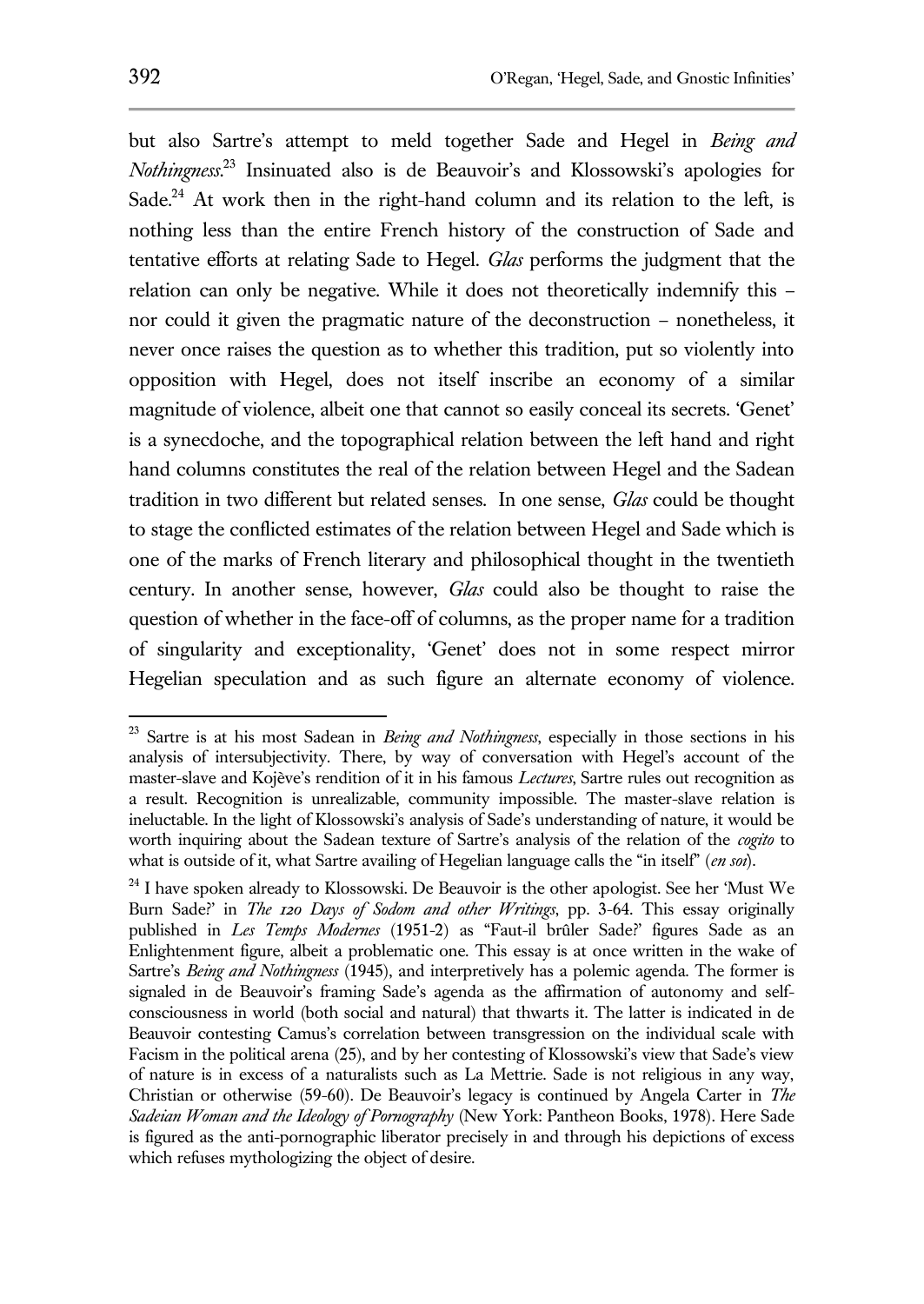but also Sartre's attempt to meld together Sade and Hegel in *Being and Nothingness*.[23] Insinuated also is de Beauvoir's and Klossowski's apologies for Sade.[24] At work then in the right-hand column and its relation to the left, is nothing less than the entire French history of the construction of Sade and tentative efforts at relating Sade to Hegel. *Glas* performs the judgment that the relation can only be negative. While it does not theoretically indemnify this – nor could it given the pragmatic nature of the deconstruction – nonetheless, it never once raises the question as to whether this tradition, put so violently into opposition with Hegel, does not itself inscribe an economy of a similar magnitude of violence, albeit one that cannot so easily conceal its secrets. 'Genet' is a synecdoche, and the topographical relation between the left hand and right hand columns constitutes the real of the relation between Hegel and the Sadean tradition in two different but related senses. In one sense, *Glas* could be thought to stage the conflicted estimates of the relation between Hegel and Sade which is one of the marks of French literary and philosophical thought in the twentieth century. In another sense, however, *Glas* could also be thought to raise the question of whether in the face-off of columns, as the proper name for a tradition of singularity and exceptionality, 'Genet' does not in some respect mirror Hegelian speculation and as such figure an alternate economy of violence.

---

[23] Sartre is at his most Sadean in *Being and Nothingness*, especially in those sections in his analysis of intersubjectivity. There, by way of conversation with Hegel's account of the master-slave and Kojève's rendition of it in his famous *Lectures*, Sartre rules out recognition as a result. Recognition is unrealizable, community impossible. The master-slave relation is ineluctable. In the light of Klossowski's analysis of Sade's understanding of nature, it would be worth inquiring about the Sadean texture of Sartre's analysis of the relation of the *cogito* to what is outside of it, what Sartre availing of Hegelian language calls the "in itself" (*en soi*).

[24] I have spoken already to Klossowski. De Beauvoir is the other apologist. See her 'Must We Burn Sade?' in *The 120 Days of Sodom and other Writings*, pp. 3-64. This essay originally published in *Les Temps Modernes* (1951-2) as "Faut-il brûler Sade?' figures Sade as an Enlightenment figure, albeit a problematic one. This essay is at once written in the wake of Sartre's *Being and Nothingness* (1945), and interpretively has a polemic agenda. The former is signaled in de Beauvoir's framing Sade's agenda as the affirmation of autonomy and self-consciousness in world (both social and natural) that thwarts it. The latter is indicated in de Beauvoir contesting Camus's correlation between transgression on the individual scale with Facism in the political arena (25), and by her contesting of Klossowski's view that Sade's view of nature is in excess of a naturalists such as La Mettrie. Sade is not religious in any way, Christian or otherwise (59-60). De Beauvoir's legacy is continued by Angela Carter in *The Sadeian Woman and the Ideology of Pornography* (New York: Pantheon Books, 1978). Here Sade is figured as the anti-pornographic liberator precisely in and through his depictions of excess which refuses mythologizing the object of desire.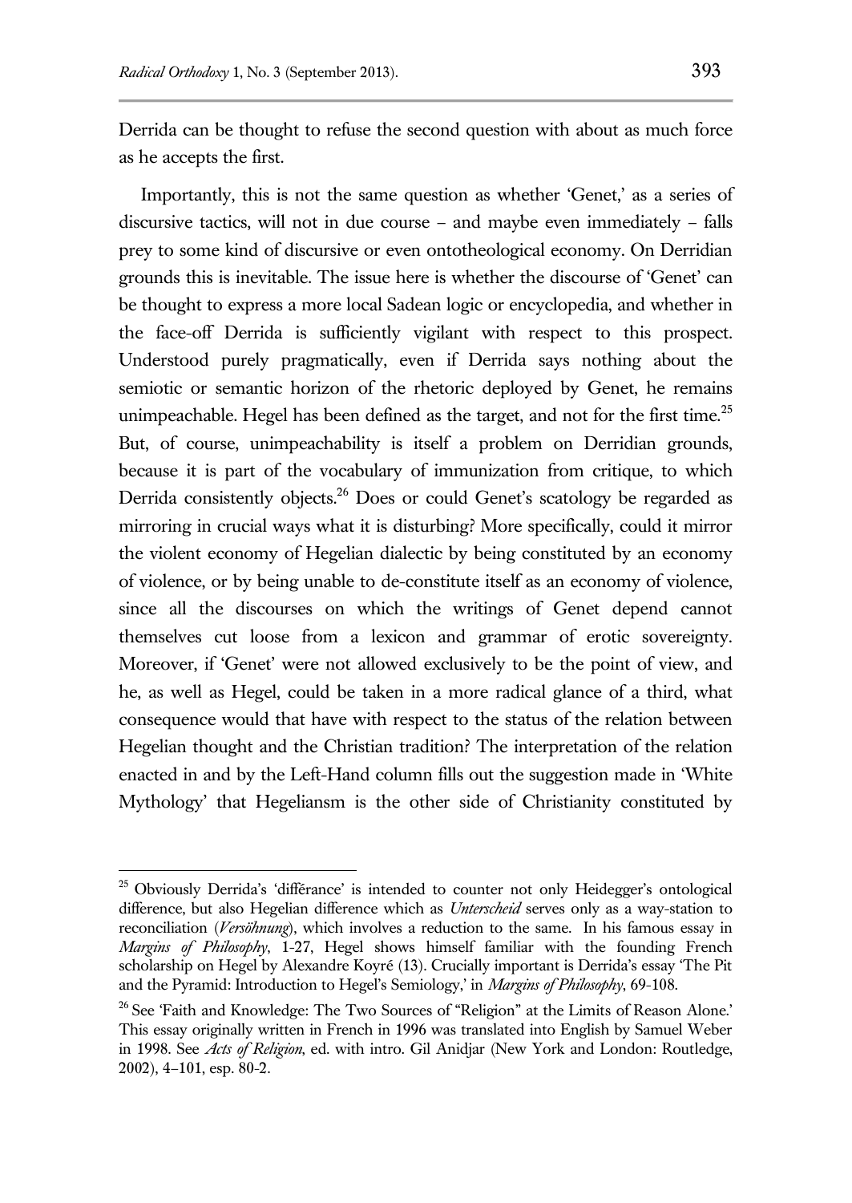Derrida can be thought to refuse the second question with about as much force as he accepts the first.

Importantly, this is not the same question as whether 'Genet,' as a series of discursive tactics, will not in due course – and maybe even immediately – falls prey to some kind of discursive or even ontotheological economy. On Derridian grounds this is inevitable. The issue here is whether the discourse of 'Genet' can be thought to express a more local Sadean logic or encyclopedia, and whether in the face-off Derrida is sufficiently vigilant with respect to this prospect. Understood purely pragmatically, even if Derrida says nothing about the semiotic or semantic horizon of the rhetoric deployed by Genet, he remains unimpeachable. Hegel has been defined as the target, and not for the first time.[25] But, of course, unimpeachability is itself a problem on Derridian grounds, because it is part of the vocabulary of immunization from critique, to which Derrida consistently objects.[26] Does or could Genet's scatology be regarded as mirroring in crucial ways what it is disturbing? More specifically, could it mirror the violent economy of Hegelian dialectic by being constituted by an economy of violence, or by being unable to de-constitute itself as an economy of violence, since all the discourses on which the writings of Genet depend cannot themselves cut loose from a lexicon and grammar of erotic sovereignty. Moreover, if 'Genet' were not allowed exclusively to be the point of view, and he, as well as Hegel, could be taken in a more radical glance of a third, what consequence would that have with respect to the status of the relation between Hegelian thought and the Christian tradition? The interpretation of the relation enacted in and by the Left-Hand column fills out the suggestion made in 'White Mythology' that Hegeliansm is the other side of Christianity constituted by

---

[25] Obviously Derrida's 'différance' is intended to counter not only Heidegger's ontological difference, but also Hegelian difference which as *Unterscheid* serves only as a way-station to reconciliation (*Versöhnung*), which involves a reduction to the same. In his famous essay in *Margins of Philosophy*, 1-27, Hegel shows himself familiar with the founding French scholarship on Hegel by Alexandre Koyré (13). Crucially important is Derrida's essay 'The Pit and the Pyramid: Introduction to Hegel's Semiology,' in *Margins of Philosophy*, 69-108.

[26] See 'Faith and Knowledge: The Two Sources of "Religion" at the Limits of Reason Alone.' This essay originally written in French in 1996 was translated into English by Samuel Weber in 1998. See *Acts of Religion*, ed. with intro. Gil Anidjar (New York and London: Routledge, 2002), 4–101, esp. 80-2.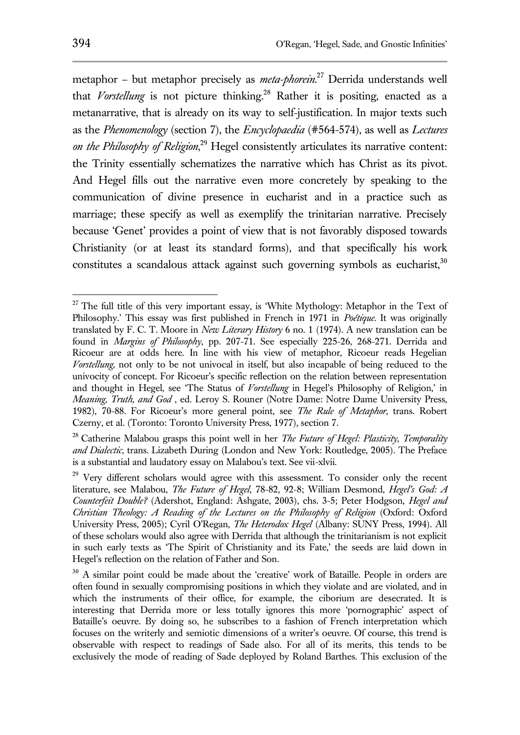metaphor – but metaphor precisely as *meta-phorein*.[27] Derrida understands well that *Vorstellung* is not picture thinking.[28] Rather it is positing, enacted as a metanarrative, that is already on its way to self-justification. In major texts such as the *Phenomenology* (section 7), the *Encyclopaedia* (#564-574), as well as *Lectures on the Philosophy of Religion*,[29] Hegel consistently articulates its narrative content: the Trinity essentially schematizes the narrative which has Christ as its pivot. And Hegel fills out the narrative even more concretely by speaking to the communication of divine presence in eucharist and in a practice such as marriage; these specify as well as exemplify the trinitarian narrative. Precisely because 'Genet' provides a point of view that is not favorably disposed towards Christianity (or at least its standard forms), and that specifically his work constitutes a scandalous attack against such governing symbols as eucharist,[30]

---

[27] The full title of this very important essay, is 'White Mythology: Metaphor in the Text of Philosophy.' This essay was first published in French in 1971 in *Poétique*. It was originally translated by F. C. T. Moore in *New Literary History* 6 no. 1 (1974). A new translation can be found in *Margins of Philosophy*, pp. 207-71. See especially 225-26, 268-271. Derrida and Ricoeur are at odds here. In line with his view of metaphor, Ricoeur reads Hegelian *Vorstellung,* not only to be not univocal in itself, but also incapable of being reduced to the univocity of concept. For Ricoeur's specific reflection on the relation between representation and thought in Hegel, see 'The Status of *Vorstellung* in Hegel's Philosophy of Religion,' in *Meaning, Truth, and God* , ed. Leroy S. Rouner (Notre Dame: Notre Dame University Press, 1982), 70-88. For Ricoeur's more general point, see *The Rule of Metaphor*, trans. Robert Czerny, et al. (Toronto: Toronto University Press, 1977), section 7.

[28] Catherine Malabou grasps this point well in her *The Future of Hegel: Plasticity, Temporality and Dialectic*, trans. Lizabeth During (London and New York: Routledge, 2005). The Preface is a substantial and laudatory essay on Malabou's text. See vii-xlvii.

[29] Very different scholars would agree with this assessment. To consider only the recent literature, see Malabou, *The Future of Hegel*, 78-82, 92-8; William Desmond, *Hegel's God: A Counterfeit Double?* (Adershot, England: Ashgate, 2003), chs. 3-5; Peter Hodgson, *Hegel and Christian Theology: A Reading of the Lectures on the Philosophy of Religion* (Oxford: Oxford University Press, 2005); Cyril O'Regan, *The Heterodox Hegel* (Albany: SUNY Press, 1994). All of these scholars would also agree with Derrida that although the trinitarianism is not explicit in such early texts as 'The Spirit of Christianity and its Fate,' the seeds are laid down in Hegel's reflection on the relation of Father and Son.

[30] A similar point could be made about the 'creative' work of Bataille. People in orders are often found in sexually compromising positions in which they violate and are violated, and in which the instruments of their office, for example, the ciborium are desecrated. It is interesting that Derrida more or less totally ignores this more 'pornographic' aspect of Bataille's oeuvre. By doing so, he subscribes to a fashion of French interpretation which focuses on the writerly and semiotic dimensions of a writer's oeuvre. Of course, this trend is observable with respect to readings of Sade also. For all of its merits, this tends to be exclusively the mode of reading of Sade deployed by Roland Barthes. This exclusion of the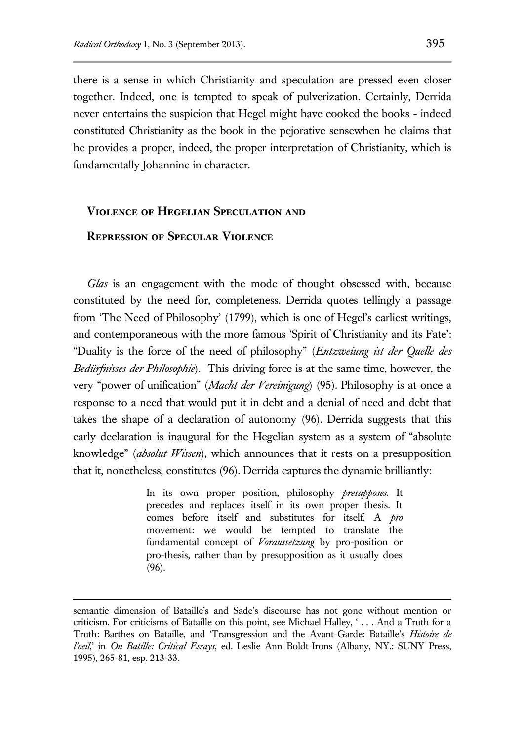there is a sense in which Christianity and speculation are pressed even closer together. Indeed, one is tempted to speak of pulverization. Certainly, Derrida never entertains the suspicion that Hegel might have cooked the books - indeed constituted Christianity as the book in the pejorative sensewhen he claims that he provides a proper, indeed, the proper interpretation of Christianity, which is fundamentally Johannine in character.

## Violence of Hegelian Speculation and Repression of Specular Violence

*Glas* is an engagement with the mode of thought obsessed with, because constituted by the need for, completeness. Derrida quotes tellingly a passage from 'The Need of Philosophy' (1799), which is one of Hegel's earliest writings, and contemporaneous with the more famous 'Spirit of Christianity and its Fate': "Duality is the force of the need of philosophy" (*Entzweiung ist der Quelle des Bedürfnisses der Philosophie*). This driving force is at the same time, however, the very "power of unification" (*Macht der Vereinigung*) (95). Philosophy is at once a response to a need that would put it in debt and a denial of need and debt that takes the shape of a declaration of autonomy (96). Derrida suggests that this early declaration is inaugural for the Hegelian system as a system of "absolute knowledge" (*absolut Wissen*), which announces that it rests on a presupposition that it, nonetheless, constitutes (96). Derrida captures the dynamic brilliantly:

> In its own proper position, philosophy *presupposes*. It precedes and replaces itself in its own proper thesis. It comes before itself and substitutes for itself. A *pro* movement: we would be tempted to translate the fundamental concept of *Voraussetzung* by pro-position or pro-thesis, rather than by presupposition as it usually does (96).

semantic dimension of Bataille's and Sade's discourse has not gone without mention or criticism. For criticisms of Bataille on this point, see Michael Halley, ' . . . And a Truth for a Truth: Barthes on Bataille, and 'Transgression and the Avant-Garde: Bataille's *Histoire de l'oeil*,' in *On Batille: Critical Essays*, ed. Leslie Ann Boldt-Irons (Albany, NY.: SUNY Press, 1995), 265-81, esp. 213-33.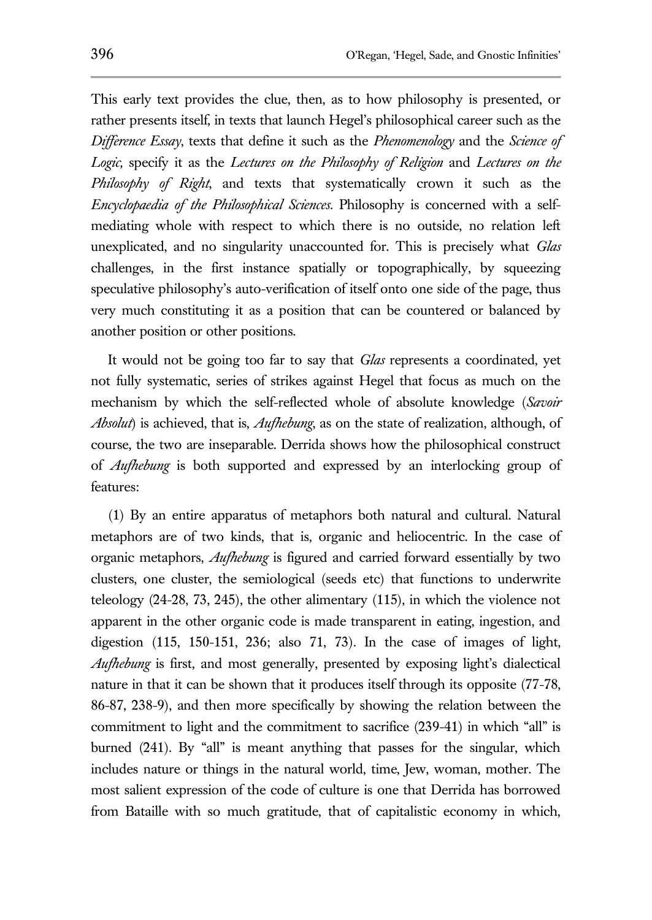This early text provides the clue, then, as to how philosophy is presented, or rather presents itself, in texts that launch Hegel's philosophical career such as the *Difference Essay*, texts that define it such as the *Phenomenology* and the *Science of Logic,* specify it as the *Lectures on the Philosophy of Religion* and *Lectures on the Philosophy of Right*, and texts that systematically crown it such as the *Encyclopaedia of the Philosophical Sciences*. Philosophy is concerned with a self-mediating whole with respect to which there is no outside, no relation left unexplicated, and no singularity unaccounted for. This is precisely what *Glas* challenges, in the first instance spatially or topographically, by squeezing speculative philosophy's auto-verification of itself onto one side of the page, thus very much constituting it as a position that can be countered or balanced by another position or other positions.

It would not be going too far to say that *Glas* represents a coordinated, yet not fully systematic, series of strikes against Hegel that focus as much on the mechanism by which the self-reflected whole of absolute knowledge (*Savoir Absolut*) is achieved, that is, *Aufhebung*, as on the state of realization, although, of course, the two are inseparable. Derrida shows how the philosophical construct of *Aufhebung* is both supported and expressed by an interlocking group of features:

(1) By an entire apparatus of metaphors both natural and cultural. Natural metaphors are of two kinds, that is, organic and heliocentric. In the case of organic metaphors, *Aufhebung* is figured and carried forward essentially by two clusters, one cluster, the semiological (seeds etc) that functions to underwrite teleology (24-28, 73, 245), the other alimentary (115), in which the violence not apparent in the other organic code is made transparent in eating, ingestion, and digestion (115, 150-151, 236; also 71, 73). In the case of images of light, *Aufhebung* is first, and most generally, presented by exposing light's dialectical nature in that it can be shown that it produces itself through its opposite (77-78, 86-87, 238-9), and then more specifically by showing the relation between the commitment to light and the commitment to sacrifice (239-41) in which "all" is burned (241). By "all" is meant anything that passes for the singular, which includes nature or things in the natural world, time, Jew, woman, mother. The most salient expression of the code of culture is one that Derrida has borrowed from Bataille with so much gratitude, that of capitalistic economy in which,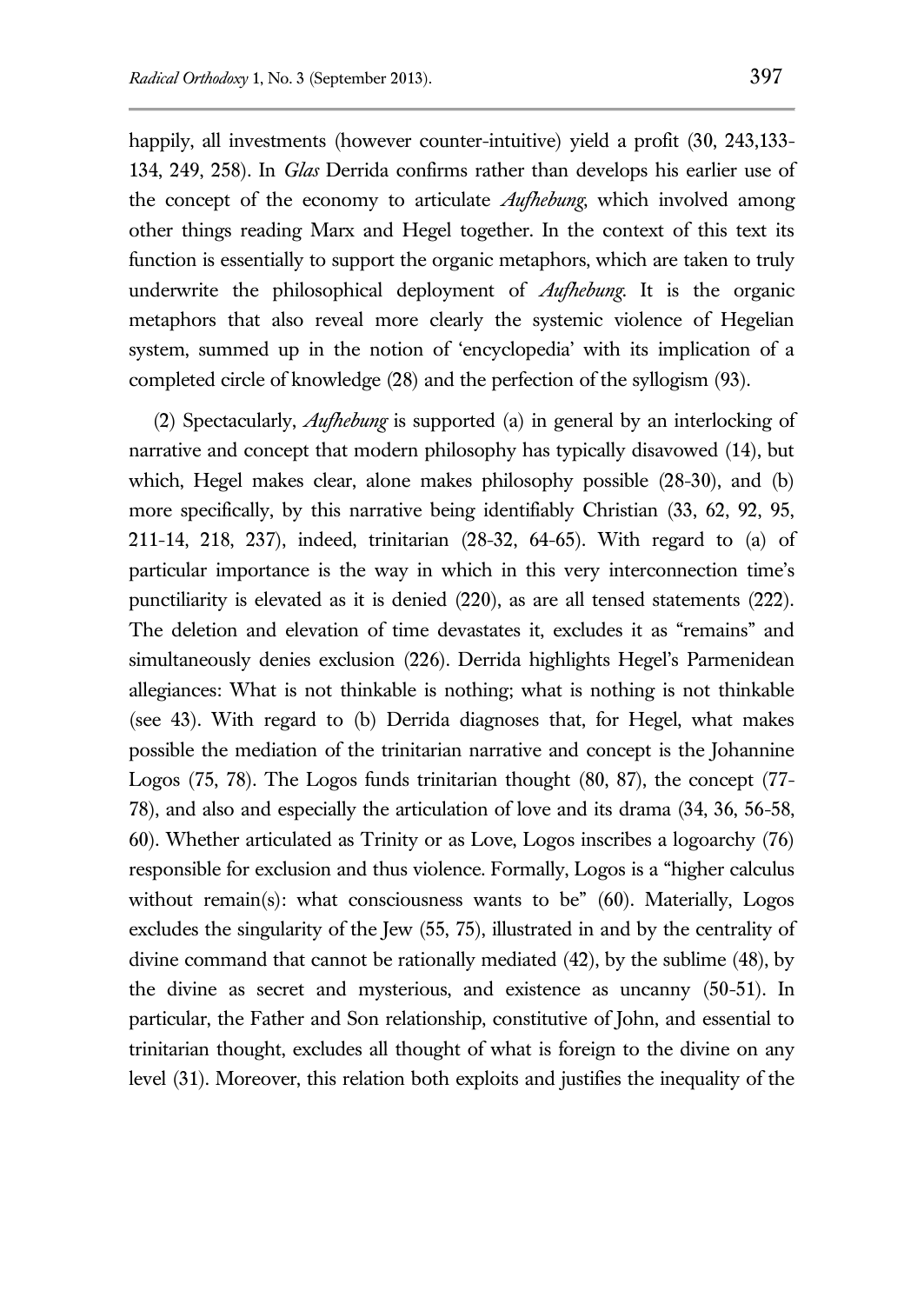happily, all investments (however counter-intuitive) yield a profit (30, 243,133-134, 249, 258). In *Glas* Derrida confirms rather than develops his earlier use of the concept of the economy to articulate *Aufhebung*, which involved among other things reading Marx and Hegel together. In the context of this text its function is essentially to support the organic metaphors, which are taken to truly underwrite the philosophical deployment of *Aufhebung*. It is the organic metaphors that also reveal more clearly the systemic violence of Hegelian system, summed up in the notion of 'encyclopedia' with its implication of a completed circle of knowledge (28) and the perfection of the syllogism (93).

(2) Spectacularly, *Aufhebung* is supported (a) in general by an interlocking of narrative and concept that modern philosophy has typically disavowed (14), but which, Hegel makes clear, alone makes philosophy possible (28-30), and (b) more specifically, by this narrative being identifiably Christian (33, 62, 92, 95, 211-14, 218, 237), indeed, trinitarian (28-32, 64-65). With regard to (a) of particular importance is the way in which in this very interconnection time's punctiliarity is elevated as it is denied (220), as are all tensed statements (222). The deletion and elevation of time devastates it, excludes it as "remains" and simultaneously denies exclusion (226). Derrida highlights Hegel's Parmenidean allegiances: What is not thinkable is nothing; what is nothing is not thinkable (see 43). With regard to (b) Derrida diagnoses that, for Hegel, what makes possible the mediation of the trinitarian narrative and concept is the Johannine Logos (75, 78). The Logos funds trinitarian thought (80, 87), the concept (77-78), and also and especially the articulation of love and its drama (34, 36, 56-58, 60). Whether articulated as Trinity or as Love, Logos inscribes a logoarchy (76) responsible for exclusion and thus violence. Formally, Logos is a "higher calculus without remain(s): what consciousness wants to be" (60). Materially, Logos excludes the singularity of the Jew (55, 75), illustrated in and by the centrality of divine command that cannot be rationally mediated (42), by the sublime (48), by the divine as secret and mysterious, and existence as uncanny (50-51). In particular, the Father and Son relationship, constitutive of John, and essential to trinitarian thought, excludes all thought of what is foreign to the divine on any level (31). Moreover, this relation both exploits and justifies the inequality of the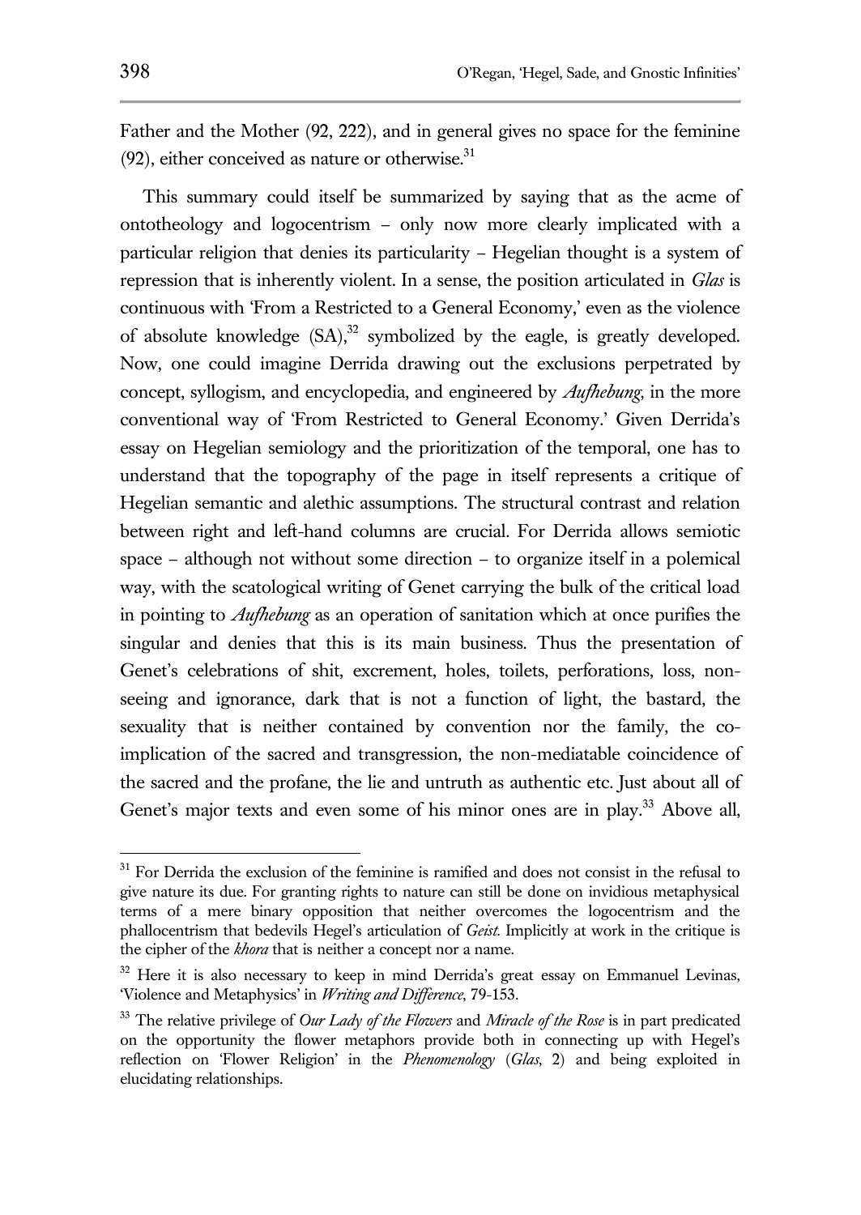Father and the Mother (92, 222), and in general gives no space for the feminine (92), either conceived as nature or otherwise.[31]

This summary could itself be summarized by saying that as the acme of ontotheology and logocentrism – only now more clearly implicated with a particular religion that denies its particularity – Hegelian thought is a system of repression that is inherently violent. In a sense, the position articulated in *Glas* is continuous with 'From a Restricted to a General Economy,' even as the violence of absolute knowledge (SA),[32] symbolized by the eagle, is greatly developed. Now, one could imagine Derrida drawing out the exclusions perpetrated by concept, syllogism, and encyclopedia, and engineered by *Aufhebung*, in the more conventional way of 'From Restricted to General Economy.' Given Derrida's essay on Hegelian semiology and the prioritization of the temporal, one has to understand that the topography of the page in itself represents a critique of Hegelian semantic and alethic assumptions. The structural contrast and relation between right and left-hand columns are crucial. For Derrida allows semiotic space – although not without some direction – to organize itself in a polemical way, with the scatological writing of Genet carrying the bulk of the critical load in pointing to *Aufhebung* as an operation of sanitation which at once purifies the singular and denies that this is its main business. Thus the presentation of Genet's celebrations of shit, excrement, holes, toilets, perforations, loss, non-seeing and ignorance, dark that is not a function of light, the bastard, the sexuality that is neither contained by convention nor the family, the co-implication of the sacred and transgression, the non-mediatable coincidence of the sacred and the profane, the lie and untruth as authentic etc. Just about all of Genet's major texts and even some of his minor ones are in play.[33] Above all,

---

[31] For Derrida the exclusion of the feminine is ramified and does not consist in the refusal to give nature its due. For granting rights to nature can still be done on invidious metaphysical terms of a mere binary opposition that neither overcomes the logocentrism and the phallocentrism that bedevils Hegel's articulation of *Geist*. Implicitly at work in the critique is the cipher of the *khora* that is neither a concept nor a name.

[32] Here it is also necessary to keep in mind Derrida's great essay on Emmanuel Levinas, 'Violence and Metaphysics' in *Writing and Difference*, 79-153.

[33] The relative privilege of *Our Lady of the Flowers* and *Miracle of the Rose* is in part predicated on the opportunity the flower metaphors provide both in connecting up with Hegel's reflection on 'Flower Religion' in the *Phenomenology* (*Glas*, 2) and being exploited in elucidating relationships.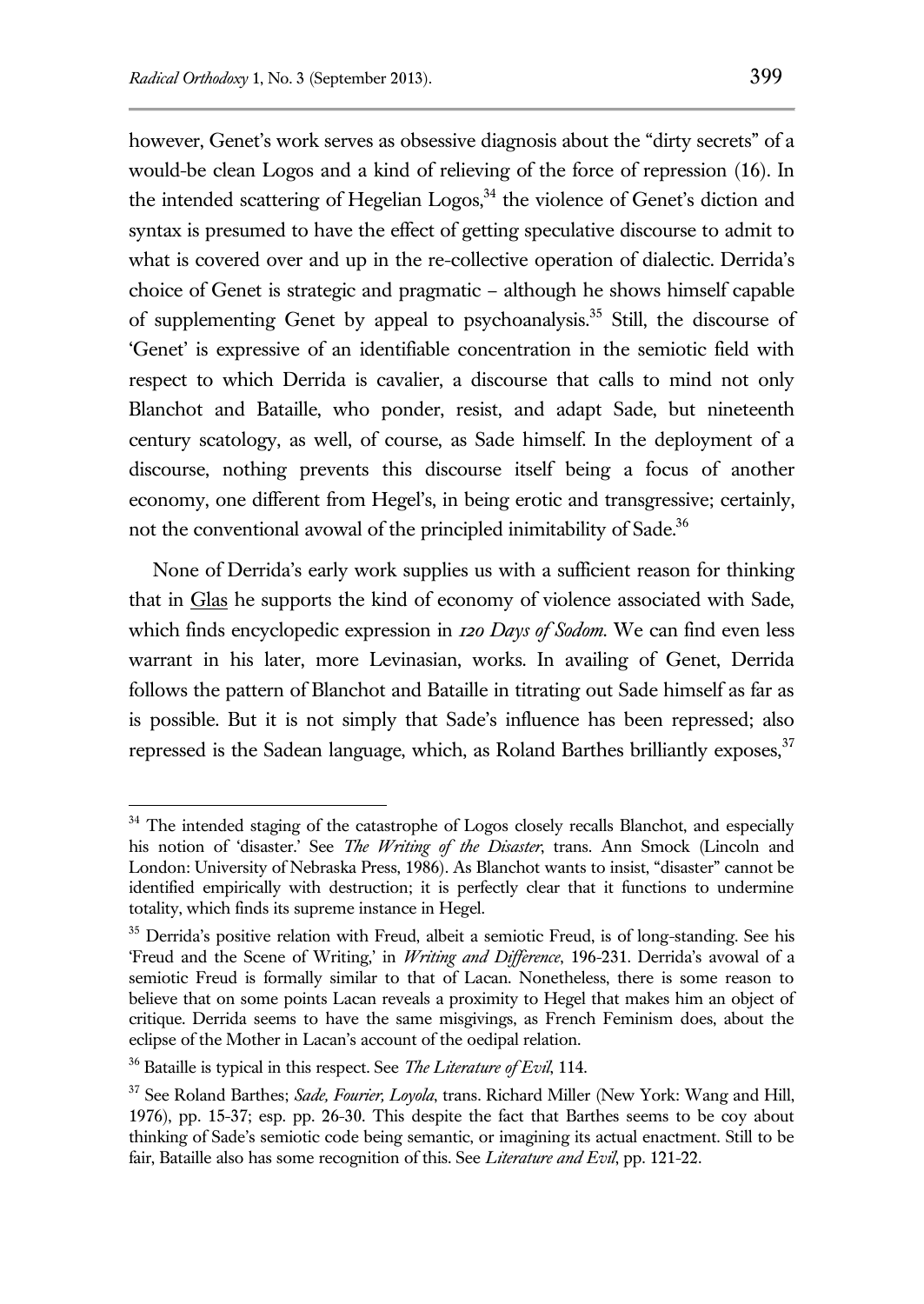however, Genet's work serves as obsessive diagnosis about the "dirty secrets" of a would-be clean Logos and a kind of relieving of the force of repression (16). In the intended scattering of Hegelian Logos,[34] the violence of Genet's diction and syntax is presumed to have the effect of getting speculative discourse to admit to what is covered over and up in the re-collective operation of dialectic. Derrida's choice of Genet is strategic and pragmatic – although he shows himself capable of supplementing Genet by appeal to psychoanalysis.[35] Still, the discourse of 'Genet' is expressive of an identifiable concentration in the semiotic field with respect to which Derrida is cavalier, a discourse that calls to mind not only Blanchot and Bataille, who ponder, resist, and adapt Sade, but nineteenth century scatology, as well, of course, as Sade himself. In the deployment of a discourse, nothing prevents this discourse itself being a focus of another economy, one different from Hegel's, in being erotic and transgressive; certainly, not the conventional avowal of the principled inimitability of Sade.[36]

None of Derrida's early work supplies us with a sufficient reason for thinking that in Glas he supports the kind of economy of violence associated with Sade, which finds encyclopedic expression in *120 Days of Sodom*. We can find even less warrant in his later, more Levinasian, works. In availing of Genet, Derrida follows the pattern of Blanchot and Bataille in titrating out Sade himself as far as is possible. But it is not simply that Sade's influence has been repressed; also repressed is the Sadean language, which, as Roland Barthes brilliantly exposes,[37]

---

[34] The intended staging of the catastrophe of Logos closely recalls Blanchot, and especially his notion of 'disaster.' See *The Writing of the Disaster*, trans. Ann Smock (Lincoln and London: University of Nebraska Press, 1986). As Blanchot wants to insist, "disaster" cannot be identified empirically with destruction; it is perfectly clear that it functions to undermine totality, which finds its supreme instance in Hegel.

[35] Derrida's positive relation with Freud, albeit a semiotic Freud, is of long-standing. See his 'Freud and the Scene of Writing,' in *Writing and Difference*, 196-231. Derrida's avowal of a semiotic Freud is formally similar to that of Lacan. Nonetheless, there is some reason to believe that on some points Lacan reveals a proximity to Hegel that makes him an object of critique. Derrida seems to have the same misgivings, as French Feminism does, about the eclipse of the Mother in Lacan's account of the oedipal relation.

[36] Bataille is typical in this respect. See *The Literature of Evil*, 114.

[37] See Roland Barthes; *Sade, Fourier, Loyola*, trans. Richard Miller (New York: Wang and Hill, 1976), pp. 15-37; esp. pp. 26-30. This despite the fact that Barthes seems to be coy about thinking of Sade's semiotic code being semantic, or imagining its actual enactment. Still to be fair, Bataille also has some recognition of this. See *Literature and Evil*, pp. 121-22.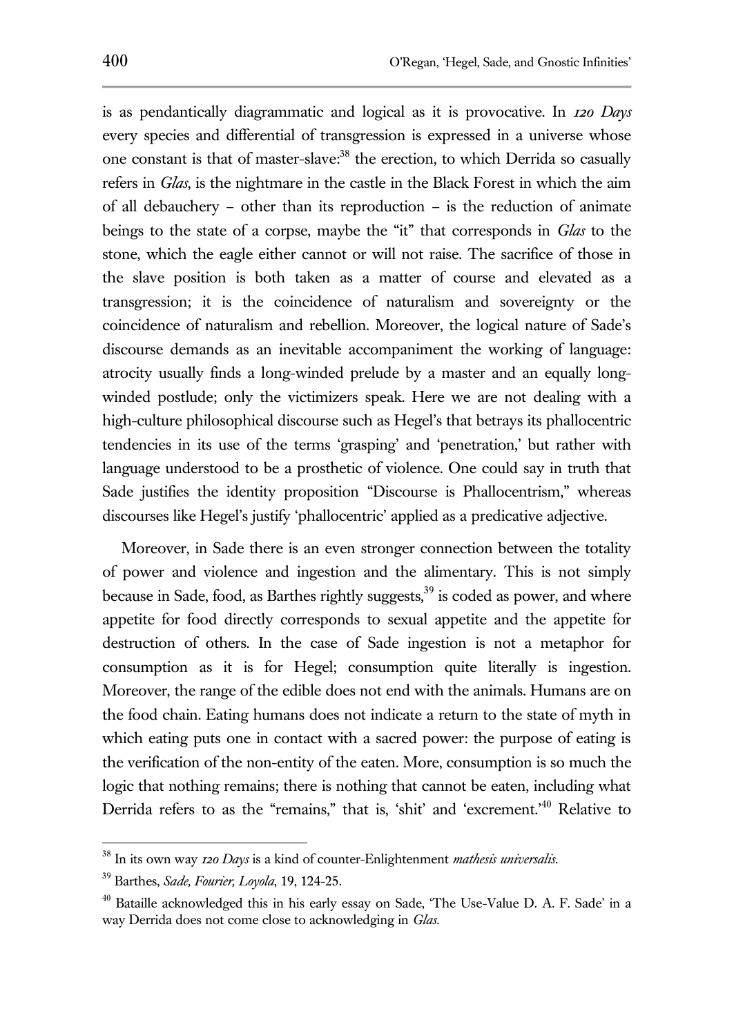is as pendantically diagrammatic and logical as it is provocative. In *120 Days* every species and differential of transgression is expressed in a universe whose one constant is that of master-slave:[38] the erection, to which Derrida so casually refers in *Glas*, is the nightmare in the castle in the Black Forest in which the aim of all debauchery – other than its reproduction – is the reduction of animate beings to the state of a corpse, maybe the "it" that corresponds in *Glas* to the stone, which the eagle either cannot or will not raise. The sacrifice of those in the slave position is both taken as a matter of course and elevated as a transgression; it is the coincidence of naturalism and sovereignty or the coincidence of naturalism and rebellion. Moreover, the logical nature of Sade's discourse demands as an inevitable accompaniment the working of language: atrocity usually finds a long-winded prelude by a master and an equally long-winded postlude; only the victimizers speak. Here we are not dealing with a high-culture philosophical discourse such as Hegel's that betrays its phallocentric tendencies in its use of the terms 'grasping' and 'penetration,' but rather with language understood to be a prosthetic of violence. One could say in truth that Sade justifies the identity proposition "Discourse is Phallocentrism," whereas discourses like Hegel's justify 'phallocentric' applied as a predicative adjective.

Moreover, in Sade there is an even stronger connection between the totality of power and violence and ingestion and the alimentary. This is not simply because in Sade, food, as Barthes rightly suggests,[39] is coded as power, and where appetite for food directly corresponds to sexual appetite and the appetite for destruction of others. In the case of Sade ingestion is not a metaphor for consumption as it is for Hegel; consumption quite literally is ingestion. Moreover, the range of the edible does not end with the animals. Humans are on the food chain. Eating humans does not indicate a return to the state of myth in which eating puts one in contact with a sacred power: the purpose of eating is the verification of the non-entity of the eaten. More, consumption is so much the logic that nothing remains; there is nothing that cannot be eaten, including what Derrida refers to as the "remains," that is, 'shit' and 'excrement.'[40] Relative to

---

[38] In its own way *120 Days* is a kind of counter-Enlightenment *mathesis universalis*.

[39] Barthes, *Sade, Fourier, Loyola*, 19, 124-25.

[40] Bataille acknowledged this in his early essay on Sade, 'The Use-Value D. A. F. Sade' in a way Derrida does not come close to acknowledging in *Glas*.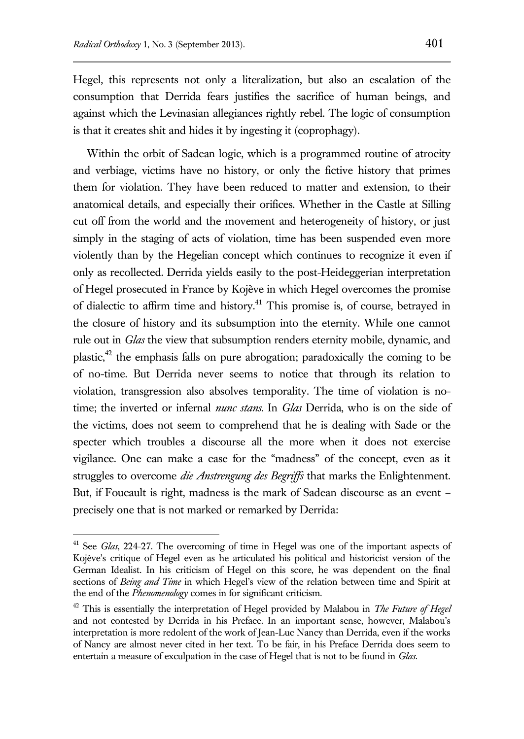Hegel, this represents not only a literalization, but also an escalation of the consumption that Derrida fears justifies the sacrifice of human beings, and against which the Levinasian allegiances rightly rebel. The logic of consumption is that it creates shit and hides it by ingesting it (coprophagy).

Within the orbit of Sadean logic, which is a programmed routine of atrocity and verbiage, victims have no history, or only the fictive history that primes them for violation. They have been reduced to matter and extension, to their anatomical details, and especially their orifices. Whether in the Castle at Silling cut off from the world and the movement and heterogeneity of history, or just simply in the staging of acts of violation, time has been suspended even more violently than by the Hegelian concept which continues to recognize it even if only as recollected. Derrida yields easily to the post-Heideggerian interpretation of Hegel prosecuted in France by Kojève in which Hegel overcomes the promise of dialectic to affirm time and history.[41] This promise is, of course, betrayed in the closure of history and its subsumption into the eternity. While one cannot rule out in *Glas* the view that subsumption renders eternity mobile, dynamic, and plastic,[42] the emphasis falls on pure abrogation; paradoxically the coming to be of no-time. But Derrida never seems to notice that through its relation to violation, transgression also absolves temporality. The time of violation is no-time; the inverted or infernal *nunc stans*. In *Glas* Derrida, who is on the side of the victims, does not seem to comprehend that he is dealing with Sade or the specter which troubles a discourse all the more when it does not exercise vigilance. One can make a case for the "madness" of the concept, even as it struggles to overcome *die Anstrengung des Begriffs* that marks the Enlightenment. But, if Foucault is right, madness is the mark of Sadean discourse as an event – precisely one that is not marked or remarked by Derrida:

---

[41] See *Glas*, 224-27. The overcoming of time in Hegel was one of the important aspects of Kojève's critique of Hegel even as he articulated his political and historicist version of the German Idealist. In his criticism of Hegel on this score, he was dependent on the final sections of *Being and Time* in which Hegel's view of the relation between time and Spirit at the end of the *Phenomenology* comes in for significant criticism.

[42] This is essentially the interpretation of Hegel provided by Malabou in *The Future of Hegel* and not contested by Derrida in his Preface. In an important sense, however, Malabou's interpretation is more redolent of the work of Jean-Luc Nancy than Derrida, even if the works of Nancy are almost never cited in her text. To be fair, in his Preface Derrida does seem to entertain a measure of exculpation in the case of Hegel that is not to be found in *Glas*.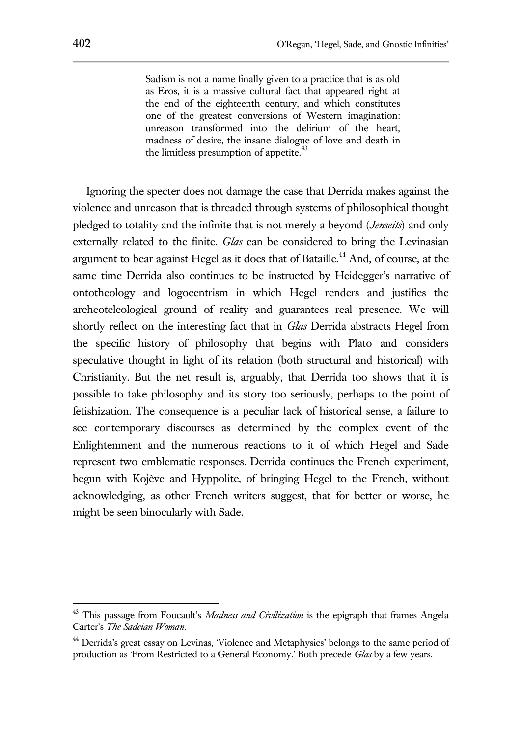> Sadism is not a name finally given to a practice that is as old as Eros, it is a massive cultural fact that appeared right at the end of the eighteenth century, and which constitutes one of the greatest conversions of Western imagination: unreason transformed into the delirium of the heart, madness of desire, the insane dialogue of love and death in the limitless presumption of appetite.[43]

Ignoring the specter does not damage the case that Derrida makes against the violence and unreason that is threaded through systems of philosophical thought pledged to totality and the infinite that is not merely a beyond (*Jenseits*) and only externally related to the finite. *Glas* can be considered to bring the Levinasian argument to bear against Hegel as it does that of Bataille.[44] And, of course, at the same time Derrida also continues to be instructed by Heidegger's narrative of ontotheology and logocentrism in which Hegel renders and justifies the archeoteleological ground of reality and guarantees real presence. We will shortly reflect on the interesting fact that in *Glas* Derrida abstracts Hegel from the specific history of philosophy that begins with Plato and considers speculative thought in light of its relation (both structural and historical) with Christianity. But the net result is, arguably, that Derrida too shows that it is possible to take philosophy and its story too seriously, perhaps to the point of fetishization. The consequence is a peculiar lack of historical sense, a failure to see contemporary discourses as determined by the complex event of the Enlightenment and the numerous reactions to it of which Hegel and Sade represent two emblematic responses. Derrida continues the French experiment, begun with Kojève and Hyppolite, of bringing Hegel to the French, without acknowledging, as other French writers suggest, that for better or worse, he might be seen binocularly with Sade.

---

[43] This passage from Foucault's *Madness and Civilization* is the epigraph that frames Angela Carter's *The Sadeian Woman*.

[44] Derrida's great essay on Levinas, 'Violence and Metaphysics' belongs to the same period of production as 'From Restricted to a General Economy.' Both precede *Glas* by a few years.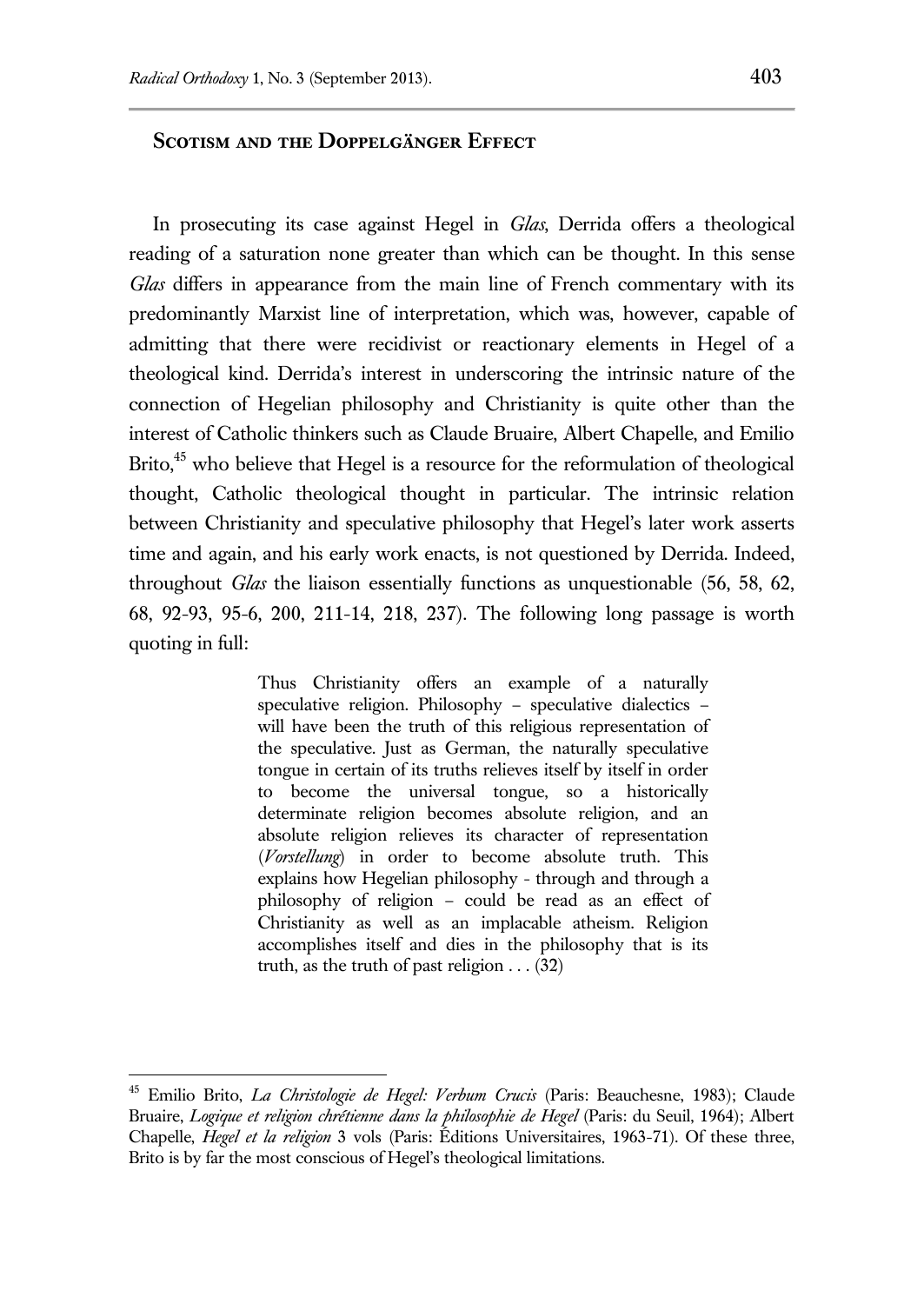## Scotism and the Doppelgänger Effect

In prosecuting its case against Hegel in *Glas*, Derrida offers a theological reading of a saturation none greater than which can be thought. In this sense *Glas* differs in appearance from the main line of French commentary with its predominantly Marxist line of interpretation, which was, however, capable of admitting that there were recidivist or reactionary elements in Hegel of a theological kind. Derrida's interest in underscoring the intrinsic nature of the connection of Hegelian philosophy and Christianity is quite other than the interest of Catholic thinkers such as Claude Bruaire, Albert Chapelle, and Emilio Brito,[45] who believe that Hegel is a resource for the reformulation of theological thought, Catholic theological thought in particular. The intrinsic relation between Christianity and speculative philosophy that Hegel's later work asserts time and again, and his early work enacts, is not questioned by Derrida. Indeed, throughout *Glas* the liaison essentially functions as unquestionable (56, 58, 62, 68, 92-93, 95-6, 200, 211-14, 218, 237). The following long passage is worth quoting in full:

> Thus Christianity offers an example of a naturally speculative religion. Philosophy – speculative dialectics – will have been the truth of this religious representation of the speculative. Just as German, the naturally speculative tongue in certain of its truths relieves itself by itself in order to become the universal tongue, so a historically determinate religion becomes absolute religion, and an absolute religion relieves its character of representation (*Vorstellung*) in order to become absolute truth. This explains how Hegelian philosophy - through and through a philosophy of religion – could be read as an effect of Christianity as well as an implacable atheism. Religion accomplishes itself and dies in the philosophy that is its truth, as the truth of past religion . . . (32)

---

[45] Emilio Brito, *La Christologie de Hegel: Verbum Crucis* (Paris: Beauchesne, 1983); Claude Bruaire, *Logique et religion chrétienne dans la philosophie de Hegel* (Paris: du Seuil, 1964); Albert Chapelle, *Hegel et la religion* 3 vols (Paris: Éditions Universitaires, 1963-71). Of these three, Brito is by far the most conscious of Hegel's theological limitations.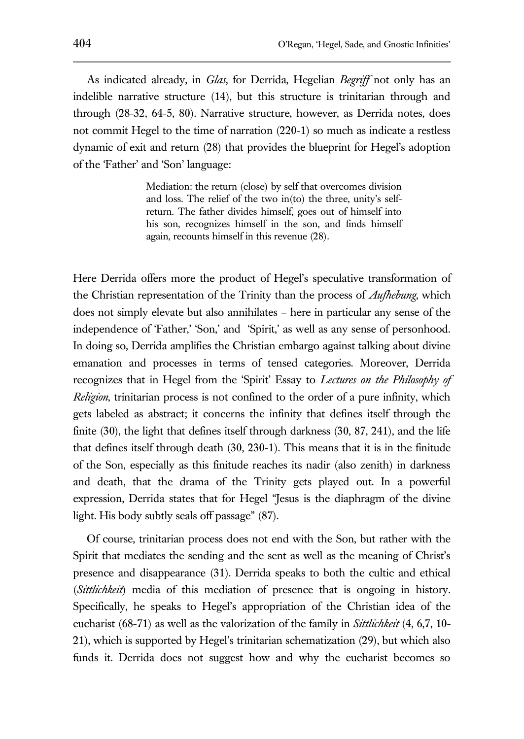As indicated already, in *Glas*, for Derrida, Hegelian *Begriff* not only has an indelible narrative structure (14), but this structure is trinitarian through and through (28-32, 64-5, 80). Narrative structure, however, as Derrida notes, does not commit Hegel to the time of narration (220-1) so much as indicate a restless dynamic of exit and return (28) that provides the blueprint for Hegel's adoption of the 'Father' and 'Son' language:

> Mediation: the return (close) by self that overcomes division and loss. The relief of the two in(to) the three, unity's self-return. The father divides himself, goes out of himself into his son, recognizes himself in the son, and finds himself again, recounts himself in this revenue (28).

Here Derrida offers more the product of Hegel's speculative transformation of the Christian representation of the Trinity than the process of *Aufhebung*, which does not simply elevate but also annihilates – here in particular any sense of the independence of 'Father,' 'Son,' and 'Spirit,' as well as any sense of personhood. In doing so, Derrida amplifies the Christian embargo against talking about divine emanation and processes in terms of tensed categories. Moreover, Derrida recognizes that in Hegel from the 'Spirit' Essay to *Lectures on the Philosophy of Religion*, trinitarian process is not confined to the order of a pure infinity, which gets labeled as abstract; it concerns the infinity that defines itself through the finite (30), the light that defines itself through darkness (30, 87, 241), and the life that defines itself through death (30, 230-1). This means that it is in the finitude of the Son, especially as this finitude reaches its nadir (also zenith) in darkness and death, that the drama of the Trinity gets played out. In a powerful expression, Derrida states that for Hegel "Jesus is the diaphragm of the divine light. His body subtly seals off passage" (87).

Of course, trinitarian process does not end with the Son, but rather with the Spirit that mediates the sending and the sent as well as the meaning of Christ's presence and disappearance (31). Derrida speaks to both the cultic and ethical (*Sittlichkeit*) media of this mediation of presence that is ongoing in history. Specifically, he speaks to Hegel's appropriation of the Christian idea of the eucharist (68-71) as well as the valorization of the family in *Sittlichkeit* (4, 6,7, 10-21), which is supported by Hegel's trinitarian schematization (29), but which also funds it. Derrida does not suggest how and why the eucharist becomes so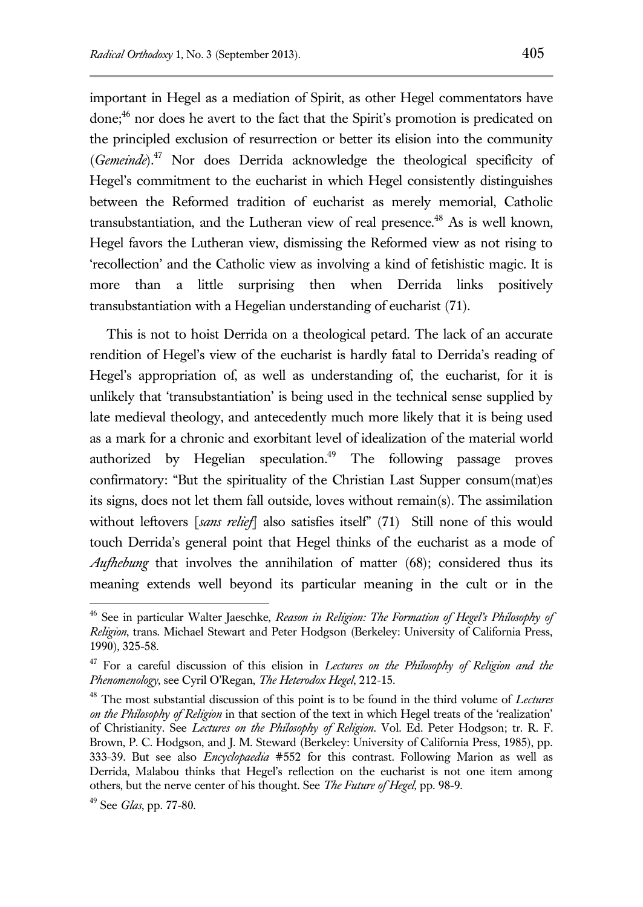important in Hegel as a mediation of Spirit, as other Hegel commentators have done;[46] nor does he avert to the fact that the Spirit's promotion is predicated on the principled exclusion of resurrection or better its elision into the community (*Gemeinde*).[47] Nor does Derrida acknowledge the theological specificity of Hegel's commitment to the eucharist in which Hegel consistently distinguishes between the Reformed tradition of eucharist as merely memorial, Catholic transubstantiation, and the Lutheran view of real presence.[48] As is well known, Hegel favors the Lutheran view, dismissing the Reformed view as not rising to 'recollection' and the Catholic view as involving a kind of fetishistic magic. It is more than a little surprising then when Derrida links positively transubstantiation with a Hegelian understanding of eucharist (71).

This is not to hoist Derrida on a theological petard. The lack of an accurate rendition of Hegel's view of the eucharist is hardly fatal to Derrida's reading of Hegel's appropriation of, as well as understanding of, the eucharist, for it is unlikely that 'transubstantiation' is being used in the technical sense supplied by late medieval theology, and antecedently much more likely that it is being used as a mark for a chronic and exorbitant level of idealization of the material world authorized by Hegelian speculation.[49] The following passage proves confirmatory: "But the spirituality of the Christian Last Supper consum(mat)es its signs, does not let them fall outside, loves without remain(s). The assimilation without leftovers [*sans relief*] also satisfies itself" (71) Still none of this would touch Derrida's general point that Hegel thinks of the eucharist as a mode of *Aufhebung* that involves the annihilation of matter (68); considered thus its meaning extends well beyond its particular meaning in the cult or in the

---

[46] See in particular Walter Jaeschke, *Reason in Religion: The Formation of Hegel's Philosophy of Religion*, trans. Michael Stewart and Peter Hodgson (Berkeley: University of California Press, 1990), 325-58.

[47] For a careful discussion of this elision in *Lectures on the Philosophy of Religion and the Phenomenology*, see Cyril O'Regan, *The Heterodox Hegel*, 212-15.

[48] The most substantial discussion of this point is to be found in the third volume of *Lectures on the Philosophy of Religion* in that section of the text in which Hegel treats of the 'realization' of Christianity. See *Lectures on the Philosophy of Religion*. Vol. Ed. Peter Hodgson; tr. R. F. Brown, P. C. Hodgson, and J. M. Steward (Berkeley: University of California Press, 1985), pp. 333-39. But see also *Encyclopaedia* #552 for this contrast. Following Marion as well as Derrida, Malabou thinks that Hegel's reflection on the eucharist is not one item among others, but the nerve center of his thought. See *The Future of Hegel,* pp. 98-9.

[49] See *Glas*, pp. 77-80.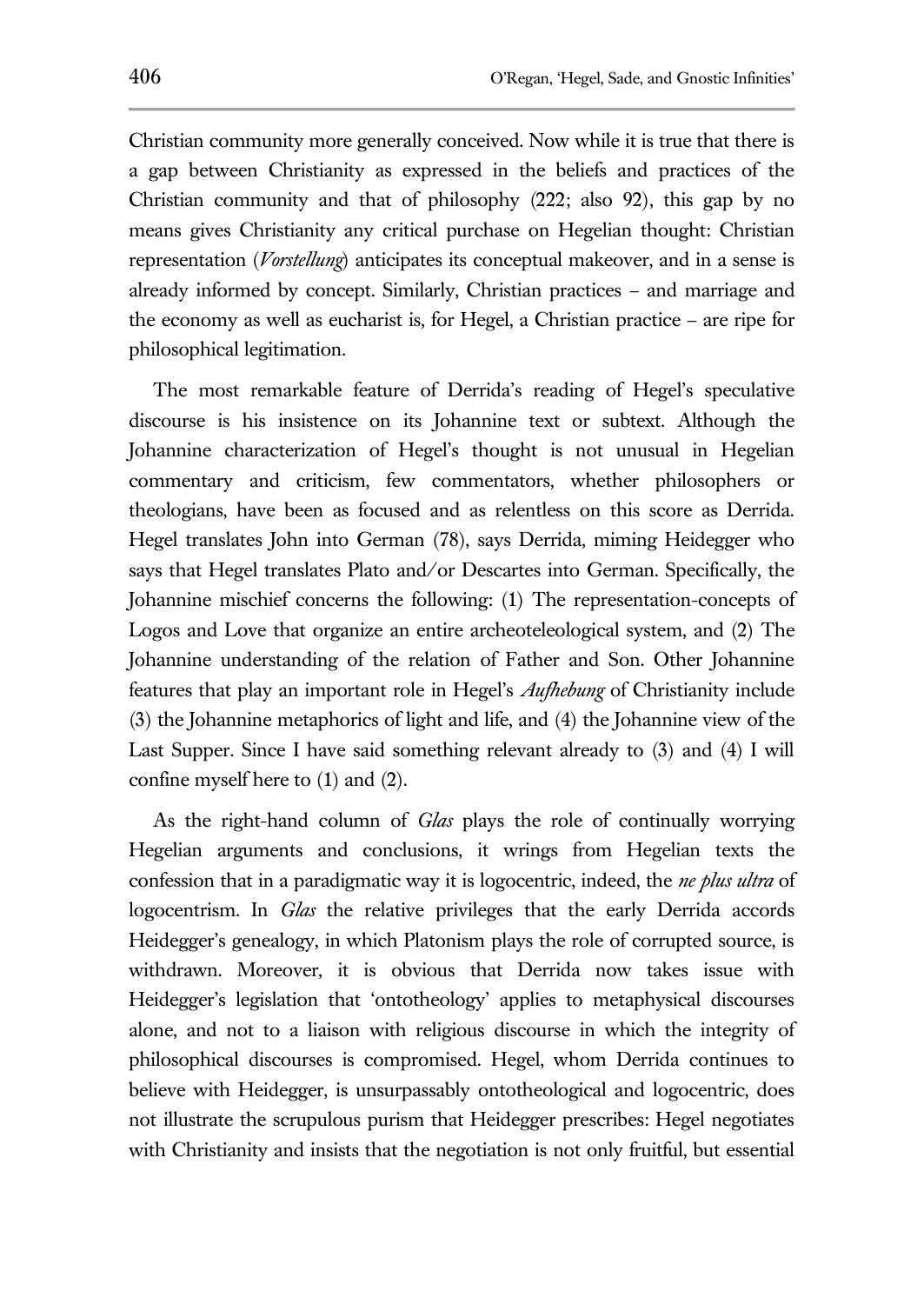Christian community more generally conceived. Now while it is true that there is a gap between Christianity as expressed in the beliefs and practices of the Christian community and that of philosophy (222; also 92), this gap by no means gives Christianity any critical purchase on Hegelian thought: Christian representation (*Vorstellung*) anticipates its conceptual makeover, and in a sense is already informed by concept. Similarly, Christian practices – and marriage and the economy as well as eucharist is, for Hegel, a Christian practice – are ripe for philosophical legitimation.

The most remarkable feature of Derrida's reading of Hegel's speculative discourse is his insistence on its Johannine text or subtext. Although the Johannine characterization of Hegel's thought is not unusual in Hegelian commentary and criticism, few commentators, whether philosophers or theologians, have been as focused and as relentless on this score as Derrida. Hegel translates John into German (78), says Derrida, miming Heidegger who says that Hegel translates Plato and/or Descartes into German. Specifically, the Johannine mischief concerns the following: (1) The representation-concepts of Logos and Love that organize an entire archeoteleological system, and (2) The Johannine understanding of the relation of Father and Son. Other Johannine features that play an important role in Hegel's *Aufhebung* of Christianity include (3) the Johannine metaphorics of light and life, and (4) the Johannine view of the Last Supper. Since I have said something relevant already to (3) and (4) I will confine myself here to (1) and (2).

As the right-hand column of *Glas* plays the role of continually worrying Hegelian arguments and conclusions, it wrings from Hegelian texts the confession that in a paradigmatic way it is logocentric, indeed, the *ne plus ultra* of logocentrism. In *Glas* the relative privileges that the early Derrida accords Heidegger's genealogy, in which Platonism plays the role of corrupted source, is withdrawn. Moreover, it is obvious that Derrida now takes issue with Heidegger's legislation that 'ontotheology' applies to metaphysical discourses alone, and not to a liaison with religious discourse in which the integrity of philosophical discourses is compromised. Hegel, whom Derrida continues to believe with Heidegger, is unsurpassably ontotheological and logocentric, does not illustrate the scrupulous purism that Heidegger prescribes: Hegel negotiates with Christianity and insists that the negotiation is not only fruitful, but essential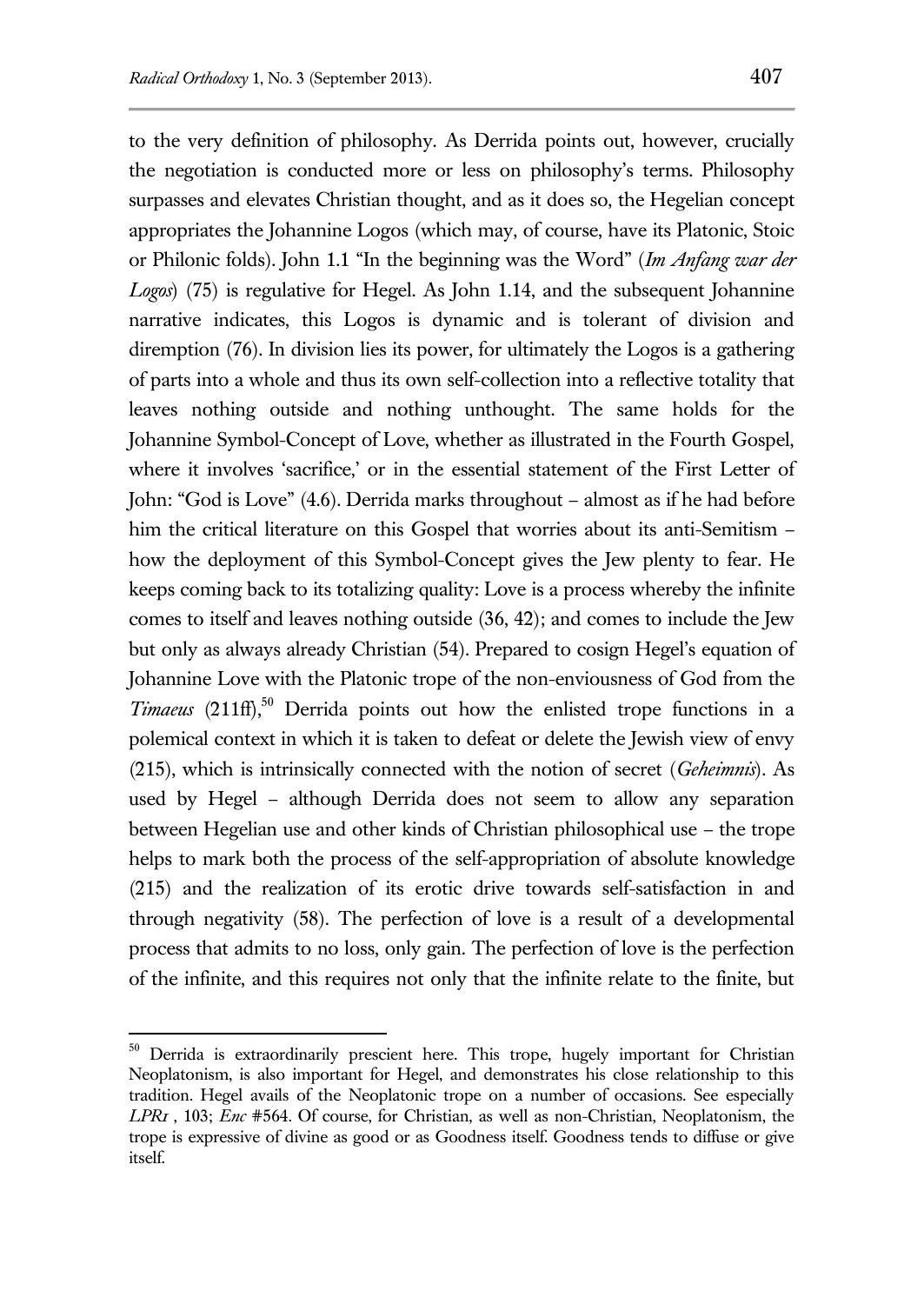to the very definition of philosophy. As Derrida points out, however, crucially the negotiation is conducted more or less on philosophy's terms. Philosophy surpasses and elevates Christian thought, and as it does so, the Hegelian concept appropriates the Johannine Logos (which may, of course, have its Platonic, Stoic or Philonic folds). John 1.1 "In the beginning was the Word" (*Im Anfang war der Logos*) (75) is regulative for Hegel. As John 1.14, and the subsequent Johannine narrative indicates, this Logos is dynamic and is tolerant of division and diremption (76). In division lies its power, for ultimately the Logos is a gathering of parts into a whole and thus its own self-collection into a reflective totality that leaves nothing outside and nothing unthought. The same holds for the Johannine Symbol-Concept of Love, whether as illustrated in the Fourth Gospel, where it involves 'sacrifice,' or in the essential statement of the First Letter of John: "God is Love" (4.6). Derrida marks throughout – almost as if he had before him the critical literature on this Gospel that worries about its anti-Semitism – how the deployment of this Symbol-Concept gives the Jew plenty to fear. He keeps coming back to its totalizing quality: Love is a process whereby the infinite comes to itself and leaves nothing outside (36, 42); and comes to include the Jew but only as always already Christian (54). Prepared to cosign Hegel's equation of Johannine Love with the Platonic trope of the non-enviousness of God from the *Timaeus* (211ff),[50] Derrida points out how the enlisted trope functions in a polemical context in which it is taken to defeat or delete the Jewish view of envy (215), which is intrinsically connected with the notion of secret (*Geheimnis*). As used by Hegel – although Derrida does not seem to allow any separation between Hegelian use and other kinds of Christian philosophical use – the trope helps to mark both the process of the self-appropriation of absolute knowledge (215) and the realization of its erotic drive towards self-satisfaction in and through negativity (58). The perfection of love is a result of a developmental process that admits to no loss, only gain. The perfection of love is the perfection of the infinite, and this requires not only that the infinite relate to the finite, but

---

[50] Derrida is extraordinarily prescient here. This trope, hugely important for Christian Neoplatonism, is also important for Hegel, and demonstrates his close relationship to this tradition. Hegel avails of the Neoplatonic trope on a number of occasions. See especially *LPR1* , 103; *Enc* #564. Of course, for Christian, as well as non-Christian, Neoplatonism, the trope is expressive of divine as good or as Goodness itself. Goodness tends to diffuse or give itself.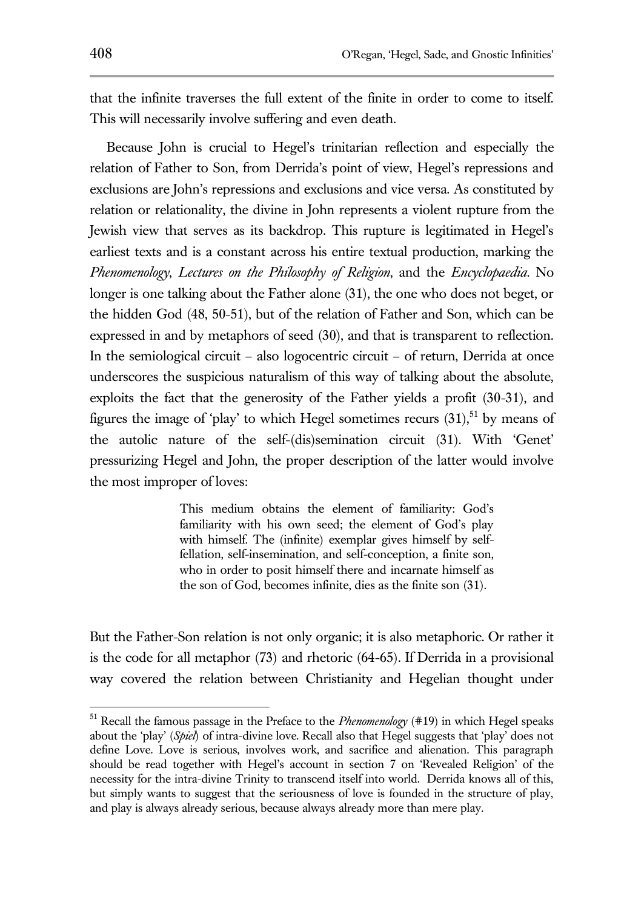that the infinite traverses the full extent of the finite in order to come to itself. This will necessarily involve suffering and even death.

Because John is crucial to Hegel's trinitarian reflection and especially the relation of Father to Son, from Derrida's point of view, Hegel's repressions and exclusions are John's repressions and exclusions and vice versa. As constituted by relation or relationality, the divine in John represents a violent rupture from the Jewish view that serves as its backdrop. This rupture is legitimated in Hegel's earliest texts and is a constant across his entire textual production, marking the *Phenomenology*, *Lectures on the Philosophy of Religion*, and the *Encyclopaedia*. No longer is one talking about the Father alone (31), the one who does not beget, or the hidden God (48, 50-51), but of the relation of Father and Son, which can be expressed in and by metaphors of seed (30), and that is transparent to reflection. In the semiological circuit – also logocentric circuit – of return, Derrida at once underscores the suspicious naturalism of this way of talking about the absolute, exploits the fact that the generosity of the Father yields a profit (30-31), and figures the image of 'play' to which Hegel sometimes recurs (31),[51] by means of the autolic nature of the self-(dis)semination circuit (31). With 'Genet' pressurizing Hegel and John, the proper description of the latter would involve the most improper of loves:

> This medium obtains the element of familiarity: God's familiarity with his own seed; the element of God's play with himself. The (infinite) exemplar gives himself by self-fellation, self-insemination, and self-conception, a finite son, who in order to posit himself there and incarnate himself as the son of God, becomes infinite, dies as the finite son (31).

But the Father-Son relation is not only organic; it is also metaphoric. Or rather it is the code for all metaphor (73) and rhetoric (64-65). If Derrida in a provisional way covered the relation between Christianity and Hegelian thought under

---

[51] Recall the famous passage in the Preface to the *Phenomenology* (#19) in which Hegel speaks about the 'play' (*Spiel*) of intra-divine love. Recall also that Hegel suggests that 'play' does not define Love. Love is serious, involves work, and sacrifice and alienation. This paragraph should be read together with Hegel's account in section 7 on 'Revealed Religion' of the necessity for the intra-divine Trinity to transcend itself into world. Derrida knows all of this, but simply wants to suggest that the seriousness of love is founded in the structure of play, and play is always already serious, because always already more than mere play.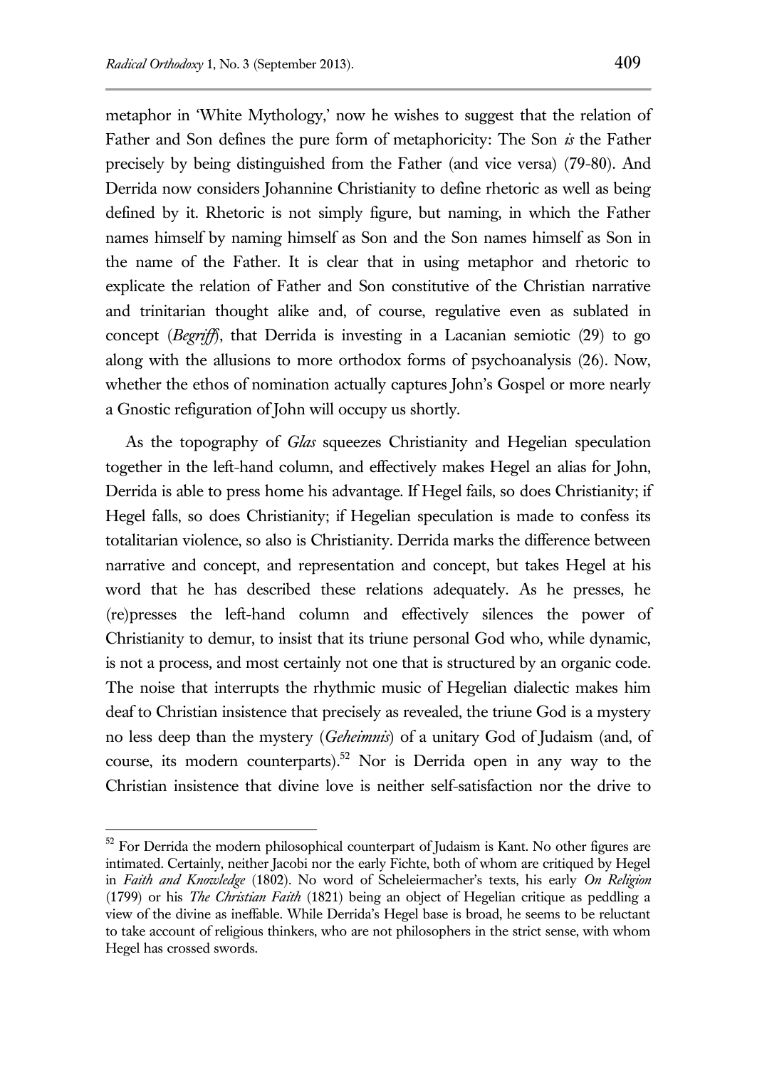metaphor in 'White Mythology,' now he wishes to suggest that the relation of Father and Son defines the pure form of metaphoricity: The Son *is* the Father precisely by being distinguished from the Father (and vice versa) (79-80). And Derrida now considers Johannine Christianity to define rhetoric as well as being defined by it. Rhetoric is not simply figure, but naming, in which the Father names himself by naming himself as Son and the Son names himself as Son in the name of the Father. It is clear that in using metaphor and rhetoric to explicate the relation of Father and Son constitutive of the Christian narrative and trinitarian thought alike and, of course, regulative even as sublated in concept (*Begriff*), that Derrida is investing in a Lacanian semiotic (29) to go along with the allusions to more orthodox forms of psychoanalysis (26). Now, whether the ethos of nomination actually captures John's Gospel or more nearly a Gnostic refiguration of John will occupy us shortly.

As the topography of *Glas* squeezes Christianity and Hegelian speculation together in the left-hand column, and effectively makes Hegel an alias for John, Derrida is able to press home his advantage. If Hegel fails, so does Christianity; if Hegel falls, so does Christianity; if Hegelian speculation is made to confess its totalitarian violence, so also is Christianity. Derrida marks the difference between narrative and concept, and representation and concept, but takes Hegel at his word that he has described these relations adequately. As he presses, he (re)presses the left-hand column and effectively silences the power of Christianity to demur, to insist that its triune personal God who, while dynamic, is not a process, and most certainly not one that is structured by an organic code. The noise that interrupts the rhythmic music of Hegelian dialectic makes him deaf to Christian insistence that precisely as revealed, the triune God is a mystery no less deep than the mystery (*Geheimnis*) of a unitary God of Judaism (and, of course, its modern counterparts).[52] Nor is Derrida open in any way to the Christian insistence that divine love is neither self-satisfaction nor the drive to

[52] For Derrida the modern philosophical counterpart of Judaism is Kant. No other figures are intimated. Certainly, neither Jacobi nor the early Fichte, both of whom are critiqued by Hegel in *Faith and Knowledge* (1802). No word of Scheleiermacher's texts, his early *On Religion* (1799) or his *The Christian Faith* (1821) being an object of Hegelian critique as peddling a view of the divine as ineffable. While Derrida's Hegel base is broad, he seems to be reluctant to take account of religious thinkers, who are not philosophers in the strict sense, with whom Hegel has crossed swords.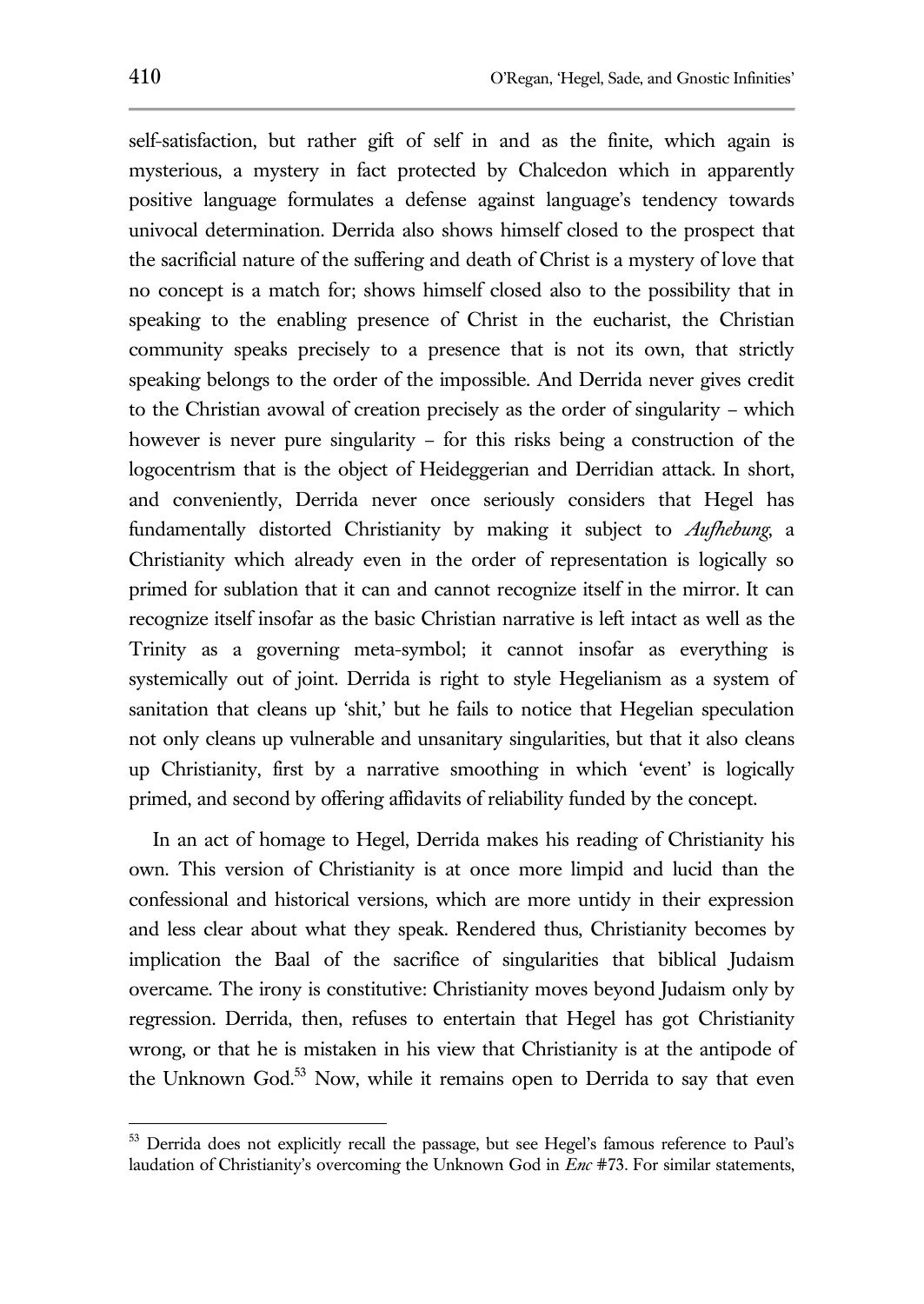self-satisfaction, but rather gift of self in and as the finite, which again is mysterious, a mystery in fact protected by Chalcedon which in apparently positive language formulates a defense against language's tendency towards univocal determination. Derrida also shows himself closed to the prospect that the sacrificial nature of the suffering and death of Christ is a mystery of love that no concept is a match for; shows himself closed also to the possibility that in speaking to the enabling presence of Christ in the eucharist, the Christian community speaks precisely to a presence that is not its own, that strictly speaking belongs to the order of the impossible. And Derrida never gives credit to the Christian avowal of creation precisely as the order of singularity – which however is never pure singularity – for this risks being a construction of the logocentrism that is the object of Heideggerian and Derridian attack. In short, and conveniently, Derrida never once seriously considers that Hegel has fundamentally distorted Christianity by making it subject to *Aufhebung*, a Christianity which already even in the order of representation is logically so primed for sublation that it can and cannot recognize itself in the mirror. It can recognize itself insofar as the basic Christian narrative is left intact as well as the Trinity as a governing meta-symbol; it cannot insofar as everything is systemically out of joint. Derrida is right to style Hegelianism as a system of sanitation that cleans up 'shit,' but he fails to notice that Hegelian speculation not only cleans up vulnerable and unsanitary singularities, but that it also cleans up Christianity, first by a narrative smoothing in which 'event' is logically primed, and second by offering affidavits of reliability funded by the concept.

In an act of homage to Hegel, Derrida makes his reading of Christianity his own. This version of Christianity is at once more limpid and lucid than the confessional and historical versions, which are more untidy in their expression and less clear about what they speak. Rendered thus, Christianity becomes by implication the Baal of the sacrifice of singularities that biblical Judaism overcame. The irony is constitutive: Christianity moves beyond Judaism only by regression. Derrida, then, refuses to entertain that Hegel has got Christianity wrong, or that he is mistaken in his view that Christianity is at the antipode of the Unknown God.[53] Now, while it remains open to Derrida to say that even

[53] Derrida does not explicitly recall the passage, but see Hegel's famous reference to Paul's laudation of Christianity's overcoming the Unknown God in *Enc* #73. For similar statements,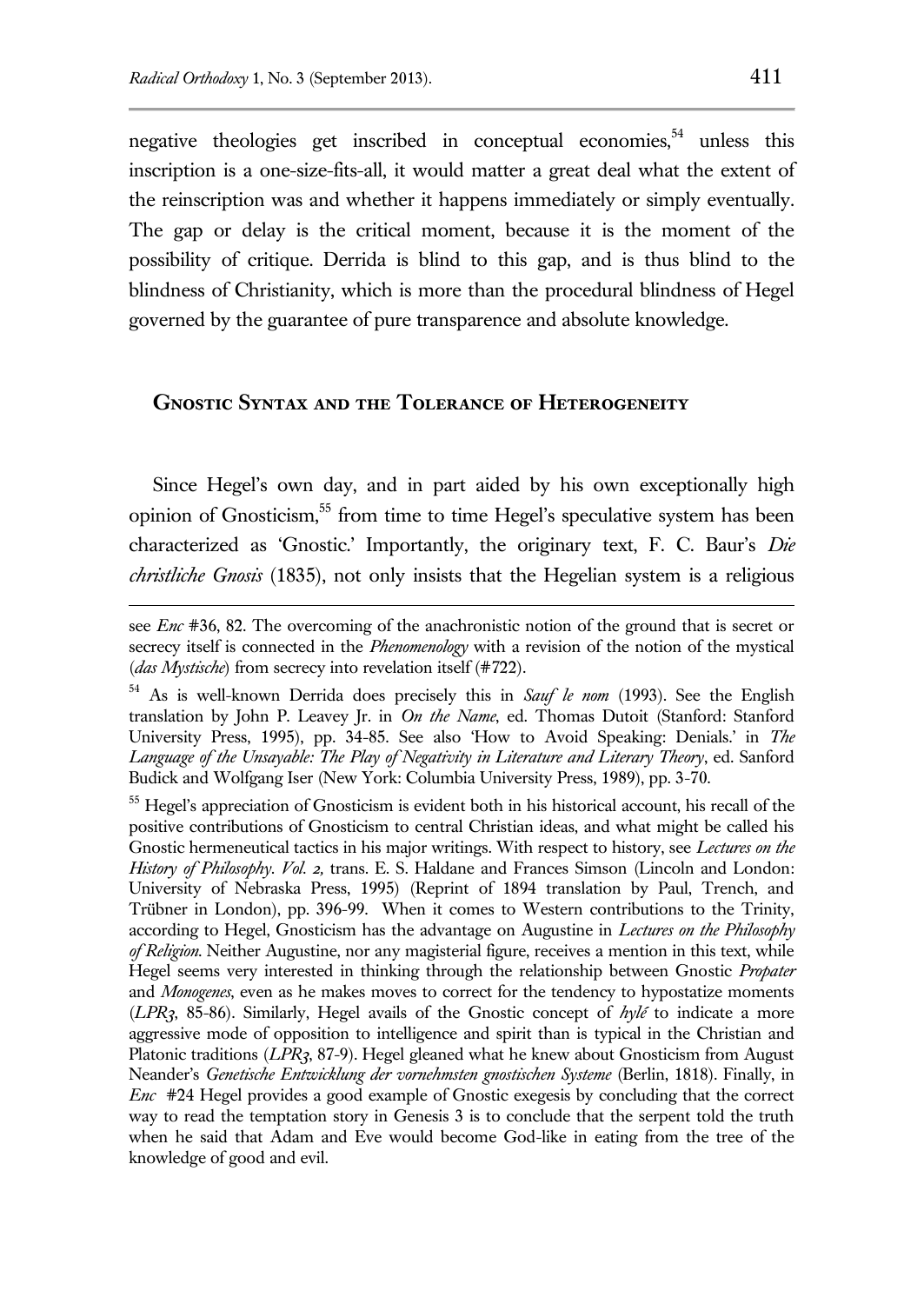negative theologies get inscribed in conceptual economies,[54] unless this inscription is a one-size-fits-all, it would matter a great deal what the extent of the reinscription was and whether it happens immediately or simply eventually. The gap or delay is the critical moment, because it is the moment of the possibility of critique. Derrida is blind to this gap, and is thus blind to the blindness of Christianity, which is more than the procedural blindness of Hegel governed by the guarantee of pure transparence and absolute knowledge.

## Gnostic Syntax and the Tolerance of Heterogeneity

Since Hegel's own day, and in part aided by his own exceptionally high opinion of Gnosticism,[55] from time to time Hegel's speculative system has been characterized as 'Gnostic.' Importantly, the originary text, F. C. Baur's *Die christliche Gnosis* (1835), not only insists that the Hegelian system is a religious

---

see *Enc* #36, 82. The overcoming of the anachronistic notion of the ground that is secret or secrecy itself is connected in the *Phenomenology* with a revision of the notion of the mystical (*das Mystische*) from secrecy into revelation itself (#722).

[54] As is well-known Derrida does precisely this in *Sauf le nom* (1993). See the English translation by John P. Leavey Jr. in *On the Name*, ed. Thomas Dutoit (Stanford: Stanford University Press, 1995), pp. 34-85. See also 'How to Avoid Speaking: Denials.' in *The Language of the Unsayable: The Play of Negativity in Literature and Literary Theory*, ed. Sanford Budick and Wolfgang Iser (New York: Columbia University Press, 1989), pp. 3-70.

[55] Hegel's appreciation of Gnosticism is evident both in his historical account, his recall of the positive contributions of Gnosticism to central Christian ideas, and what might be called his Gnostic hermeneutical tactics in his major writings. With respect to history, see *Lectures on the History of Philosophy. Vol. 2,* trans. E. S. Haldane and Frances Simson (Lincoln and London: University of Nebraska Press, 1995) (Reprint of 1894 translation by Paul, Trench, and Trübner in London), pp. 396-99. When it comes to Western contributions to the Trinity, according to Hegel, Gnosticism has the advantage on Augustine in *Lectures on the Philosophy of Religion*. Neither Augustine, nor any magisterial figure, receives a mention in this text, while Hegel seems very interested in thinking through the relationship between Gnostic *Propater* and *Monogenes*, even as he makes moves to correct for the tendency to hypostatize moments (*LPR3*, 85-86). Similarly, Hegel avails of the Gnostic concept of *hylé* to indicate a more aggressive mode of opposition to intelligence and spirit than is typical in the Christian and Platonic traditions (*LPR3*, 87-9). Hegel gleaned what he knew about Gnosticism from August Neander's *Genetische Entwicklung der vornehmsten gnostischen Systeme* (Berlin, 1818). Finally, in *Enc* #24 Hegel provides a good example of Gnostic exegesis by concluding that the correct way to read the temptation story in Genesis 3 is to conclude that the serpent told the truth when he said that Adam and Eve would become God-like in eating from the tree of the knowledge of good and evil.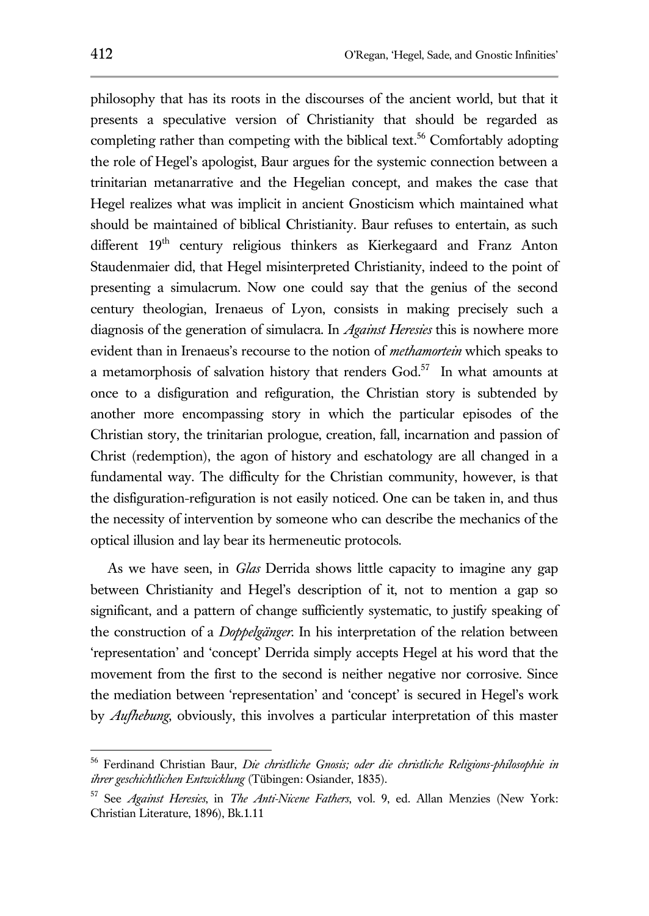philosophy that has its roots in the discourses of the ancient world, but that it presents a speculative version of Christianity that should be regarded as completing rather than competing with the biblical text.[56] Comfortably adopting the role of Hegel's apologist, Baur argues for the systemic connection between a trinitarian metanarrative and the Hegelian concept, and makes the case that Hegel realizes what was implicit in ancient Gnosticism which maintained what should be maintained of biblical Christianity. Baur refuses to entertain, as such different 19th century religious thinkers as Kierkegaard and Franz Anton Staudenmaier did, that Hegel misinterpreted Christianity, indeed to the point of presenting a simulacrum. Now one could say that the genius of the second century theologian, Irenaeus of Lyon, consists in making precisely such a diagnosis of the generation of simulacra. In *Against Heresies* this is nowhere more evident than in Irenaeus's recourse to the notion of *methamortein* which speaks to a metamorphosis of salvation history that renders God.[57] In what amounts at once to a disfiguration and refiguration, the Christian story is subtended by another more encompassing story in which the particular episodes of the Christian story, the trinitarian prologue, creation, fall, incarnation and passion of Christ (redemption), the agon of history and eschatology are all changed in a fundamental way. The difficulty for the Christian community, however, is that the disfiguration-refiguration is not easily noticed. One can be taken in, and thus the necessity of intervention by someone who can describe the mechanics of the optical illusion and lay bear its hermeneutic protocols.

As we have seen, in *Glas* Derrida shows little capacity to imagine any gap between Christianity and Hegel's description of it, not to mention a gap so significant, and a pattern of change sufficiently systematic, to justify speaking of the construction of a *Doppelgänger*. In his interpretation of the relation between 'representation' and 'concept' Derrida simply accepts Hegel at his word that the movement from the first to the second is neither negative nor corrosive. Since the mediation between 'representation' and 'concept' is secured in Hegel's work by *Aufhebung*, obviously, this involves a particular interpretation of this master

---

[56] Ferdinand Christian Baur, *Die christliche Gnosis; oder die christliche Religions-philosophie in ihrer geschichtlichen Entwicklung* (Tübingen: Osiander, 1835).

[57] See *Against Heresies*, in *The Anti-Nicene Fathers*, vol. 9, ed. Allan Menzies (New York: Christian Literature, 1896), Bk.1.11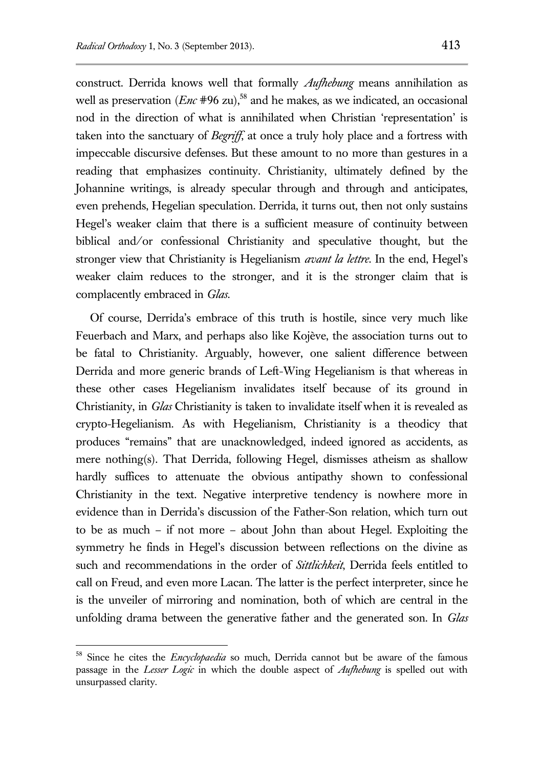construct. Derrida knows well that formally *Aufhebung* means annihilation as well as preservation (*Enc* #96 zu),[58] and he makes, as we indicated, an occasional nod in the direction of what is annihilated when Christian 'representation' is taken into the sanctuary of *Begriff*, at once a truly holy place and a fortress with impeccable discursive defenses. But these amount to no more than gestures in a reading that emphasizes continuity. Christianity, ultimately defined by the Johannine writings, is already specular through and through and anticipates, even prehends, Hegelian speculation. Derrida, it turns out, then not only sustains Hegel's weaker claim that there is a sufficient measure of continuity between biblical and/or confessional Christianity and speculative thought, but the stronger view that Christianity is Hegelianism *avant la lettre*. In the end, Hegel's weaker claim reduces to the stronger, and it is the stronger claim that is complacently embraced in *Glas*.

Of course, Derrida's embrace of this truth is hostile, since very much like Feuerbach and Marx, and perhaps also like Kojève, the association turns out to be fatal to Christianity. Arguably, however, one salient difference between Derrida and more generic brands of Left-Wing Hegelianism is that whereas in these other cases Hegelianism invalidates itself because of its ground in Christianity, in *Glas* Christianity is taken to invalidate itself when it is revealed as crypto-Hegelianism. As with Hegelianism, Christianity is a theodicy that produces "remains" that are unacknowledged, indeed ignored as accidents, as mere nothing(s). That Derrida, following Hegel, dismisses atheism as shallow hardly suffices to attenuate the obvious antipathy shown to confessional Christianity in the text. Negative interpretive tendency is nowhere more in evidence than in Derrida's discussion of the Father-Son relation, which turn out to be as much – if not more – about John than about Hegel. Exploiting the symmetry he finds in Hegel's discussion between reflections on the divine as such and recommendations in the order of *Sittlichkeit*, Derrida feels entitled to call on Freud, and even more Lacan. The latter is the perfect interpreter, since he is the unveiler of mirroring and nomination, both of which are central in the unfolding drama between the generative father and the generated son. In *Glas*

---

[58] Since he cites the *Encyclopaedia* so much, Derrida cannot but be aware of the famous passage in the *Lesser Logic* in which the double aspect of *Aufhebung* is spelled out with unsurpassed clarity.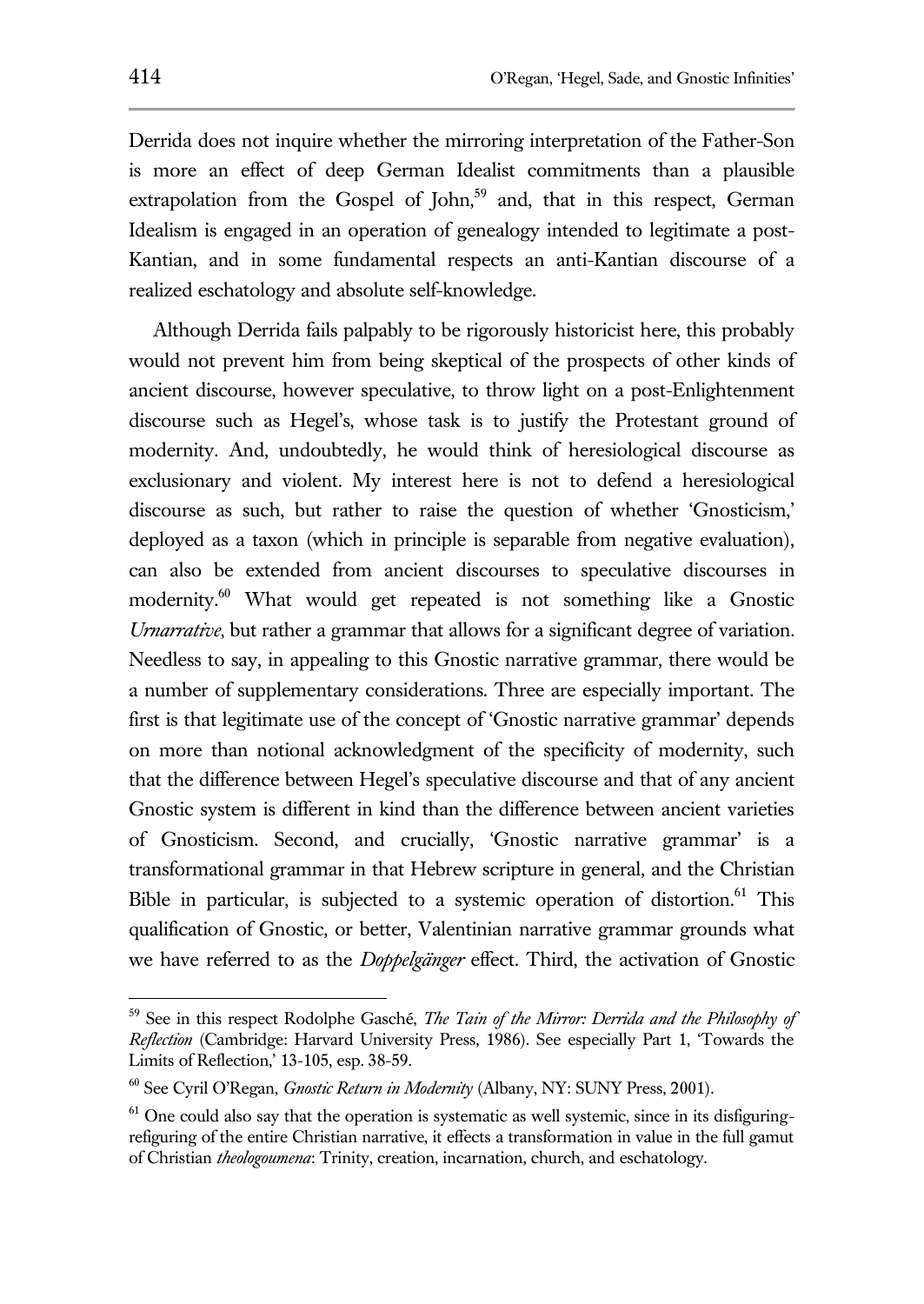Derrida does not inquire whether the mirroring interpretation of the Father-Son is more an effect of deep German Idealist commitments than a plausible extrapolation from the Gospel of John,[59] and, that in this respect, German Idealism is engaged in an operation of genealogy intended to legitimate a post-Kantian, and in some fundamental respects an anti-Kantian discourse of a realized eschatology and absolute self-knowledge.

Although Derrida fails palpably to be rigorously historicist here, this probably would not prevent him from being skeptical of the prospects of other kinds of ancient discourse, however speculative, to throw light on a post-Enlightenment discourse such as Hegel's, whose task is to justify the Protestant ground of modernity. And, undoubtedly, he would think of heresiological discourse as exclusionary and violent. My interest here is not to defend a heresiological discourse as such, but rather to raise the question of whether 'Gnosticism,' deployed as a taxon (which in principle is separable from negative evaluation), can also be extended from ancient discourses to speculative discourses in modernity.[60] What would get repeated is not something like a Gnostic *Urnarrative*, but rather a grammar that allows for a significant degree of variation. Needless to say, in appealing to this Gnostic narrative grammar, there would be a number of supplementary considerations. Three are especially important. The first is that legitimate use of the concept of 'Gnostic narrative grammar' depends on more than notional acknowledgment of the specificity of modernity, such that the difference between Hegel's speculative discourse and that of any ancient Gnostic system is different in kind than the difference between ancient varieties of Gnosticism. Second, and crucially, 'Gnostic narrative grammar' is a transformational grammar in that Hebrew scripture in general, and the Christian Bible in particular, is subjected to a systemic operation of distortion.[61] This qualification of Gnostic, or better, Valentinian narrative grammar grounds what we have referred to as the *Doppelgänger* effect. Third, the activation of Gnostic

---

[59] See in this respect Rodolphe Gasché, *The Tain of the Mirror: Derrida and the Philosophy of Reflection* (Cambridge: Harvard University Press, 1986). See especially Part 1, 'Towards the Limits of Reflection,' 13-105, esp. 38-59.

[60] See Cyril O'Regan, *Gnostic Return in Modernity* (Albany, NY: SUNY Press, 2001).

[61] One could also say that the operation is systematic as well systemic, since in its disfiguring-refiguring of the entire Christian narrative, it effects a transformation in value in the full gamut of Christian *theologoumena*: Trinity, creation, incarnation, church, and eschatology.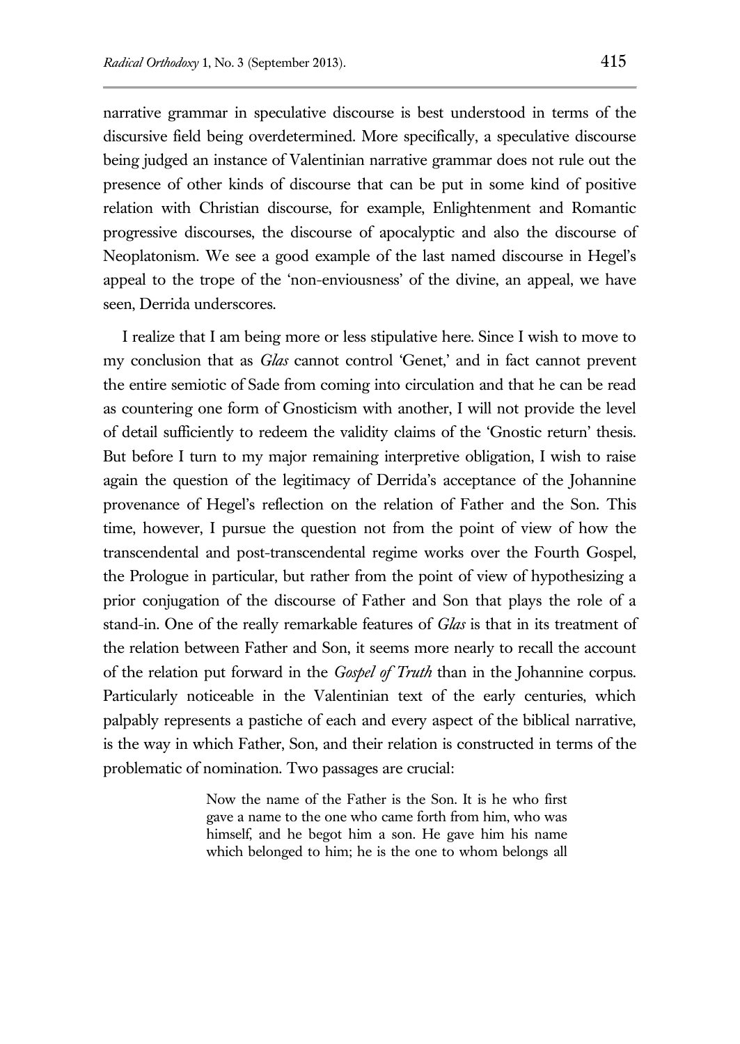narrative grammar in speculative discourse is best understood in terms of the discursive field being overdetermined. More specifically, a speculative discourse being judged an instance of Valentinian narrative grammar does not rule out the presence of other kinds of discourse that can be put in some kind of positive relation with Christian discourse, for example, Enlightenment and Romantic progressive discourses, the discourse of apocalyptic and also the discourse of Neoplatonism. We see a good example of the last named discourse in Hegel's appeal to the trope of the 'non-enviousness' of the divine, an appeal, we have seen, Derrida underscores.

I realize that I am being more or less stipulative here. Since I wish to move to my conclusion that as *Glas* cannot control 'Genet,' and in fact cannot prevent the entire semiotic of Sade from coming into circulation and that he can be read as countering one form of Gnosticism with another, I will not provide the level of detail sufficiently to redeem the validity claims of the 'Gnostic return' thesis. But before I turn to my major remaining interpretive obligation, I wish to raise again the question of the legitimacy of Derrida's acceptance of the Johannine provenance of Hegel's reflection on the relation of Father and the Son. This time, however, I pursue the question not from the point of view of how the transcendental and post-transcendental regime works over the Fourth Gospel, the Prologue in particular, but rather from the point of view of hypothesizing a prior conjugation of the discourse of Father and Son that plays the role of a stand-in. One of the really remarkable features of *Glas* is that in its treatment of the relation between Father and Son, it seems more nearly to recall the account of the relation put forward in the *Gospel of Truth* than in the Johannine corpus. Particularly noticeable in the Valentinian text of the early centuries, which palpably represents a pastiche of each and every aspect of the biblical narrative, is the way in which Father, Son, and their relation is constructed in terms of the problematic of nomination. Two passages are crucial:

> Now the name of the Father is the Son. It is he who first gave a name to the one who came forth from him, who was himself, and he begot him a son. He gave him his name which belonged to him; he is the one to whom belongs all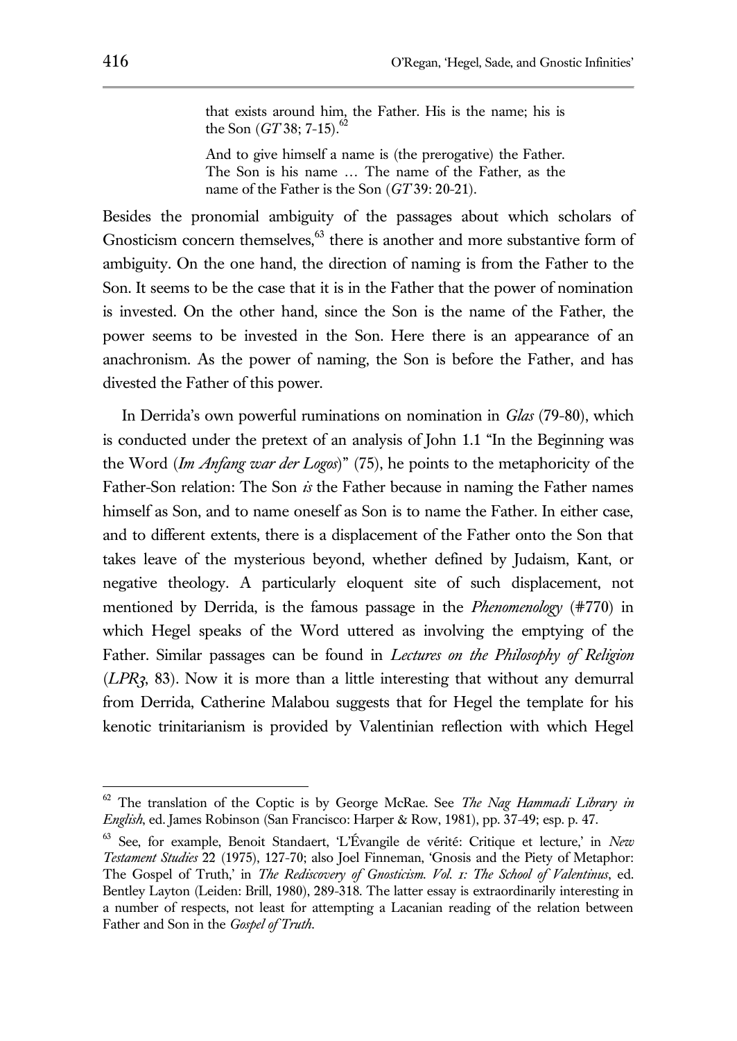> that exists around him, the Father. His is the name; his is the Son (*GT* 38; 7-15).[62]
>
> And to give himself a name is (the prerogative) the Father. The Son is his name … The name of the Father, as the name of the Father is the Son (*GT* 39: 20-21).

Besides the pronomial ambiguity of the passages about which scholars of Gnosticism concern themselves,[63] there is another and more substantive form of ambiguity. On the one hand, the direction of naming is from the Father to the Son. It seems to be the case that it is in the Father that the power of nomination is invested. On the other hand, since the Son is the name of the Father, the power seems to be invested in the Son. Here there is an appearance of an anachronism. As the power of naming, the Son is before the Father, and has divested the Father of this power.

In Derrida's own powerful ruminations on nomination in *Glas* (79-80), which is conducted under the pretext of an analysis of John 1.1 "In the Beginning was the Word (*Im Anfang war der Logos*)" (75), he points to the metaphoricity of the Father-Son relation: The Son *is* the Father because in naming the Father names himself as Son, and to name oneself as Son is to name the Father. In either case, and to different extents, there is a displacement of the Father onto the Son that takes leave of the mysterious beyond, whether defined by Judaism, Kant, or negative theology. A particularly eloquent site of such displacement, not mentioned by Derrida, is the famous passage in the *Phenomenology* (#770) in which Hegel speaks of the Word uttered as involving the emptying of the Father. Similar passages can be found in *Lectures on the Philosophy of Religion* (*LPR3*, 83). Now it is more than a little interesting that without any demurral from Derrida, Catherine Malabou suggests that for Hegel the template for his kenotic trinitarianism is provided by Valentinian reflection with which Hegel

---

[62] The translation of the Coptic is by George McRae. See *The Nag Hammadi Library in English*, ed. James Robinson (San Francisco: Harper & Row, 1981), pp. 37-49; esp. p. 47.

[63] See, for example, Benoit Standaert, 'L'Évangile de vérité: Critique et lecture,' in *New Testament Studies* 22 (1975), 127-70; also Joel Finneman, 'Gnosis and the Piety of Metaphor: The Gospel of Truth,' in *The Rediscovery of Gnosticism. Vol. 1: The School of Valentinus*, ed. Bentley Layton (Leiden: Brill, 1980), 289-318. The latter essay is extraordinarily interesting in a number of respects, not least for attempting a Lacanian reading of the relation between Father and Son in the *Gospel of Truth*.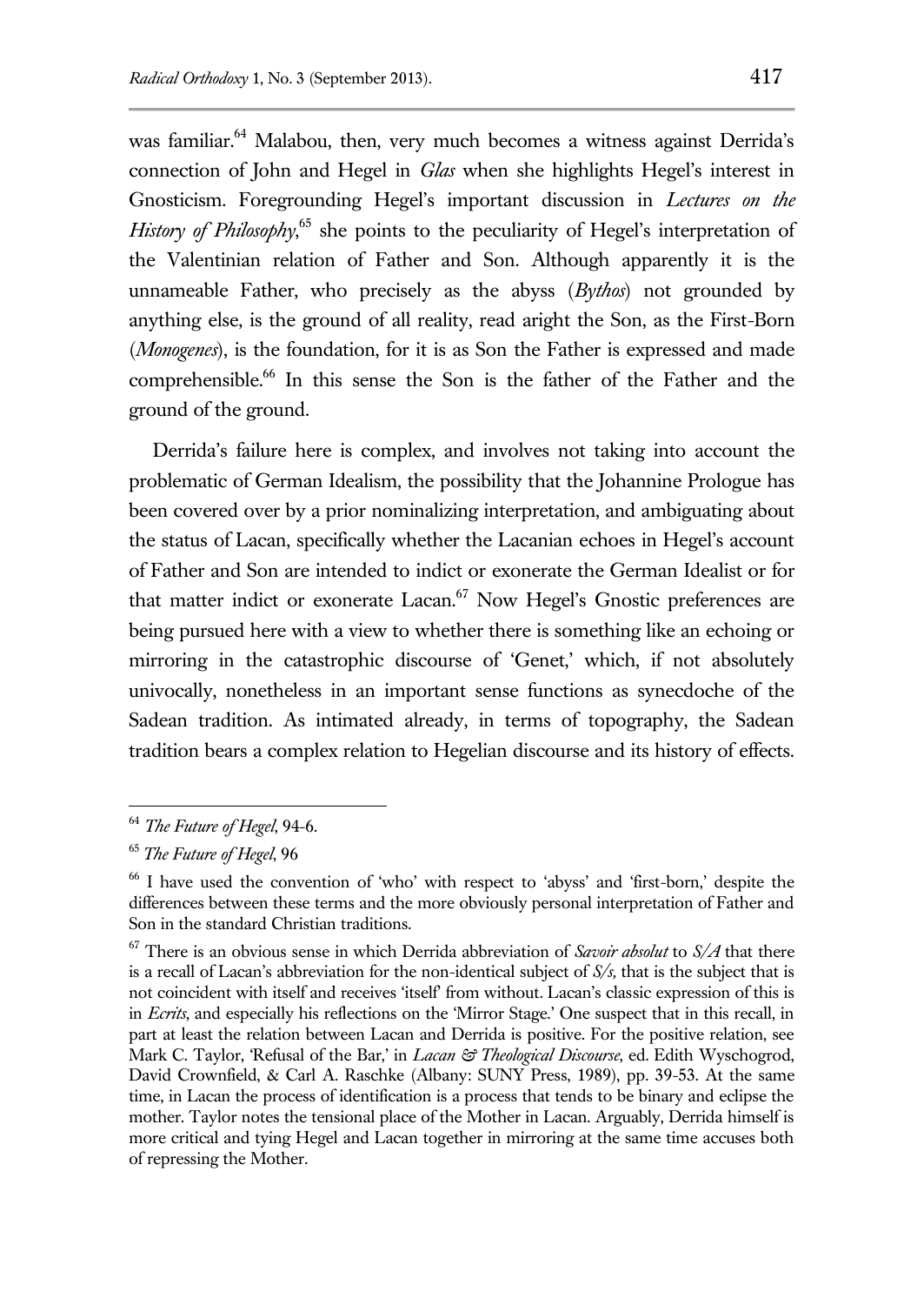was familiar.[64] Malabou, then, very much becomes a witness against Derrida's connection of John and Hegel in *Glas* when she highlights Hegel's interest in Gnosticism. Foregrounding Hegel's important discussion in *Lectures on the History of Philosophy*,[65] she points to the peculiarity of Hegel's interpretation of the Valentinian relation of Father and Son. Although apparently it is the unnameable Father, who precisely as the abyss (*Bythos*) not grounded by anything else, is the ground of all reality, read aright the Son, as the First-Born (*Monogenes*), is the foundation, for it is as Son the Father is expressed and made comprehensible.[66] In this sense the Son is the father of the Father and the ground of the ground.

Derrida's failure here is complex, and involves not taking into account the problematic of German Idealism, the possibility that the Johannine Prologue has been covered over by a prior nominalizing interpretation, and ambiguating about the status of Lacan, specifically whether the Lacanian echoes in Hegel's account of Father and Son are intended to indict or exonerate the German Idealist or for that matter indict or exonerate Lacan.[67] Now Hegel's Gnostic preferences are being pursued here with a view to whether there is something like an echoing or mirroring in the catastrophic discourse of 'Genet,' which, if not absolutely univocally, nonetheless in an important sense functions as synecdoche of the Sadean tradition. As intimated already, in terms of topography, the Sadean tradition bears a complex relation to Hegelian discourse and its history of effects.

---

[64] *The Future of Hegel*, 94-6.

[65] *The Future of Hegel*, 96

[66] I have used the convention of 'who' with respect to 'abyss' and 'first-born,' despite the differences between these terms and the more obviously personal interpretation of Father and Son in the standard Christian traditions.

[67] There is an obvious sense in which Derrida abbreviation of *Savoir absolut* to *S/A* that there is a recall of Lacan's abbreviation for the non-identical subject of *S/s,* that is the subject that is not coincident with itself and receives 'itself' from without. Lacan's classic expression of this is in *Ecrits*, and especially his reflections on the 'Mirror Stage.' One suspect that in this recall, in part at least the relation between Lacan and Derrida is positive. For the positive relation, see Mark C. Taylor, 'Refusal of the Bar,' in *Lacan & Theological Discourse*, ed. Edith Wyschogrod, David Crownfield, & Carl A. Raschke (Albany: SUNY Press, 1989), pp. 39-53. At the same time, in Lacan the process of identification is a process that tends to be binary and eclipse the mother. Taylor notes the tensional place of the Mother in Lacan. Arguably, Derrida himself is more critical and tying Hegel and Lacan together in mirroring at the same time accuses both of repressing the Mother.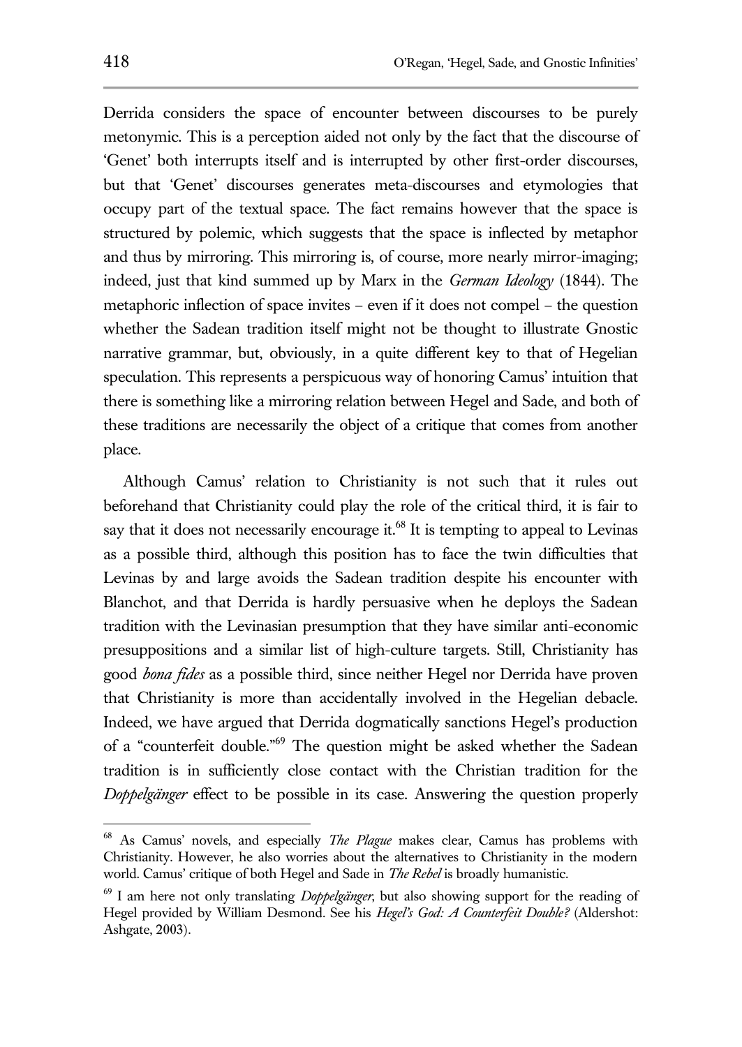Derrida considers the space of encounter between discourses to be purely metonymic. This is a perception aided not only by the fact that the discourse of 'Genet' both interrupts itself and is interrupted by other first-order discourses, but that 'Genet' discourses generates meta-discourses and etymologies that occupy part of the textual space. The fact remains however that the space is structured by polemic, which suggests that the space is inflected by metaphor and thus by mirroring. This mirroring is, of course, more nearly mirror-imaging; indeed, just that kind summed up by Marx in the *German Ideology* (1844). The metaphoric inflection of space invites – even if it does not compel – the question whether the Sadean tradition itself might not be thought to illustrate Gnostic narrative grammar, but, obviously, in a quite different key to that of Hegelian speculation. This represents a perspicuous way of honoring Camus' intuition that there is something like a mirroring relation between Hegel and Sade, and both of these traditions are necessarily the object of a critique that comes from another place.

Although Camus' relation to Christianity is not such that it rules out beforehand that Christianity could play the role of the critical third, it is fair to say that it does not necessarily encourage it.[68] It is tempting to appeal to Levinas as a possible third, although this position has to face the twin difficulties that Levinas by and large avoids the Sadean tradition despite his encounter with Blanchot, and that Derrida is hardly persuasive when he deploys the Sadean tradition with the Levinasian presumption that they have similar anti-economic presuppositions and a similar list of high-culture targets. Still, Christianity has good *bona fides* as a possible third, since neither Hegel nor Derrida have proven that Christianity is more than accidentally involved in the Hegelian debacle. Indeed, we have argued that Derrida dogmatically sanctions Hegel's production of a "counterfeit double."[69] The question might be asked whether the Sadean tradition is in sufficiently close contact with the Christian tradition for the *Doppelgänger* effect to be possible in its case. Answering the question properly

---

[68] As Camus' novels, and especially *The Plague* makes clear, Camus has problems with Christianity. However, he also worries about the alternatives to Christianity in the modern world. Camus' critique of both Hegel and Sade in *The Rebel* is broadly humanistic.

[69] I am here not only translating *Doppelgänger*, but also showing support for the reading of Hegel provided by William Desmond. See his *Hegel's God: A Counterfeit Double?* (Aldershot: Ashgate, 2003).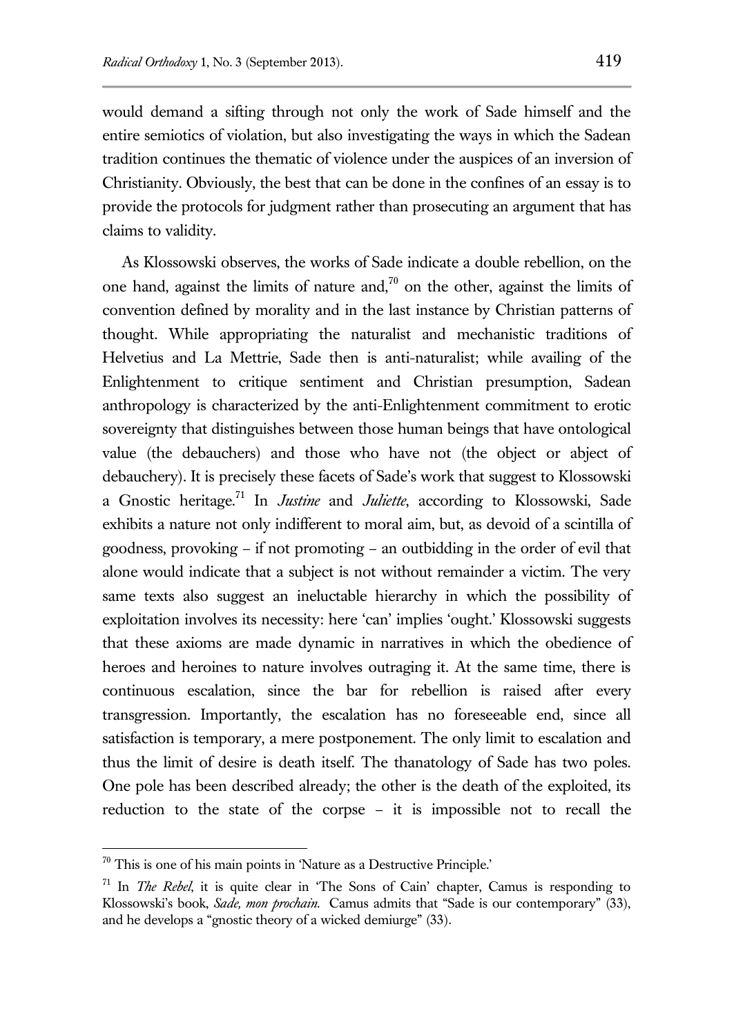would demand a sifting through not only the work of Sade himself and the entire semiotics of violation, but also investigating the ways in which the Sadean tradition continues the thematic of violence under the auspices of an inversion of Christianity. Obviously, the best that can be done in the confines of an essay is to provide the protocols for judgment rather than prosecuting an argument that has claims to validity.

As Klossowski observes, the works of Sade indicate a double rebellion, on the one hand, against the limits of nature and,[70] on the other, against the limits of convention defined by morality and in the last instance by Christian patterns of thought. While appropriating the naturalist and mechanistic traditions of Helvetius and La Mettrie, Sade then is anti-naturalist; while availing of the Enlightenment to critique sentiment and Christian presumption, Sadean anthropology is characterized by the anti-Enlightenment commitment to erotic sovereignty that distinguishes between those human beings that have ontological value (the debauchers) and those who have not (the object or abject of debauchery). It is precisely these facets of Sade's work that suggest to Klossowski a Gnostic heritage.[71] In *Justine* and *Juliette*, according to Klossowski, Sade exhibits a nature not only indifferent to moral aim, but, as devoid of a scintilla of goodness, provoking – if not promoting – an outbidding in the order of evil that alone would indicate that a subject is not without remainder a victim. The very same texts also suggest an ineluctable hierarchy in which the possibility of exploitation involves its necessity: here 'can' implies 'ought.' Klossowski suggests that these axioms are made dynamic in narratives in which the obedience of heroes and heroines to nature involves outraging it. At the same time, there is continuous escalation, since the bar for rebellion is raised after every transgression. Importantly, the escalation has no foreseeable end, since all satisfaction is temporary, a mere postponement. The only limit to escalation and thus the limit of desire is death itself. The thanatology of Sade has two poles. One pole has been described already; the other is the death of the exploited, its reduction to the state of the corpse – it is impossible not to recall the

---

[70] This is one of his main points in 'Nature as a Destructive Principle.'

[71] In *The Rebel*, it is quite clear in 'The Sons of Cain' chapter, Camus is responding to Klossowski's book, *Sade, mon prochain.* Camus admits that "Sade is our contemporary" (33), and he develops a "gnostic theory of a wicked demiurge" (33).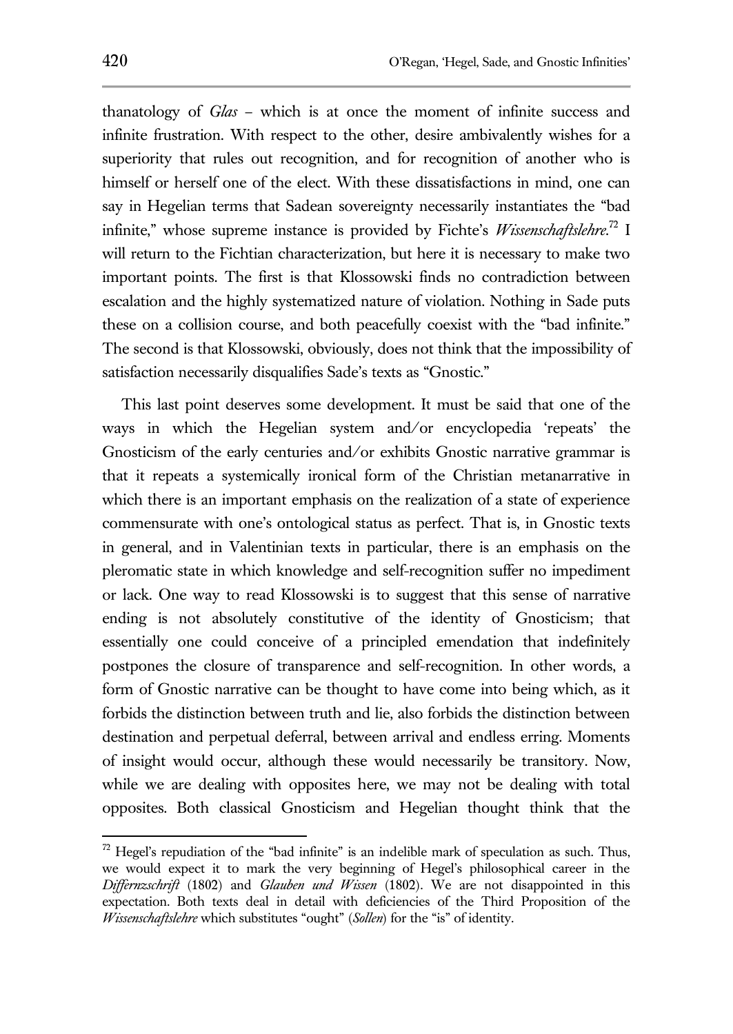thanatology of *Glas* – which is at once the moment of infinite success and infinite frustration. With respect to the other, desire ambivalently wishes for a superiority that rules out recognition, and for recognition of another who is himself or herself one of the elect. With these dissatisfactions in mind, one can say in Hegelian terms that Sadean sovereignty necessarily instantiates the "bad infinite," whose supreme instance is provided by Fichte's *Wissenschaftslehre*.[72] I will return to the Fichtian characterization, but here it is necessary to make two important points. The first is that Klossowski finds no contradiction between escalation and the highly systematized nature of violation. Nothing in Sade puts these on a collision course, and both peacefully coexist with the "bad infinite." The second is that Klossowski, obviously, does not think that the impossibility of satisfaction necessarily disqualifies Sade's texts as "Gnostic."

This last point deserves some development. It must be said that one of the ways in which the Hegelian system and/or encyclopedia 'repeats' the Gnosticism of the early centuries and/or exhibits Gnostic narrative grammar is that it repeats a systemically ironical form of the Christian metanarrative in which there is an important emphasis on the realization of a state of experience commensurate with one's ontological status as perfect. That is, in Gnostic texts in general, and in Valentinian texts in particular, there is an emphasis on the pleromatic state in which knowledge and self-recognition suffer no impediment or lack. One way to read Klossowski is to suggest that this sense of narrative ending is not absolutely constitutive of the identity of Gnosticism; that essentially one could conceive of a principled emendation that indefinitely postpones the closure of transparence and self-recognition. In other words, a form of Gnostic narrative can be thought to have come into being which, as it forbids the distinction between truth and lie, also forbids the distinction between destination and perpetual deferral, between arrival and endless erring. Moments of insight would occur, although these would necessarily be transitory. Now, while we are dealing with opposites here, we may not be dealing with total opposites. Both classical Gnosticism and Hegelian thought think that the

---

[72] Hegel's repudiation of the "bad infinite" is an indelible mark of speculation as such. Thus, we would expect it to mark the very beginning of Hegel's philosophical career in the *Differnzschrift* (1802) and *Glauben und Wissen* (1802). We are not disappointed in this expectation. Both texts deal in detail with deficiencies of the Third Proposition of the *Wissenschaftslehre* which substitutes "ought" (*Sollen*) for the "is" of identity.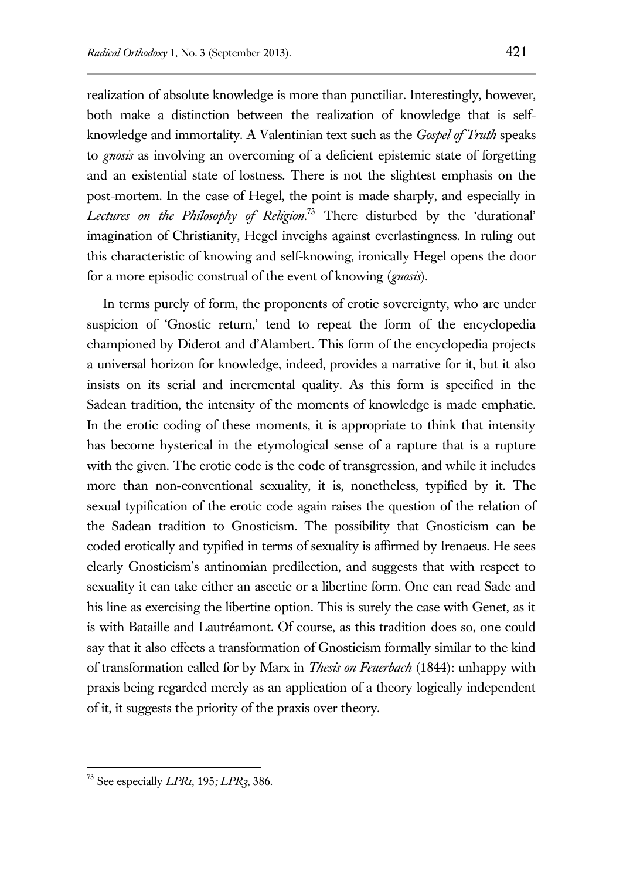realization of absolute knowledge is more than punctiliar. Interestingly, however, both make a distinction between the realization of knowledge that is self-knowledge and immortality. A Valentinian text such as the *Gospel of Truth* speaks to *gnosis* as involving an overcoming of a deficient epistemic state of forgetting and an existential state of lostness. There is not the slightest emphasis on the post-mortem. In the case of Hegel, the point is made sharply, and especially in *Lectures on the Philosophy of Religion*.[73] There disturbed by the 'durational' imagination of Christianity, Hegel inveighs against everlastingness. In ruling out this characteristic of knowing and self-knowing, ironically Hegel opens the door for a more episodic construal of the event of knowing (*gnosis*).

In terms purely of form, the proponents of erotic sovereignty, who are under suspicion of 'Gnostic return,' tend to repeat the form of the encyclopedia championed by Diderot and d'Alambert. This form of the encyclopedia projects a universal horizon for knowledge, indeed, provides a narrative for it, but it also insists on its serial and incremental quality. As this form is specified in the Sadean tradition, the intensity of the moments of knowledge is made emphatic. In the erotic coding of these moments, it is appropriate to think that intensity has become hysterical in the etymological sense of a rapture that is a rupture with the given. The erotic code is the code of transgression, and while it includes more than non-conventional sexuality, it is, nonetheless, typified by it. The sexual typification of the erotic code again raises the question of the relation of the Sadean tradition to Gnosticism. The possibility that Gnosticism can be coded erotically and typified in terms of sexuality is affirmed by Irenaeus. He sees clearly Gnosticism's antinomian predilection, and suggests that with respect to sexuality it can take either an ascetic or a libertine form. One can read Sade and his line as exercising the libertine option. This is surely the case with Genet, as it is with Bataille and Lautréamont. Of course, as this tradition does so, one could say that it also effects a transformation of Gnosticism formally similar to the kind of transformation called for by Marx in *Thesis on Feuerbach* (1844): unhappy with praxis being regarded merely as an application of a theory logically independent of it, it suggests the priority of the praxis over theory.

---

[73] See especially *LPR1*, 195; *LPR3*, 386.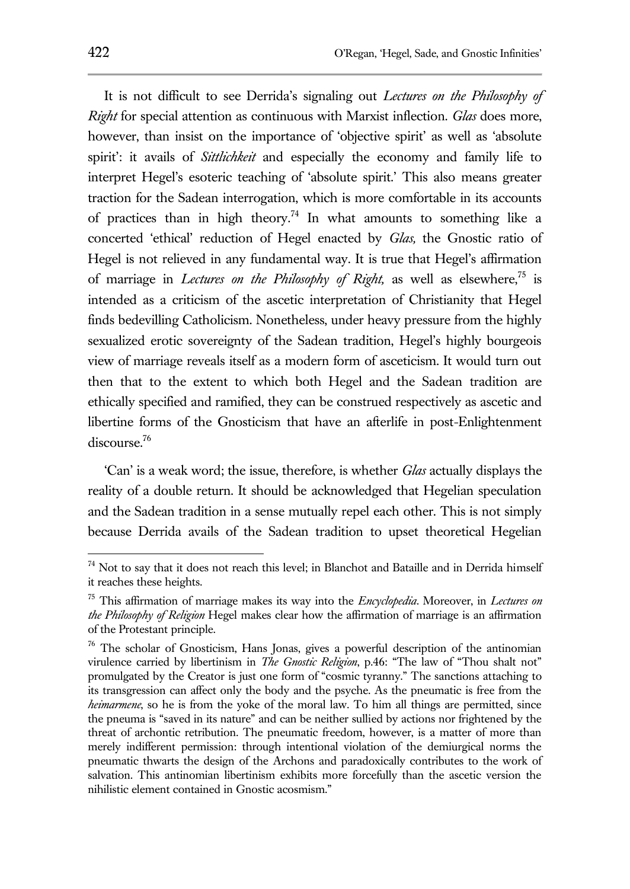It is not difficult to see Derrida's signaling out *Lectures on the Philosophy of Right* for special attention as continuous with Marxist inflection. *Glas* does more, however, than insist on the importance of 'objective spirit' as well as 'absolute spirit': it avails of *Sittlichkeit* and especially the economy and family life to interpret Hegel's esoteric teaching of 'absolute spirit.' This also means greater traction for the Sadean interrogation, which is more comfortable in its accounts of practices than in high theory.[74] In what amounts to something like a concerted 'ethical' reduction of Hegel enacted by *Glas,* the Gnostic ratio of Hegel is not relieved in any fundamental way. It is true that Hegel's affirmation of marriage in *Lectures on the Philosophy of Right,* as well as elsewhere,[75] is intended as a criticism of the ascetic interpretation of Christianity that Hegel finds bedevilling Catholicism. Nonetheless, under heavy pressure from the highly sexualized erotic sovereignty of the Sadean tradition, Hegel's highly bourgeois view of marriage reveals itself as a modern form of asceticism. It would turn out then that to the extent to which both Hegel and the Sadean tradition are ethically specified and ramified, they can be construed respectively as ascetic and libertine forms of the Gnosticism that have an afterlife in post-Enlightenment discourse.[76]

'Can' is a weak word; the issue, therefore, is whether *Glas* actually displays the reality of a double return. It should be acknowledged that Hegelian speculation and the Sadean tradition in a sense mutually repel each other. This is not simply because Derrida avails of the Sadean tradition to upset theoretical Hegelian

---

[74] Not to say that it does not reach this level; in Blanchot and Bataille and in Derrida himself it reaches these heights.

[75] This affirmation of marriage makes its way into the *Encyclopedia*. Moreover, in *Lectures on the Philosophy of Religion* Hegel makes clear how the affirmation of marriage is an affirmation of the Protestant principle.

[76] The scholar of Gnosticism, Hans Jonas, gives a powerful description of the antinomian virulence carried by libertinism in *The Gnostic Religion*, p.46: "The law of "Thou shalt not" promulgated by the Creator is just one form of "cosmic tyranny." The sanctions attaching to its transgression can affect only the body and the psyche. As the pneumatic is free from the *heimarmene*, so he is from the yoke of the moral law. To him all things are permitted, since the pneuma is "saved in its nature" and can be neither sullied by actions nor frightened by the threat of archontic retribution. The pneumatic freedom, however, is a matter of more than merely indifferent permission: through intentional violation of the demiurgical norms the pneumatic thwarts the design of the Archons and paradoxically contributes to the work of salvation. This antinomian libertinism exhibits more forcefully than the ascetic version the nihilistic element contained in Gnostic acosmism."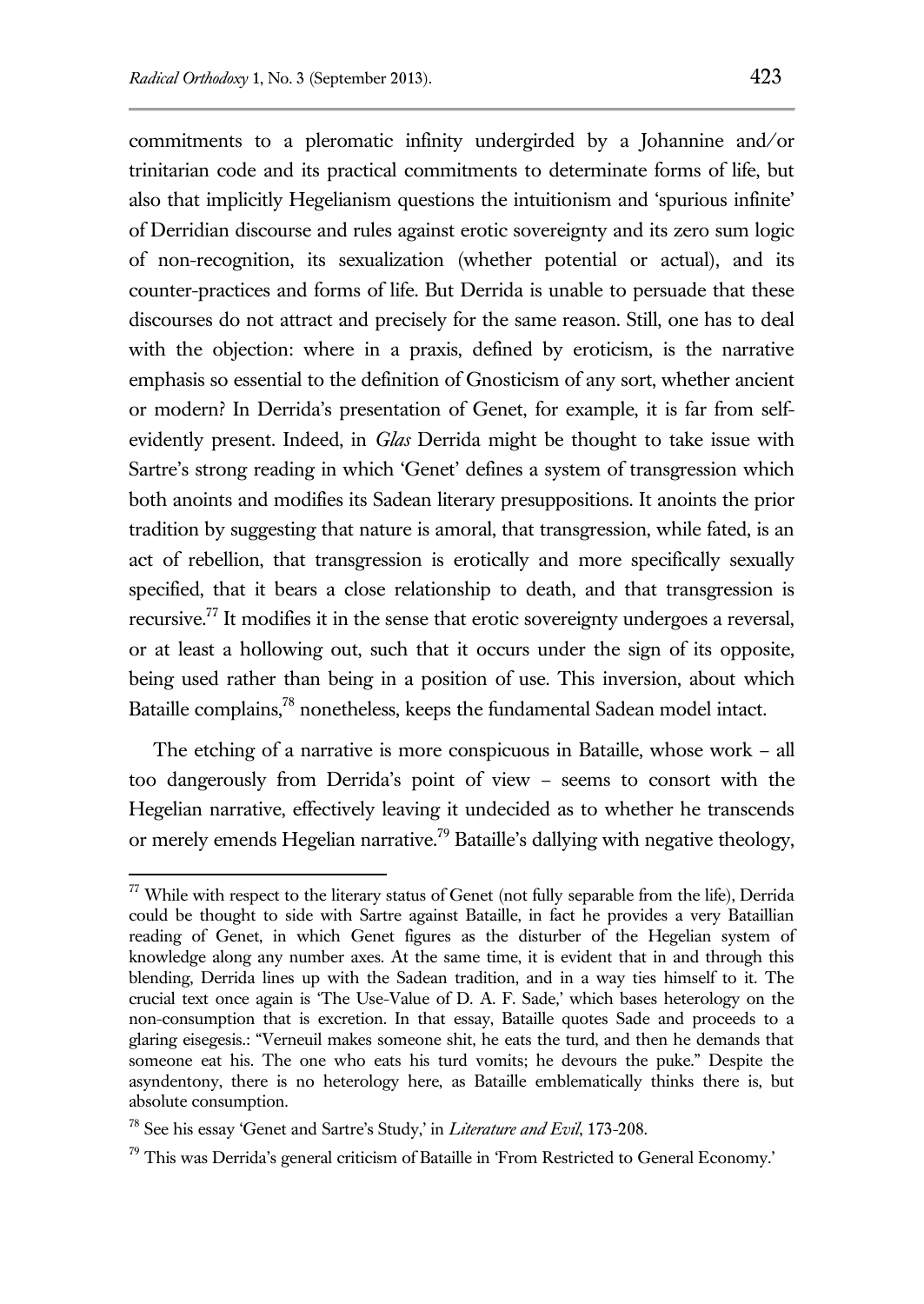commitments to a pleromatic infinity undergirded by a Johannine and/or trinitarian code and its practical commitments to determinate forms of life, but also that implicitly Hegelianism questions the intuitionism and 'spurious infinite' of Derridian discourse and rules against erotic sovereignty and its zero sum logic of non-recognition, its sexualization (whether potential or actual), and its counter-practices and forms of life. But Derrida is unable to persuade that these discourses do not attract and precisely for the same reason. Still, one has to deal with the objection: where in a praxis, defined by eroticism, is the narrative emphasis so essential to the definition of Gnosticism of any sort, whether ancient or modern? In Derrida's presentation of Genet, for example, it is far from self-evidently present. Indeed, in *Glas* Derrida might be thought to take issue with Sartre's strong reading in which 'Genet' defines a system of transgression which both anoints and modifies its Sadean literary presuppositions. It anoints the prior tradition by suggesting that nature is amoral, that transgression, while fated, is an act of rebellion, that transgression is erotically and more specifically sexually specified, that it bears a close relationship to death, and that transgression is recursive.[77] It modifies it in the sense that erotic sovereignty undergoes a reversal, or at least a hollowing out, such that it occurs under the sign of its opposite, being used rather than being in a position of use. This inversion, about which Bataille complains,[78] nonetheless, keeps the fundamental Sadean model intact.

The etching of a narrative is more conspicuous in Bataille, whose work – all too dangerously from Derrida's point of view – seems to consort with the Hegelian narrative, effectively leaving it undecided as to whether he transcends or merely emends Hegelian narrative.[79] Bataille's dallying with negative theology,

---

[77] While with respect to the literary status of Genet (not fully separable from the life), Derrida could be thought to side with Sartre against Bataille, in fact he provides a very Bataillian reading of Genet, in which Genet figures as the disturber of the Hegelian system of knowledge along any number axes. At the same time, it is evident that in and through this blending, Derrida lines up with the Sadean tradition, and in a way ties himself to it. The crucial text once again is 'The Use-Value of D. A. F. Sade,' which bases heterology on the non-consumption that is excretion. In that essay, Bataille quotes Sade and proceeds to a glaring eisegesis.: "Verneuil makes someone shit, he eats the turd, and then he demands that someone eat his. The one who eats his turd vomits; he devours the puke." Despite the asyndentony, there is no heterology here, as Bataille emblematically thinks there is, but absolute consumption.

[78] See his essay 'Genet and Sartre's Study,' in *Literature and Evil*, 173-208.

[79] This was Derrida's general criticism of Bataille in 'From Restricted to General Economy.'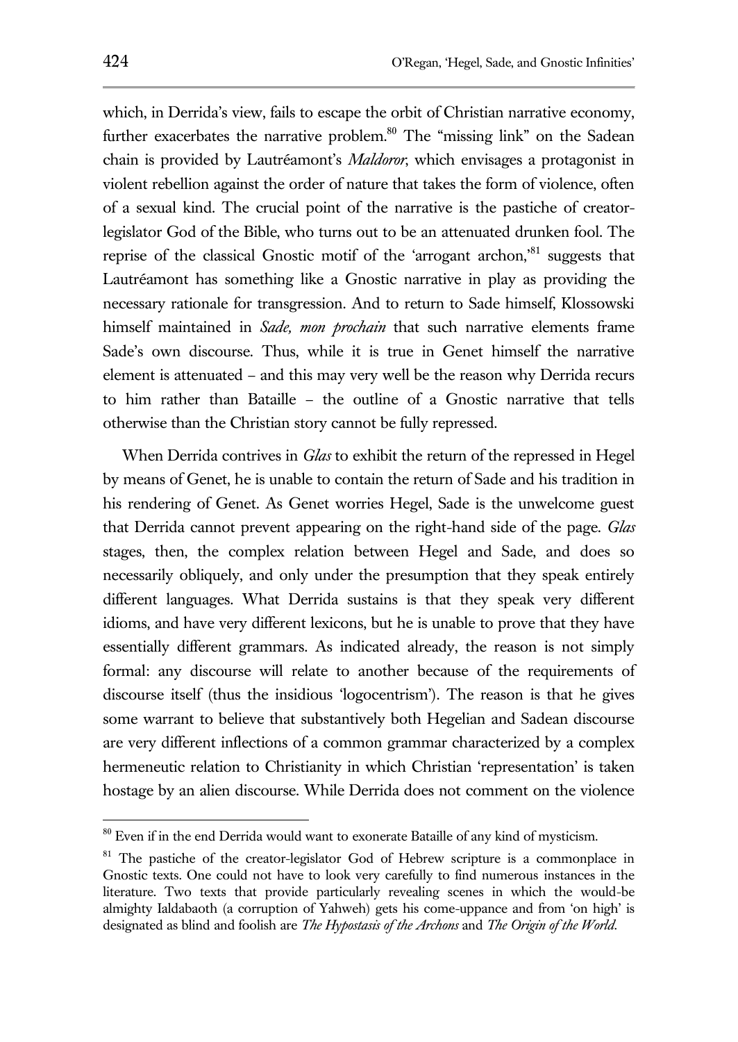which, in Derrida's view, fails to escape the orbit of Christian narrative economy, further exacerbates the narrative problem.[80] The "missing link" on the Sadean chain is provided by Lautréamont's *Maldoror*, which envisages a protagonist in violent rebellion against the order of nature that takes the form of violence, often of a sexual kind. The crucial point of the narrative is the pastiche of creator-legislator God of the Bible, who turns out to be an attenuated drunken fool. The reprise of the classical Gnostic motif of the 'arrogant archon,'[81] suggests that Lautréamont has something like a Gnostic narrative in play as providing the necessary rationale for transgression. And to return to Sade himself, Klossowski himself maintained in *Sade, mon prochain* that such narrative elements frame Sade's own discourse. Thus, while it is true in Genet himself the narrative element is attenuated – and this may very well be the reason why Derrida recurs to him rather than Bataille – the outline of a Gnostic narrative that tells otherwise than the Christian story cannot be fully repressed.

When Derrida contrives in *Glas* to exhibit the return of the repressed in Hegel by means of Genet, he is unable to contain the return of Sade and his tradition in his rendering of Genet. As Genet worries Hegel, Sade is the unwelcome guest that Derrida cannot prevent appearing on the right-hand side of the page. *Glas* stages, then, the complex relation between Hegel and Sade, and does so necessarily obliquely, and only under the presumption that they speak entirely different languages. What Derrida sustains is that they speak very different idioms, and have very different lexicons, but he is unable to prove that they have essentially different grammars. As indicated already, the reason is not simply formal: any discourse will relate to another because of the requirements of discourse itself (thus the insidious 'logocentrism'). The reason is that he gives some warrant to believe that substantively both Hegelian and Sadean discourse are very different inflections of a common grammar characterized by a complex hermeneutic relation to Christianity in which Christian 'representation' is taken hostage by an alien discourse. While Derrida does not comment on the violence

---

[80] Even if in the end Derrida would want to exonerate Bataille of any kind of mysticism.

[81] The pastiche of the creator-legislator God of Hebrew scripture is a commonplace in Gnostic texts. One could not have to look very carefully to find numerous instances in the literature. Two texts that provide particularly revealing scenes in which the would-be almighty Ialdabaoth (a corruption of Yahweh) gets his come-uppance and from 'on high' is designated as blind and foolish are *The Hypostasis of the Archons* and *The Origin of the World*.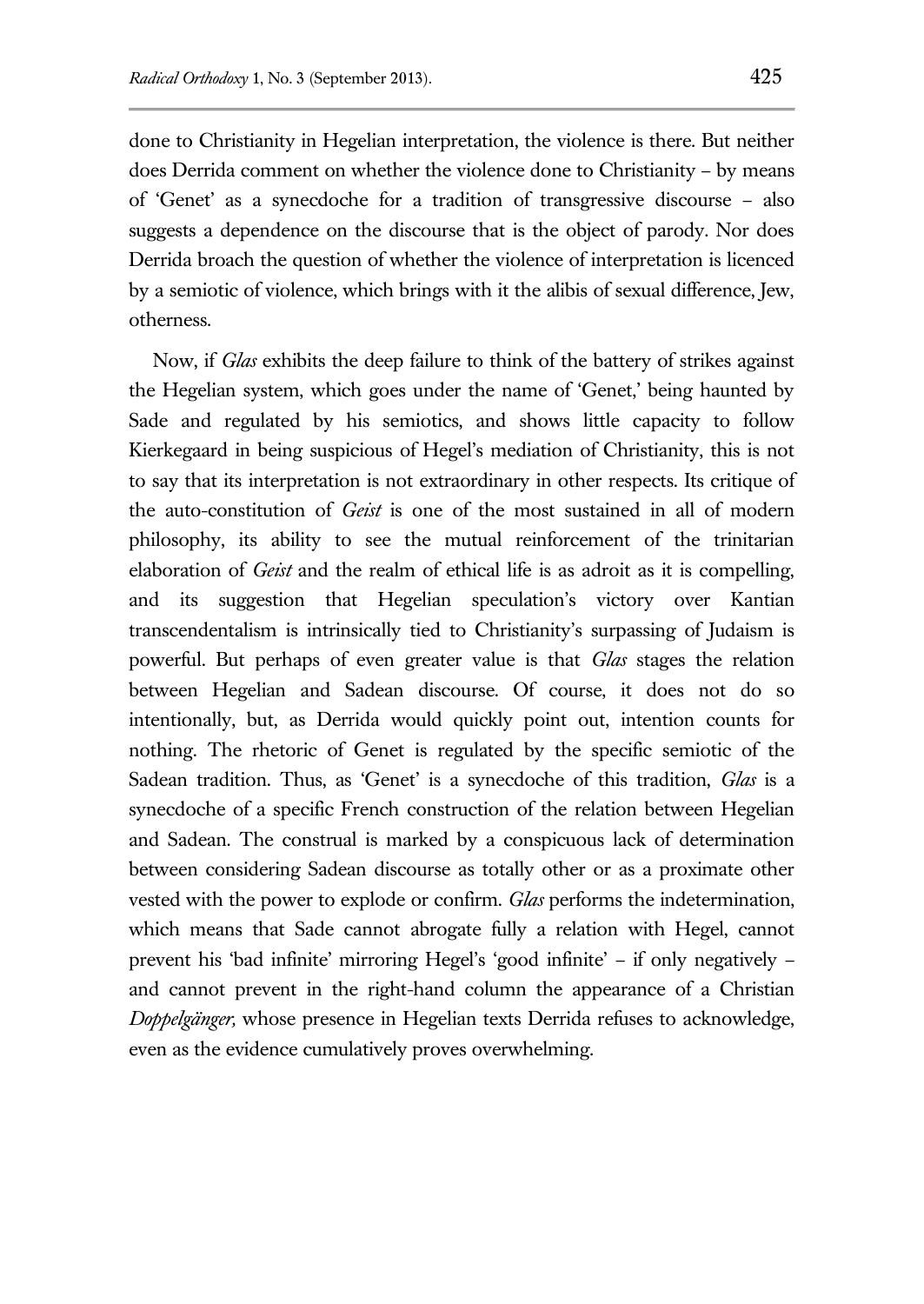done to Christianity in Hegelian interpretation, the violence is there. But neither does Derrida comment on whether the violence done to Christianity – by means of 'Genet' as a synecdoche for a tradition of transgressive discourse – also suggests a dependence on the discourse that is the object of parody. Nor does Derrida broach the question of whether the violence of interpretation is licenced by a semiotic of violence, which brings with it the alibis of sexual difference, Jew, otherness.

Now, if *Glas* exhibits the deep failure to think of the battery of strikes against the Hegelian system, which goes under the name of 'Genet,' being haunted by Sade and regulated by his semiotics, and shows little capacity to follow Kierkegaard in being suspicious of Hegel's mediation of Christianity, this is not to say that its interpretation is not extraordinary in other respects. Its critique of the auto-constitution of *Geist* is one of the most sustained in all of modern philosophy, its ability to see the mutual reinforcement of the trinitarian elaboration of *Geist* and the realm of ethical life is as adroit as it is compelling, and its suggestion that Hegelian speculation's victory over Kantian transcendentalism is intrinsically tied to Christianity's surpassing of Judaism is powerful. But perhaps of even greater value is that *Glas* stages the relation between Hegelian and Sadean discourse. Of course, it does not do so intentionally, but, as Derrida would quickly point out, intention counts for nothing. The rhetoric of Genet is regulated by the specific semiotic of the Sadean tradition. Thus, as 'Genet' is a synecdoche of this tradition, *Glas* is a synecdoche of a specific French construction of the relation between Hegelian and Sadean. The construal is marked by a conspicuous lack of determination between considering Sadean discourse as totally other or as a proximate other vested with the power to explode or confirm. *Glas* performs the indetermination, which means that Sade cannot abrogate fully a relation with Hegel, cannot prevent his 'bad infinite' mirroring Hegel's 'good infinite' – if only negatively – and cannot prevent in the right-hand column the appearance of a Christian *Doppelgänger,* whose presence in Hegelian texts Derrida refuses to acknowledge, even as the evidence cumulatively proves overwhelming.